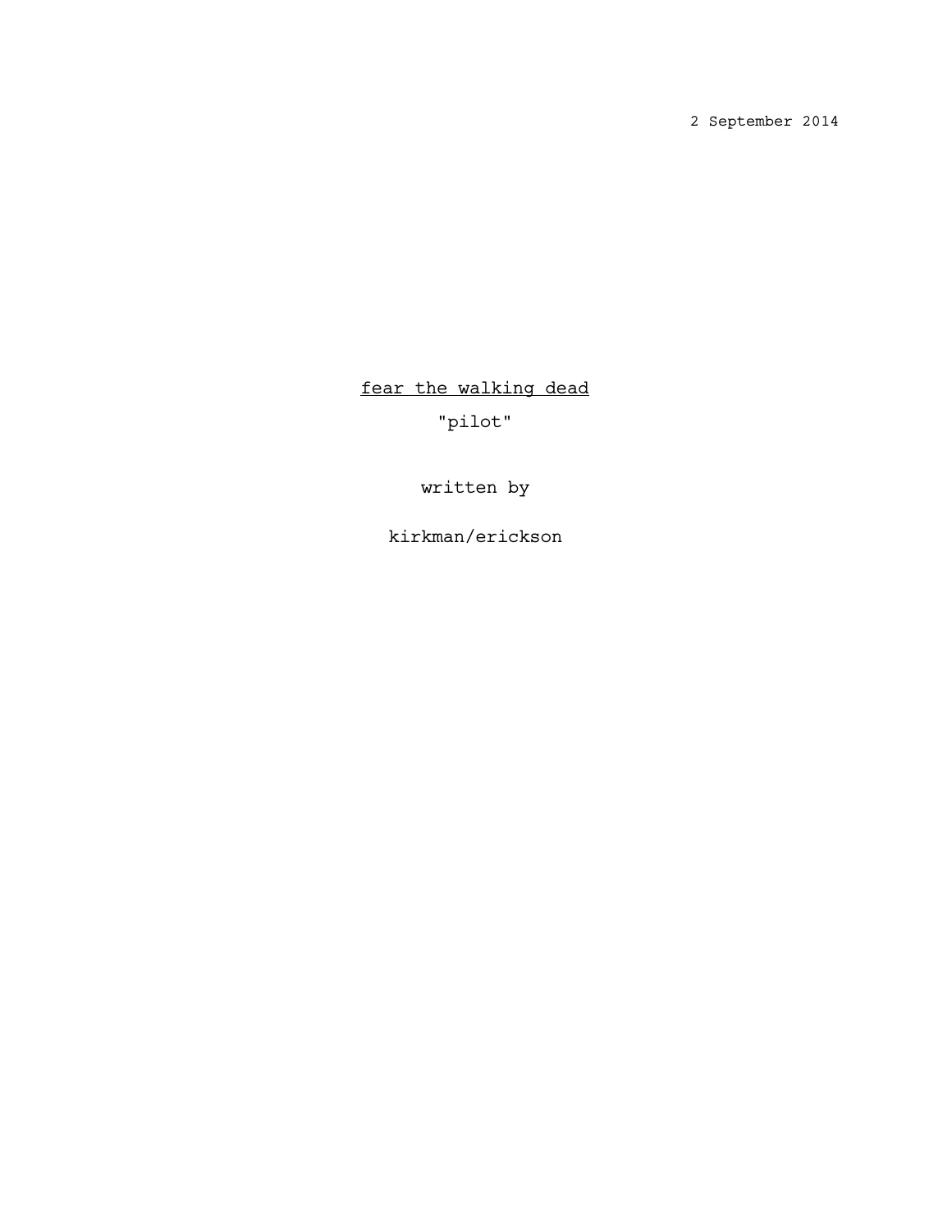2 September 2014

# fear the walking dead

"pilot"

written by

kirkman/erickson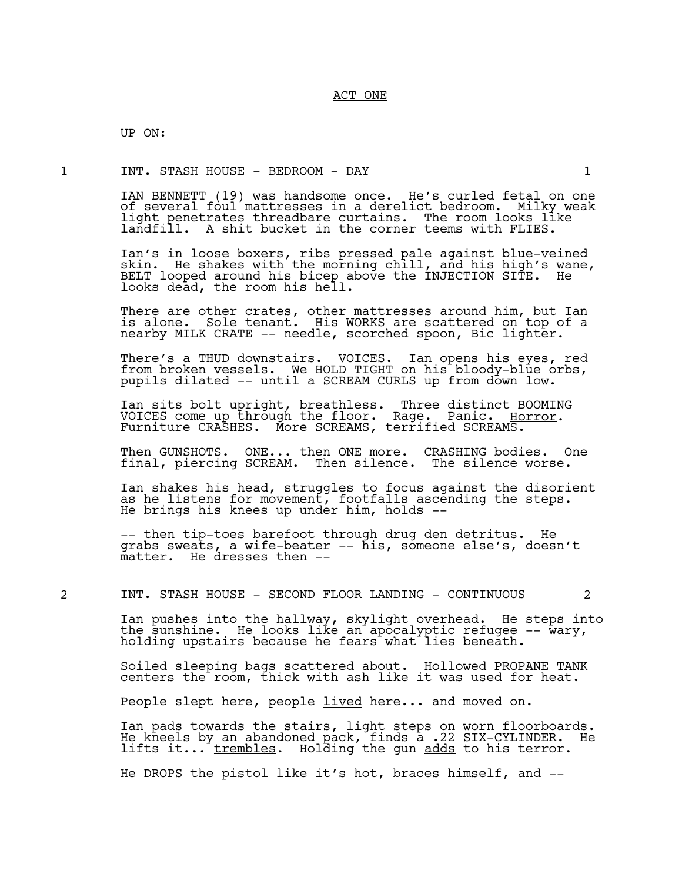ACT ONE

UP ON:

1 INT. STASH HOUSE - BEDROOM - DAY 1

IAN BENNETT (19) was handsome once. He's curled fetal on one of several foul mattresses in a derelict bedroom. Milky weak light penetrates threadbare curtains. The room looks like landfill. A shit bucket in the corner teems with FLIES.

Ian's in loose boxers, ribs pressed pale against blue-veined skin. He shakes with the morning chill, and his high's wane, BELT looped around his bicep above the INJECTION SITE. He looks dead, the room his hell.

There are other crates, other mattresses around him, but Ian is alone. Sole tenant. His WORKS are scattered on top of a nearby MILK CRATE -- needle, scorched spoon, Bic lighter.

There's a THUD downstairs. VOICES. Ian opens his eyes, red from broken vessels. We HOLD TIGHT on his bloody-blue orbs, pupils dilated -- until a SCREAM CURLS up from down low.

Ian sits bolt upright, breathless. Three distinct BOOMING VOICES come up through the floor. Rage. Panic. <u>Horror</u>. Furniture CRASHES. More SCREAMS, terrified SCREAMS.

Then GUNSHOTS. ONE... then ONE more. CRASHING bodies. One final, piercing SCREAM. Then silence. The silence worse.

Ian shakes his head, struggles to focus against the disorient as he listens for movement, footfalls ascending the steps. He brings his knees up under him, holds --

-- then tip-toes barefoot through drug den detritus. He grabs sweats, a wife-beater -- his, someone else's, doesn't matter. He dresses then --

2 INT. STASH HOUSE - SECOND FLOOR LANDING - CONTINUOUS 2

Ian pushes into the hallway, skylight overhead. He steps into the sunshine. He looks like an apocalyptic refugee -- wary, holding upstairs because he fears what lies beneath.

Soiled sleeping bags scattered about. Hollowed PROPANE TANK centers the room, thick with ash like it was used for heat.

People slept here, people <u>lived</u> here... and moved on.

Ian pads towards the stairs, light steps on worn floorboards. He kneels by an abandoned pack, finds a .22 SIX-CYLINDER. He lifts it... <u>trembles</u>. Holding the gun <u>adds</u> to his terror.

He DROPS the pistol like it's hot, braces himself, and --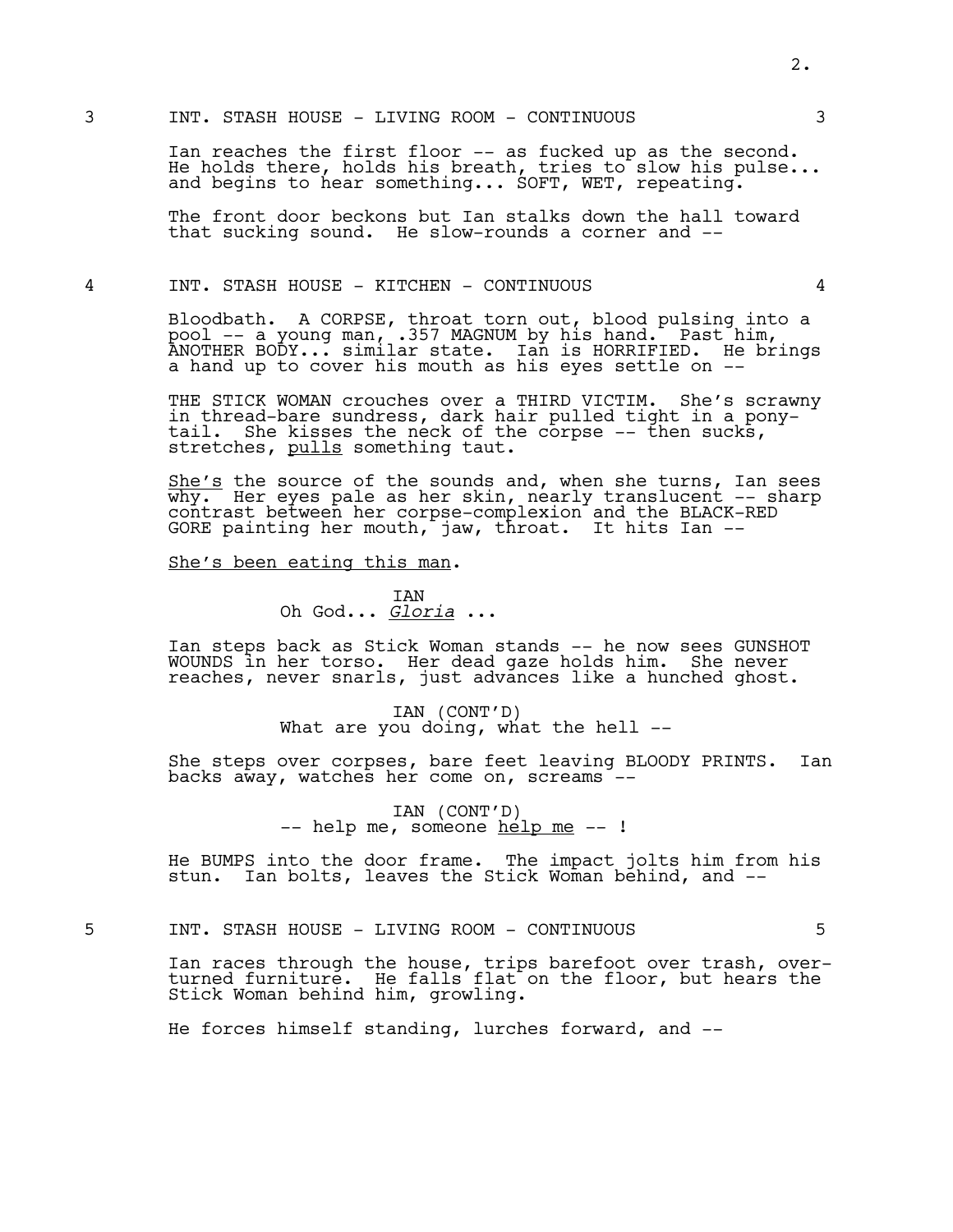3 INT. STASH HOUSE - LIVING ROOM - CONTINUOUS 3

Ian reaches the first floor -- as fucked up as the second. He holds there, holds his breath, tries to slow his pulse... and begins to hear something... SOFT, WET, repeating.

The front door beckons but Ian stalks down the hall toward that sucking sound. He slow-rounds a corner and --

4 INT. STASH HOUSE - KITCHEN - CONTINUOUS 4

Bloodbath. A CORPSE, throat torn out, blood pulsing into a pool -- a young man, .357 MAGNUM by his hand. Past him, ANOTHER BODY... similar state. Ian is HORRIFIED. He brings a hand up to cover his mouth as his eyes settle on --

THE STICK WOMAN crouches over a THIRD VICTIM. She's scrawny in thread-bare sundress, dark hair pulled tight in a pony-tail. She kisses the neck of the corpse -- then sucks, stretches, <u>pulls</u> something taut.

<u>She's</u> the source of the sounds and, when she turns, Ian sees why. Her eyes pale as her skin, nearly translucent -- sharp contrast between her corpse-complexion and the BLACK-RED GORE painting her mouth, jaw, throat. It hits Ian --

<u>She's been eating this man</u>.

IAN
Oh God... <u>*Gloria*</u> ...

Ian steps back as Stick Woman stands -- he now sees GUNSHOT WOUNDS in her torso. Her dead gaze holds him. She never reaches, never snarls, just advances like a hunched ghost.

IAN (CONT'D)
What are you doing, what the hell --

She steps over corpses, bare feet leaving BLOODY PRINTS. Ian backs away, watches her come on, screams --

IAN (CONT'D)
-- help me, someone <u>help me</u> -- !

He BUMPS into the door frame. The impact jolts him from his stun. Ian bolts, leaves the Stick Woman behind, and --

5 INT. STASH HOUSE - LIVING ROOM - CONTINUOUS 5

Ian races through the house, trips barefoot over trash, over-turned furniture. He falls flat on the floor, but hears the Stick Woman behind him, growling.

He forces himself standing, lurches forward, and --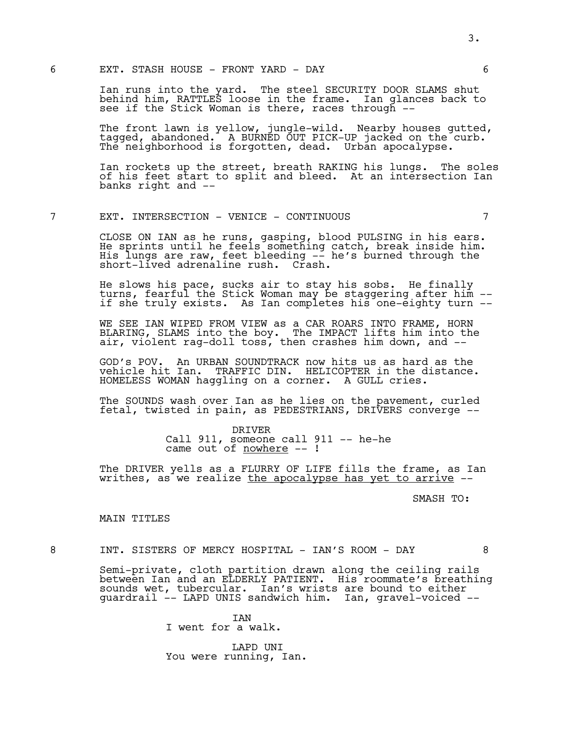6 EXT. STASH HOUSE - FRONT YARD - DAY 6

Ian runs into the yard. The steel SECURITY DOOR SLAMS shut behind him, RATTLES loose in the frame. Ian glances back to see if the Stick Woman is there, races through --

The front lawn is yellow, jungle-wild. Nearby houses gutted, tagged, abandoned. A BURNED OUT PICK-UP jacked on the curb. The neighborhood is forgotten, dead. Urban apocalypse.

Ian rockets up the street, breath RAKING his lungs. The soles of his feet start to split and bleed. At an intersection Ian banks right and --

7 EXT. INTERSECTION - VENICE - CONTINUOUS 7

CLOSE ON IAN as he runs, gasping, blood PULSING in his ears. He sprints until he feels something catch, break inside him. His lungs are raw, feet bleeding -- he's burned through the short-lived adrenaline rush. Crash.

He slows his pace, sucks air to stay his sobs. He finally turns, fearful the Stick Woman may be staggering after him -- if she truly exists. As Ian completes his one-eighty turn --

WE SEE IAN WIPED FROM VIEW as a CAR ROARS INTO FRAME, HORN BLARING, SLAMS into the boy. The IMPACT lifts him into the air, violent rag-doll toss, then crashes him down, and --

GOD's POV. An URBAN SOUNDTRACK now hits us as hard as the vehicle hit Ian. TRAFFIC DIN. HELICOPTER in the distance. HOMELESS WOMAN haggling on a corner. A GULL cries.

The SOUNDS wash over Ian as he lies on the pavement, curled fetal, twisted in pain, as PEDESTRIANS, DRIVERS converge --

DRIVER
Call 911, someone call 911 -- he-he came out of <u>nowhere</u> -- !

The DRIVER yells as a FLURRY OF LIFE fills the frame, as Ian writhes, as we realize <u>the apocalypse has yet to arrive</u> --

SMASH TO:

MAIN TITLES

8 INT. SISTERS OF MERCY HOSPITAL - IAN'S ROOM - DAY 8

Semi-private, cloth partition drawn along the ceiling rails between Ian and an ELDERLY PATIENT. His roommate's breathing sounds wet, tubercular. Ian's wrists are bound to either guardrail -- LAPD UNIS sandwich him. Ian, gravel-voiced --

IAN
I went for a walk.

LAPD UNI
You were running, Ian.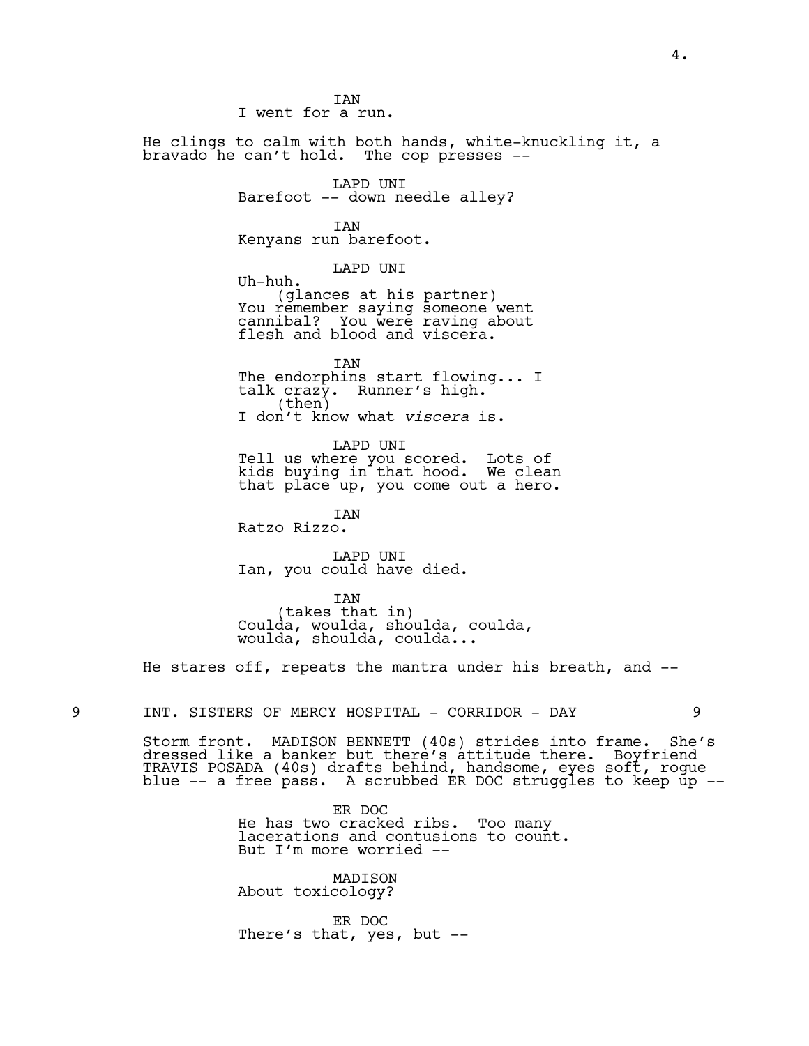IAN
I went for a run.

He clings to calm with both hands, white-knuckling it, a bravado he can't hold. The cop presses --

LAPD UNI
Barefoot -- down needle alley?

IAN
Kenyans run barefoot.

LAPD UNI
Uh-huh.
(glances at his partner)
You remember saying someone went cannibal? You were raving about flesh and blood and viscera.

IAN
The endorphins start flowing... I talk crazy. Runner's high.
(then)
I don't know what *viscera* is.

LAPD UNI
Tell us where you scored. Lots of kids buying in that hood. We clean that place up, you come out a hero.

IAN
Ratzo Rizzo.

LAPD UNI
Ian, you could have died.

IAN
(takes that in)
Coulda, woulda, shoulda, coulda, woulda, shoulda, coulda...

He stares off, repeats the mantra under his breath, and --

9 INT. SISTERS OF MERCY HOSPITAL - CORRIDOR - DAY 9

Storm front. MADISON BENNETT (40s) strides into frame. She's dressed like a banker but there's attitude there. Boyfriend TRAVIS POSADA (40s) drafts behind, handsome, eyes soft, rogue blue -- a free pass. A scrubbed ER DOC struggles to keep up --

ER DOC
He has two cracked ribs. Too many lacerations and contusions to count. But I'm more worried --

MADISON
About toxicology?

ER DOC
There's that, yes, but --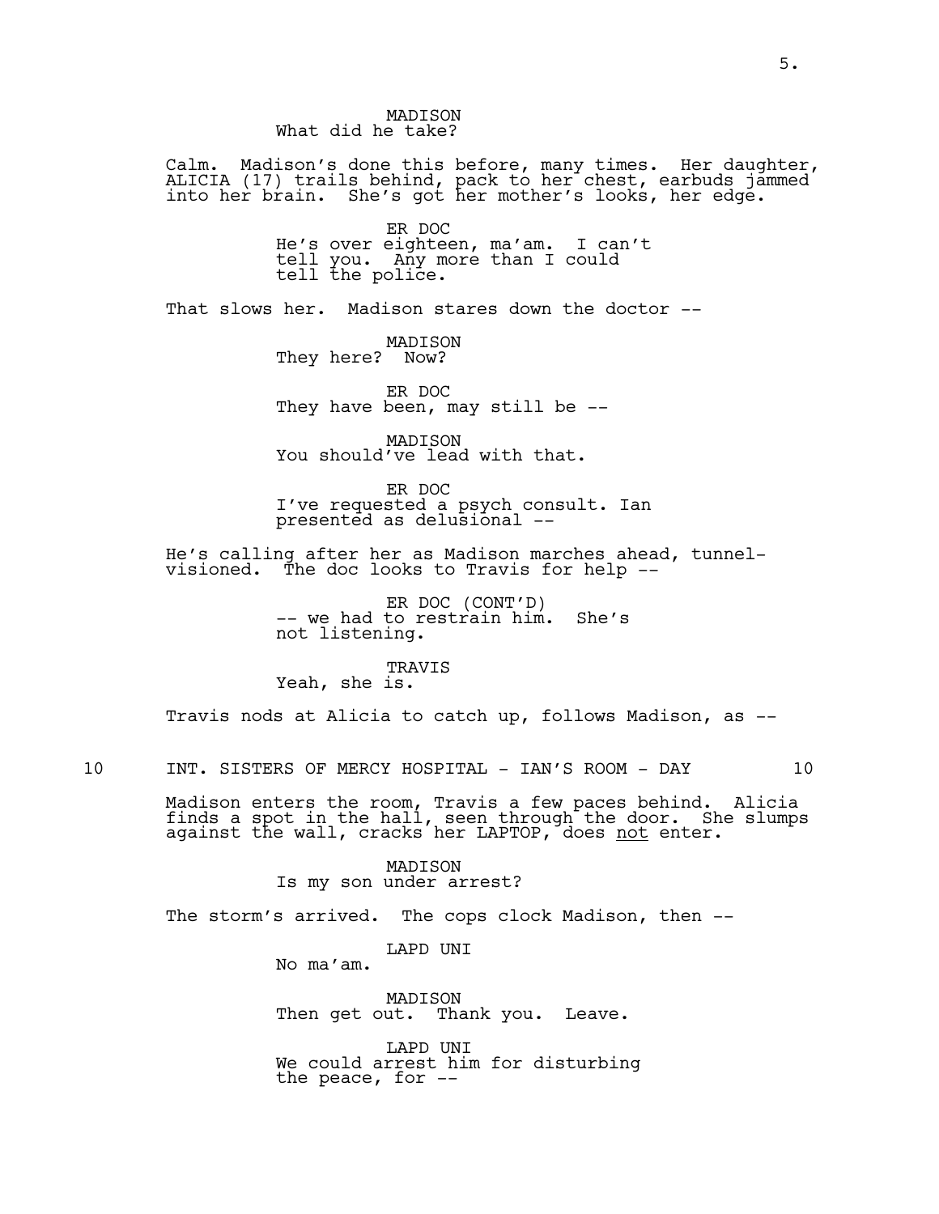MADISON
What did he take?

Calm. Madison's done this before, many times. Her daughter, ALICIA (17) trails behind, pack to her chest, earbuds jammed into her brain. She's got her mother's looks, her edge.

ER DOC
He's over eighteen, ma'am. I can't tell you. Any more than I could tell the police.

That slows her. Madison stares down the doctor --

MADISON
They here? Now?

ER DOC
They have been, may still be --

MADISON
You should've lead with that.

ER DOC
I've requested a psych consult. Ian presented as delusional --

He's calling after her as Madison marches ahead, tunnel-visioned. The doc looks to Travis for help --

ER DOC (CONT'D)
-- we had to restrain him. She's not listening.

TRAVIS
Yeah, she is.

Travis nods at Alicia to catch up, follows Madison, as --

10 INT. SISTERS OF MERCY HOSPITAL - IAN'S ROOM - DAY 10

Madison enters the room, Travis a few paces behind. Alicia finds a spot in the hall, seen through the door. She slumps against the wall, cracks her LAPTOP, does <u>not</u> enter.

MADISON
Is my son under arrest?

The storm's arrived. The cops clock Madison, then --

LAPD UNI
No ma'am.

MADISON
Then get out. Thank you. Leave.

LAPD UNI
We could arrest him for disturbing the peace, for --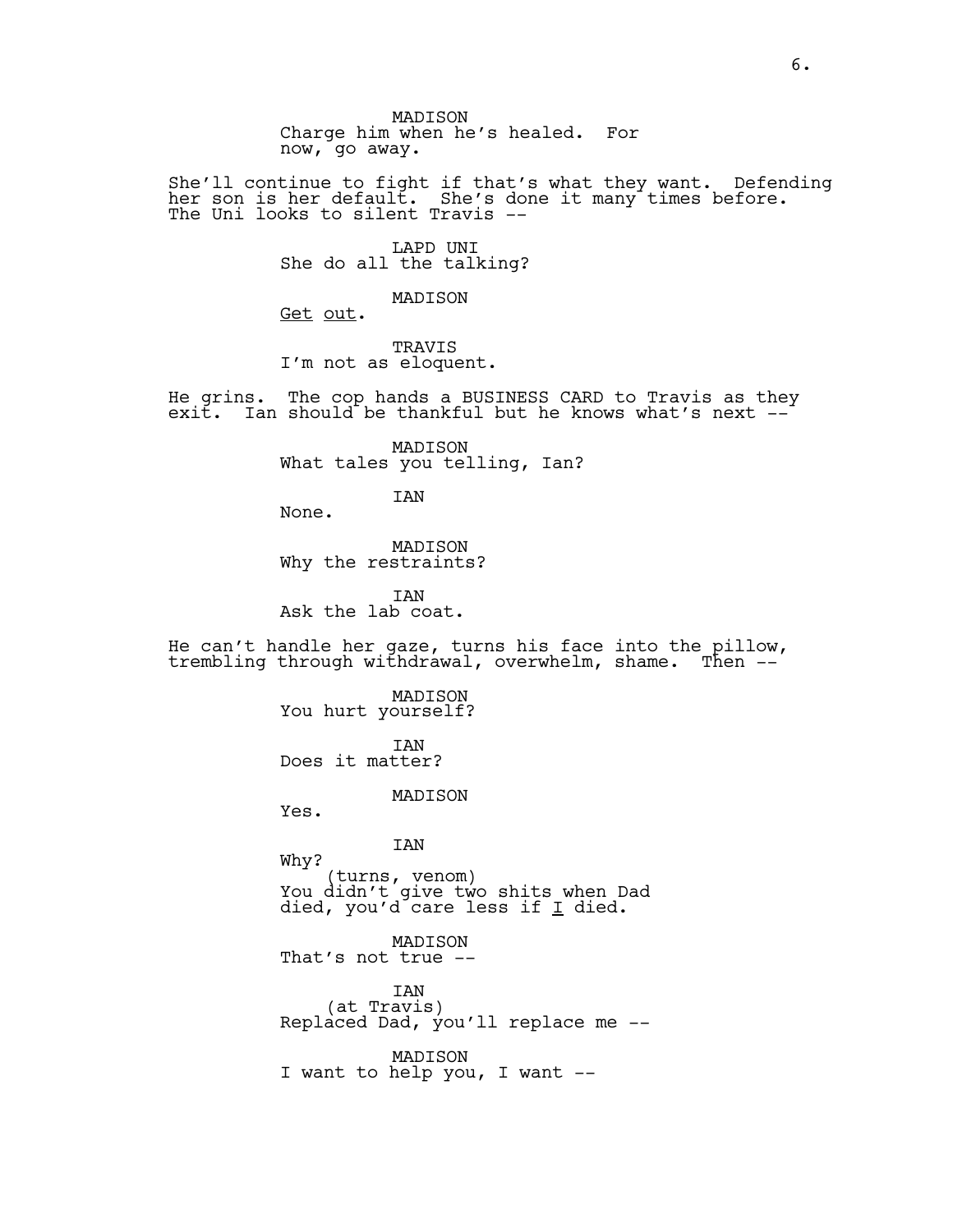MADISON
Charge him when he's healed. For now, go away.

She'll continue to fight if that's what they want. Defending her son is her default. She's done it many times before. The Uni looks to silent Travis --

LAPD UNI
She do all the talking?

MADISON
<u>Get</u> <u>out</u>.

TRAVIS
I'm not as eloquent.

He grins. The cop hands a BUSINESS CARD to Travis as they exit. Ian should be thankful but he knows what's next --

MADISON
What tales you telling, Ian?

IAN
None.

MADISON
Why the restraints?

IAN
Ask the lab coat.

He can't handle her gaze, turns his face into the pillow, trembling through withdrawal, overwhelm, shame. Then --

MADISON
You hurt yourself?

IAN
Does it matter?

MADISON
Yes.

IAN
Why?
(turns, venom)
You didn't give two shits when Dad died, you'd care less if <u>I</u> died.

MADISON
That's not true --

IAN
(at Travis)
Replaced Dad, you'll replace me --

MADISON
I want to help you, I want --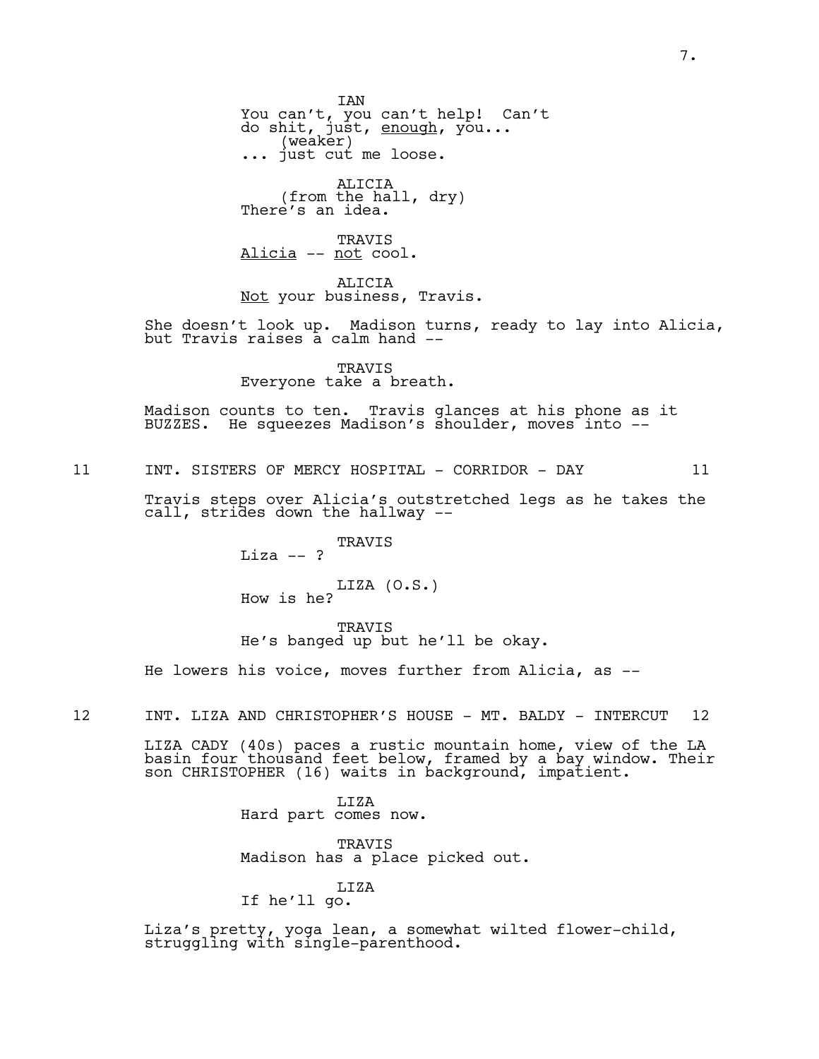IAN
You can't, you can't help! Can't do shit, just, <u>enough</u>, you...
(weaker)
... just cut me loose.

ALICIA
(from the hall, dry)
There's an idea.

TRAVIS
<u>Alicia</u> -- <u>not</u> cool.

ALICIA
<u>Not</u> your business, Travis.

She doesn't look up. Madison turns, ready to lay into Alicia, but Travis raises a calm hand --

TRAVIS
Everyone take a breath.

Madison counts to ten. Travis glances at his phone as it BUZZES. He squeezes Madison's shoulder, moves into --

11 INT. SISTERS OF MERCY HOSPITAL - CORRIDOR - DAY 11

Travis steps over Alicia's outstretched legs as he takes the call, strides down the hallway --

TRAVIS
Liza -- ?

LIZA (O.S.)
How is he?

TRAVIS
He's banged up but he'll be okay.

He lowers his voice, moves further from Alicia, as --

12 INT. LIZA AND CHRISTOPHER'S HOUSE - MT. BALDY - INTERCUT 12

LIZA CADY (40s) paces a rustic mountain home, view of the LA basin four thousand feet below, framed by a bay window. Their son CHRISTOPHER (16) waits in background, impatient.

LIZA
Hard part comes now.

TRAVIS
Madison has a place picked out.

LIZA
If he'll go.

Liza's pretty, yoga lean, a somewhat wilted flower-child, struggling with single-parenthood.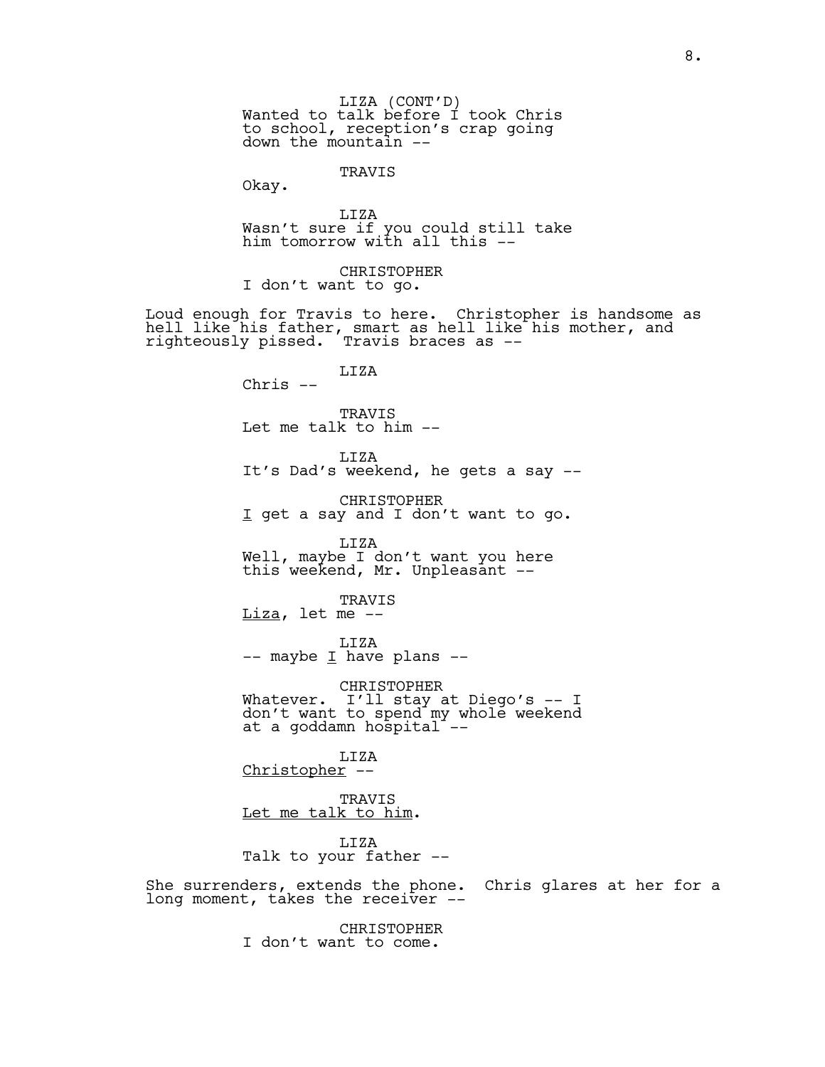LIZA (CONT'D)
Wanted to talk before I took Chris to school, reception's crap going down the mountain --

TRAVIS
Okay.

LIZA
Wasn't sure if you could still take him tomorrow with all this --

CHRISTOPHER
I don't want to go.

Loud enough for Travis to here. Christopher is handsome as hell like his father, smart as hell like his mother, and righteously pissed. Travis braces as --

LIZA
Chris --

TRAVIS
Let me talk to him --

LIZA
It's Dad's weekend, he gets a say --

CHRISTOPHER
<u>I</u> get a say and I don't want to go.

LIZA
Well, maybe I don't want you here this weekend, Mr. Unpleasant --

TRAVIS
<u>Liza</u>, let me --

LIZA
-- maybe <u>I</u> have plans --

CHRISTOPHER
Whatever. I'll stay at Diego's -- I don't want to spend my whole weekend at a goddamn hospital --

LIZA
<u>Christopher</u> --

TRAVIS
<u>Let me talk to him</u>.

LIZA
Talk to your father --

She surrenders, extends the phone. Chris glares at her for a long moment, takes the receiver --

CHRISTOPHER
I don't want to come.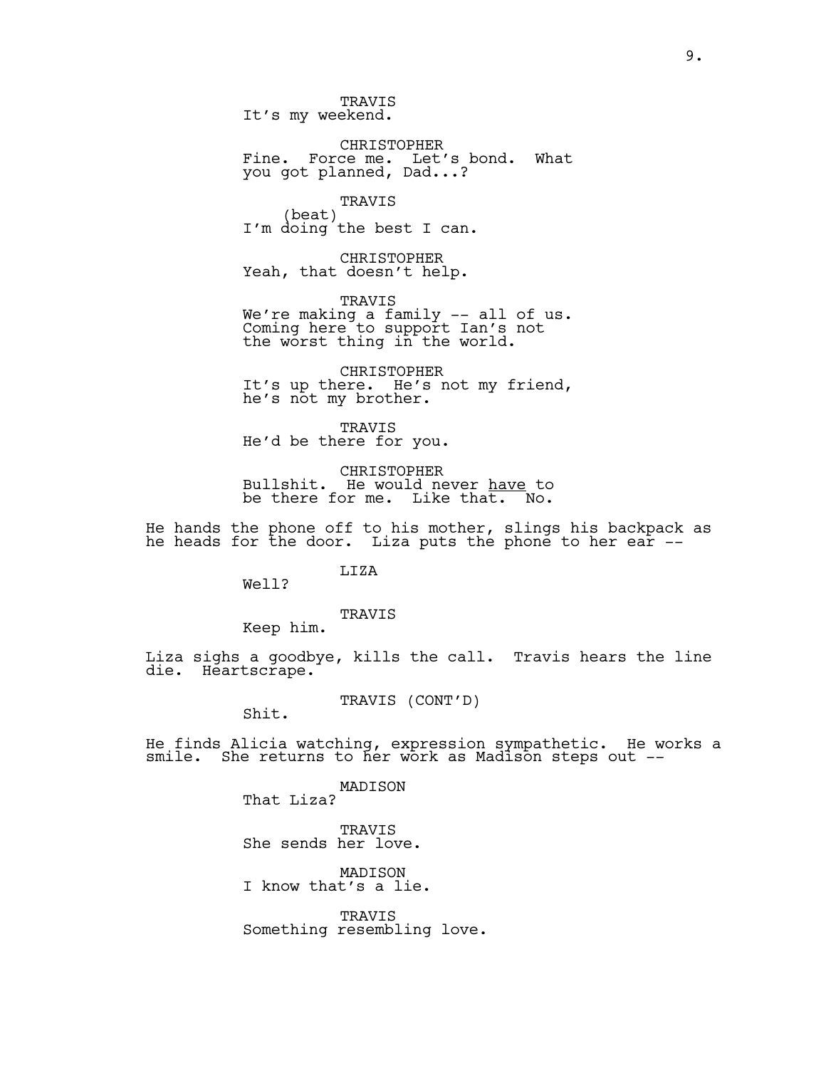TRAVIS
It's my weekend.

CHRISTOPHER
Fine. Force me. Let's bond. What you got planned, Dad...?

TRAVIS
(beat)
I'm doing the best I can.

CHRISTOPHER
Yeah, that doesn't help.

TRAVIS
We're making a family -- all of us. Coming here to support Ian's not the worst thing in the world.

CHRISTOPHER
It's up there. He's not my friend, he's not my brother.

TRAVIS
He'd be there for you.

CHRISTOPHER
Bullshit. He would never _have_ to be there for me. Like that. No.

He hands the phone off to his mother, slings his backpack as he heads for the door. Liza puts the phone to her ear --

LIZA
Well?

TRAVIS
Keep him.

Liza sighs a goodbye, kills the call. Travis hears the line die. Heartscrape.

TRAVIS (CONT'D)
Shit.

He finds Alicia watching, expression sympathetic. He works a smile. She returns to her work as Madison steps out --

MADISON
That Liza?

TRAVIS
She sends her love.

MADISON
I know that's a lie.

TRAVIS
Something resembling love.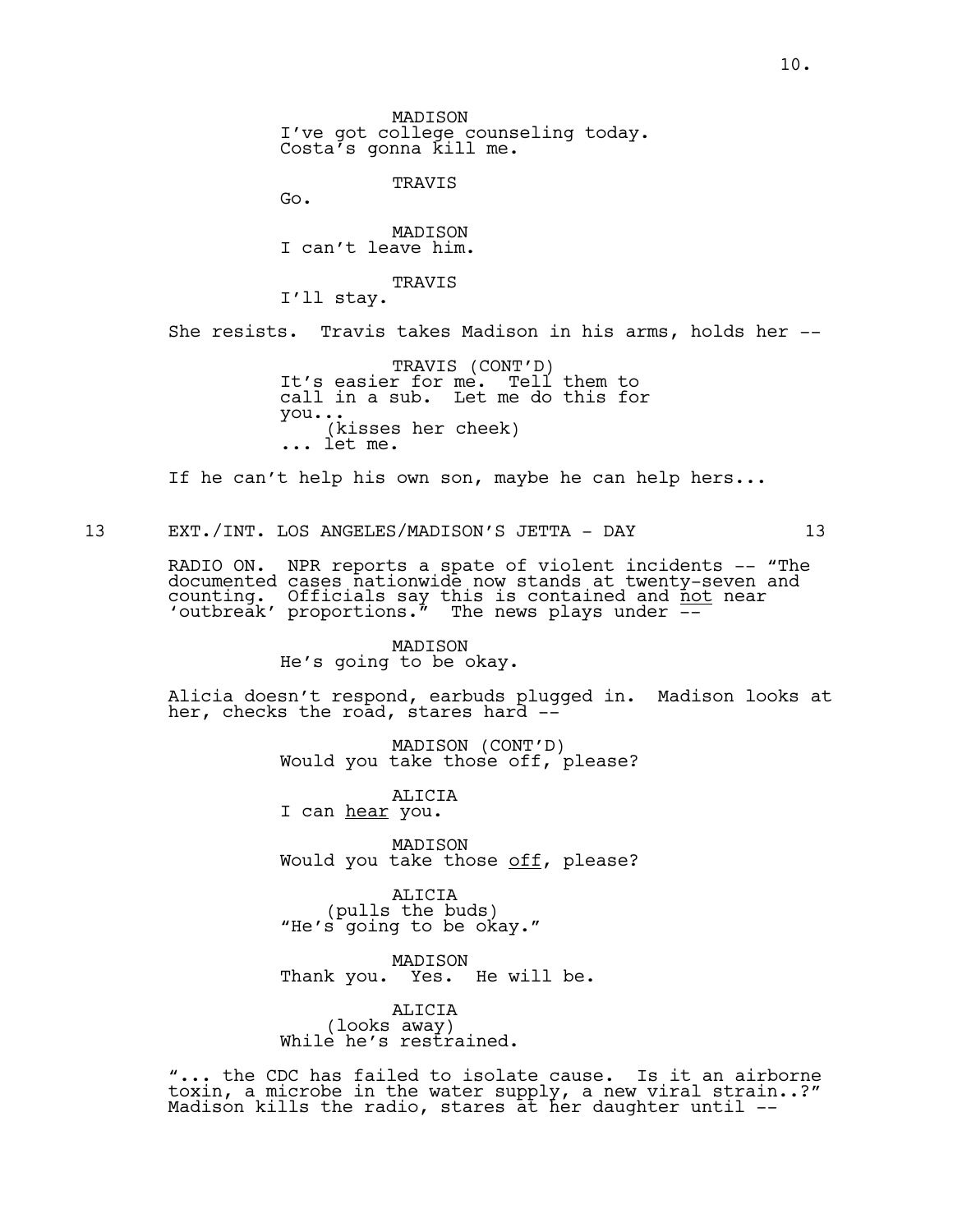MADISON
I've got college counseling today.
Costa's gonna kill me.

TRAVIS
Go.

MADISON
I can't leave him.

TRAVIS
I'll stay.

She resists. Travis takes Madison in his arms, holds her --

TRAVIS (CONT'D)
It's easier for me. Tell them to
call in a sub. Let me do this for
you...
(kisses her cheek)
... let me.

If he can't help his own son, maybe he can help hers...

13 EXT./INT. LOS ANGELES/MADISON'S JETTA - DAY 13

RADIO ON. NPR reports a spate of violent incidents -- "The documented cases nationwide now stands at twenty-seven and counting. Officials say this is contained and <u>not</u> near 'outbreak' proportions." The news plays under --

MADISON
He's going to be okay.

Alicia doesn't respond, earbuds plugged in. Madison looks at her, checks the road, stares hard --

MADISON (CONT'D)
Would you take those off, please?

ALICIA
I can <u>hear</u> you.

MADISON
Would you take those <u>off</u>, please?

ALICIA
(pulls the buds)
"He's going to be okay."

MADISON
Thank you. Yes. He will be.

ALICIA
(looks away)
While he's restrained.

"... the CDC has failed to isolate cause. Is it an airborne toxin, a microbe in the water supply, a new viral strain..?" Madison kills the radio, stares at her daughter until --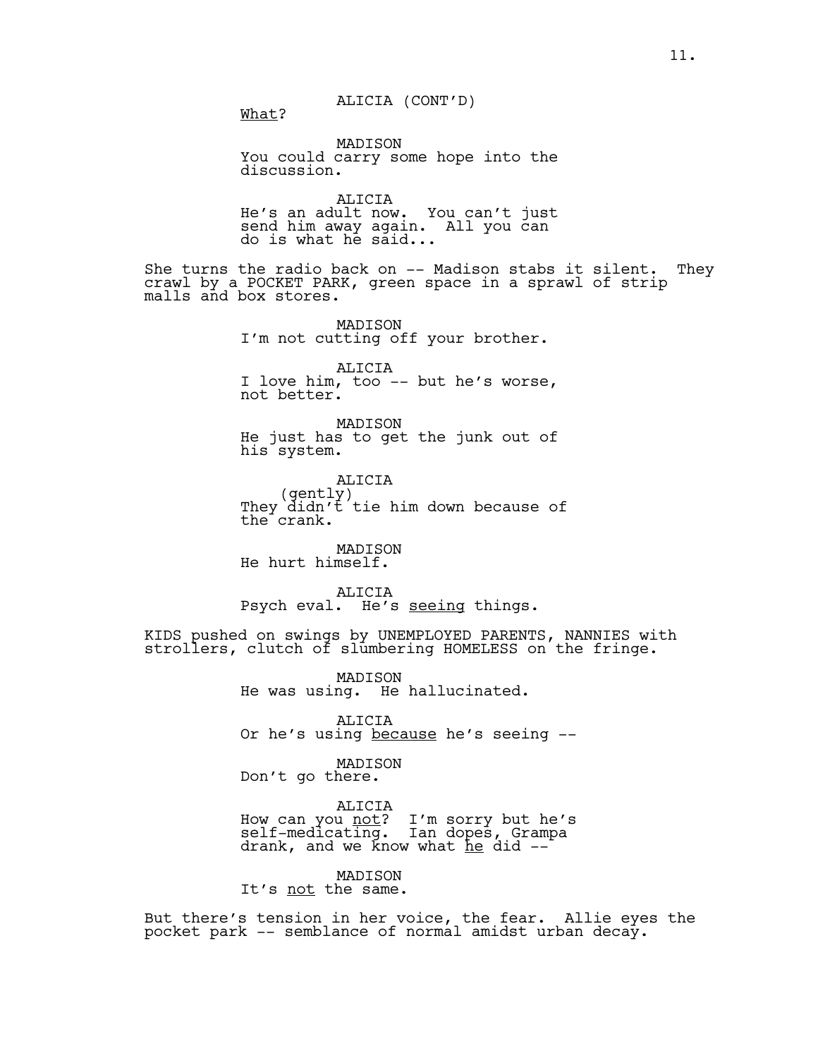ALICIA (CONT'D)
_What_?

MADISON
You could carry some hope into the discussion.

ALICIA
He's an adult now. You can't just send him away again. All you can do is what he said...

She turns the radio back on -- Madison stabs it silent. They crawl by a POCKET PARK, green space in a sprawl of strip malls and box stores.

MADISON
I'm not cutting off your brother.

ALICIA
I love him, too -- but he's worse, not better.

MADISON
He just has to get the junk out of his system.

ALICIA
(gently)
They didn't tie him down because of the crank.

MADISON
He hurt himself.

ALICIA
Psych eval. He's _seeing_ things.

KIDS pushed on swings by UNEMPLOYED PARENTS, NANNIES with strollers, clutch of slumbering HOMELESS on the fringe.

MADISON
He was using. He hallucinated.

ALICIA
Or he's using _because_ he's seeing --

MADISON
Don't go there.

ALICIA
How can you _not_? I'm sorry but he's self-medicating. Ian dopes, Grampa drank, and we know what _he_ did --

MADISON
It's _not_ the same.

But there's tension in her voice, the fear. Allie eyes the pocket park -- semblance of normal amidst urban decay.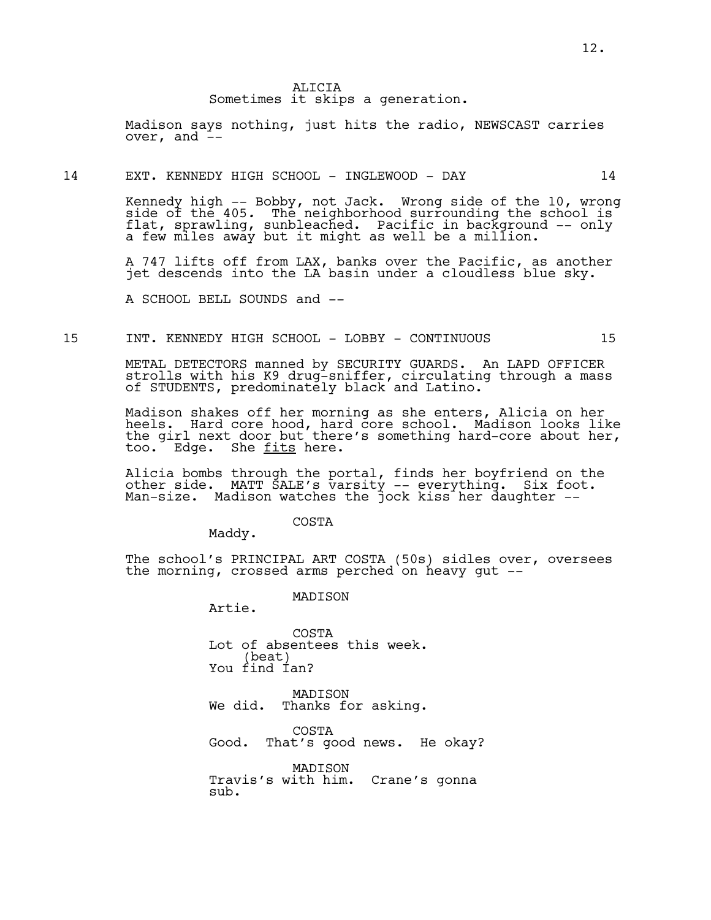ALICIA
Sometimes it skips a generation.

Madison says nothing, just hits the radio, NEWSCAST carries over, and --

14 EXT. KENNEDY HIGH SCHOOL - INGLEWOOD - DAY 14

Kennedy high -- Bobby, not Jack. Wrong side of the 10, wrong side of the 405. The neighborhood surrounding the school is flat, sprawling, sunbleached. Pacific in background -- only a few miles away but it might as well be a million.

A 747 lifts off from LAX, banks over the Pacific, as another jet descends into the LA basin under a cloudless blue sky.

A SCHOOL BELL SOUNDS and --

15 INT. KENNEDY HIGH SCHOOL - LOBBY - CONTINUOUS 15

METAL DETECTORS manned by SECURITY GUARDS. An LAPD OFFICER strolls with his K9 drug-sniffer, circulating through a mass of STUDENTS, predominately black and Latino.

Madison shakes off her morning as she enters, Alicia on her heels. Hard core hood, hard core school. Madison looks like the girl next door but there's something hard-core about her, too. Edge. She <u>fits</u> here.

Alicia bombs through the portal, finds her boyfriend on the other side. MATT SALE's varsity -- everything. Six foot. Man-size. Madison watches the jock kiss her daughter --

COSTA
Maddy.

The school's PRINCIPAL ART COSTA (50s) sidles over, oversees the morning, crossed arms perched on heavy gut --

MADISON
Artie.

COSTA
Lot of absentees this week.
(beat)
You find Ian?

MADISON
We did. Thanks for asking.

COSTA
Good. That's good news. He okay?

MADISON
Travis's with him. Crane's gonna sub.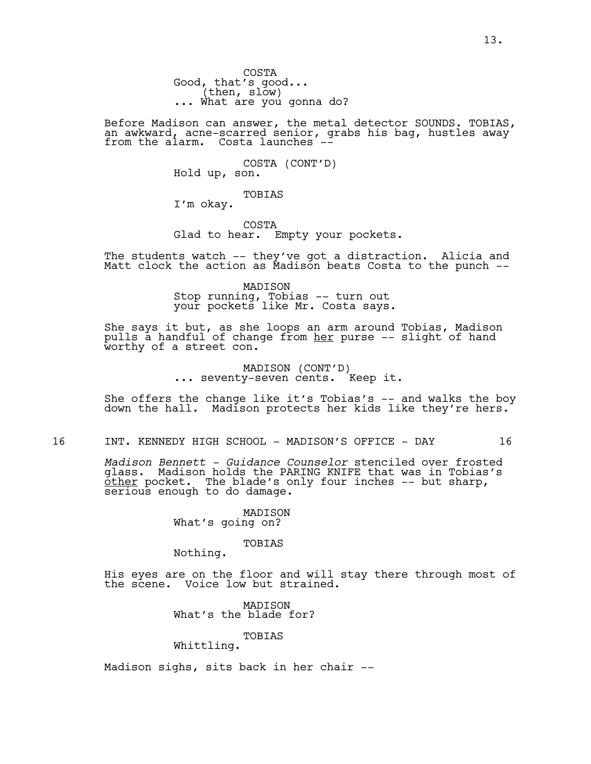COSTA
Good, that's good...
(then, slow)
... What are you gonna do?

Before Madison can answer, the metal detector SOUNDS. TOBIAS, an awkward, acne-scarred senior, grabs his bag, hustles away from the alarm. Costa launches --

COSTA (CONT'D)
Hold up, son.

TOBIAS
I'm okay.

COSTA
Glad to hear. Empty your pockets.

The students watch -- they've got a distraction. Alicia and Matt clock the action as Madison beats Costa to the punch --

MADISON
Stop running, Tobias -- turn out your pockets like Mr. Costa says.

She says it but, as she loops an arm around Tobias, Madison pulls a handful of change from <u>her</u> purse -- slight of hand worthy of a street con.

MADISON (CONT'D)
... seventy-seven cents. Keep it.

She offers the change like it's Tobias's -- and walks the boy down the hall. Madison protects her kids like they're hers.

16 INT. KENNEDY HIGH SCHOOL - MADISON'S OFFICE - DAY 16

*Madison Bennett - Guidance Counselor* stenciled over frosted glass. Madison holds the PARING KNIFE that was in Tobias's <u>other</u> pocket. The blade's only four inches -- but sharp, serious enough to do damage.

MADISON
What's going on?

TOBIAS
Nothing.

His eyes are on the floor and will stay there through most of the scene. Voice low but strained.

MADISON
What's the blade for?

TOBIAS
Whittling.

Madison sighs, sits back in her chair --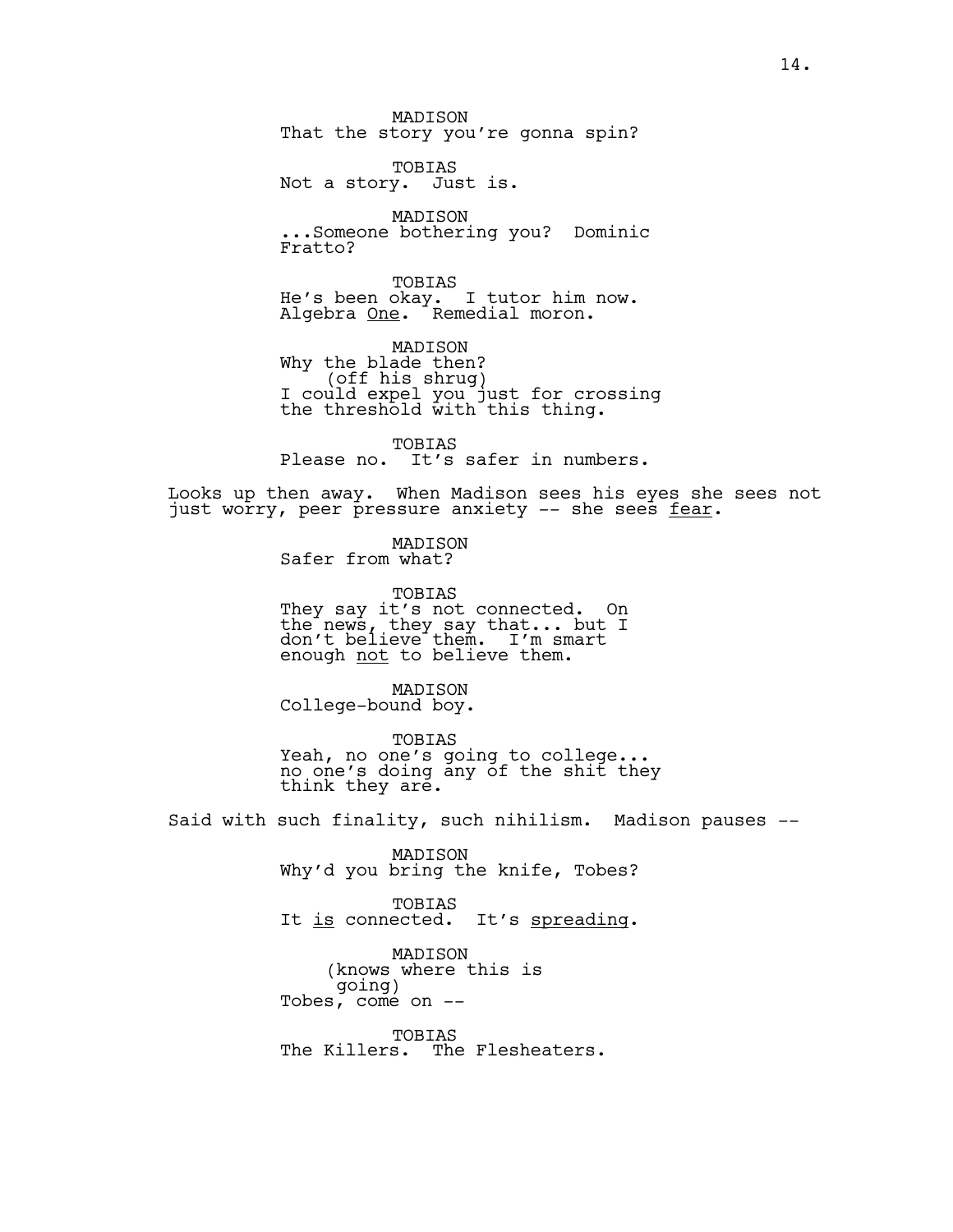MADISON
That the story you're gonna spin?

TOBIAS
Not a story.  Just is.

MADISON
...Someone bothering you?  Dominic Fratto?

TOBIAS
He's been okay.  I tutor him now.  Algebra <u>One</u>.  Remedial moron.

MADISON
Why the blade then?
(off his shrug)
I could expel you just for crossing the threshold with this thing.

TOBIAS
Please no.  It's safer in numbers.

Looks up then away.  When Madison sees his eyes she sees not just worry, peer pressure anxiety -- she sees <u>fear</u>.

MADISON
Safer from what?

TOBIAS
They say it's not connected.  On the news, they say that... but I don't believe them.  I'm smart enough <u>not</u> to believe them.

MADISON
College-bound boy.

TOBIAS
Yeah, no one's going to college... no one's doing any of the shit they think they are.

Said with such finality, such nihilism.  Madison pauses --

MADISON
Why'd you bring the knife, Tobes?

TOBIAS
It <u>is</u> connected.  It's <u>spreading</u>.

MADISON
(knows where this is going)
Tobes, come on --

TOBIAS
The Killers.  The Flesheaters.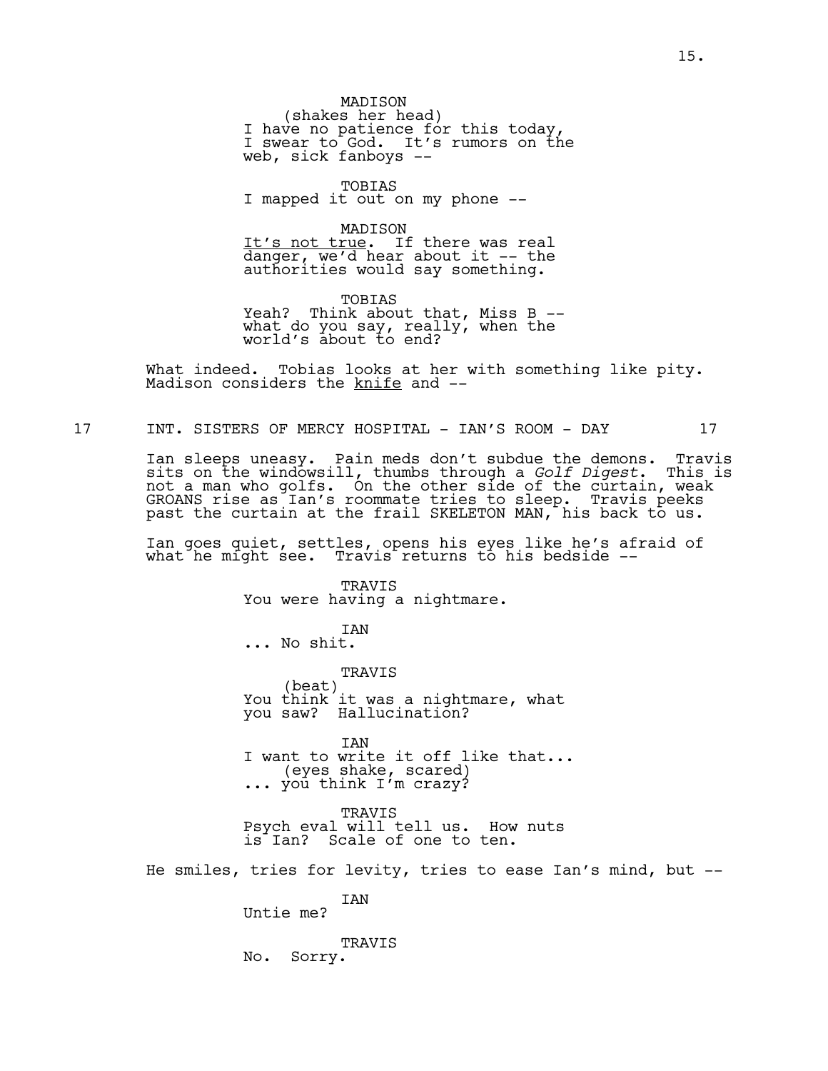MADISON
(shakes her head)
I have no patience for this today, I swear to God. It's rumors on the web, sick fanboys --

TOBIAS
I mapped it out on my phone --

MADISON
<u>It's not true</u>. If there was real danger, we'd hear about it -- the authorities would say something.

TOBIAS
Yeah? Think about that, Miss B -- what do you say, really, when the world's about to end?

What indeed. Tobias looks at her with something like pity. Madison considers the <u>knife</u> and --

17 INT. SISTERS OF MERCY HOSPITAL - IAN'S ROOM - DAY 17

Ian sleeps uneasy. Pain meds don't subdue the demons. Travis sits on the windowsill, thumbs through a *Golf Digest*. This is not a man who golfs. On the other side of the curtain, weak GROANS rise as Ian's roommate tries to sleep. Travis peeks past the curtain at the frail SKELETON MAN, his back to us.

Ian goes quiet, settles, opens his eyes like he's afraid of what he might see. Travis returns to his bedside --

TRAVIS
You were having a nightmare.

IAN
... No shit.

TRAVIS
(beat)
You think it was a nightmare, what you saw? Hallucination?

IAN
I want to write it off like that...
(eyes shake, scared)
... you think I'm crazy?

TRAVIS
Psych eval will tell us. How nuts is Ian? Scale of one to ten.

He smiles, tries for levity, tries to ease Ian's mind, but --

IAN
Untie me?

TRAVIS
No. Sorry.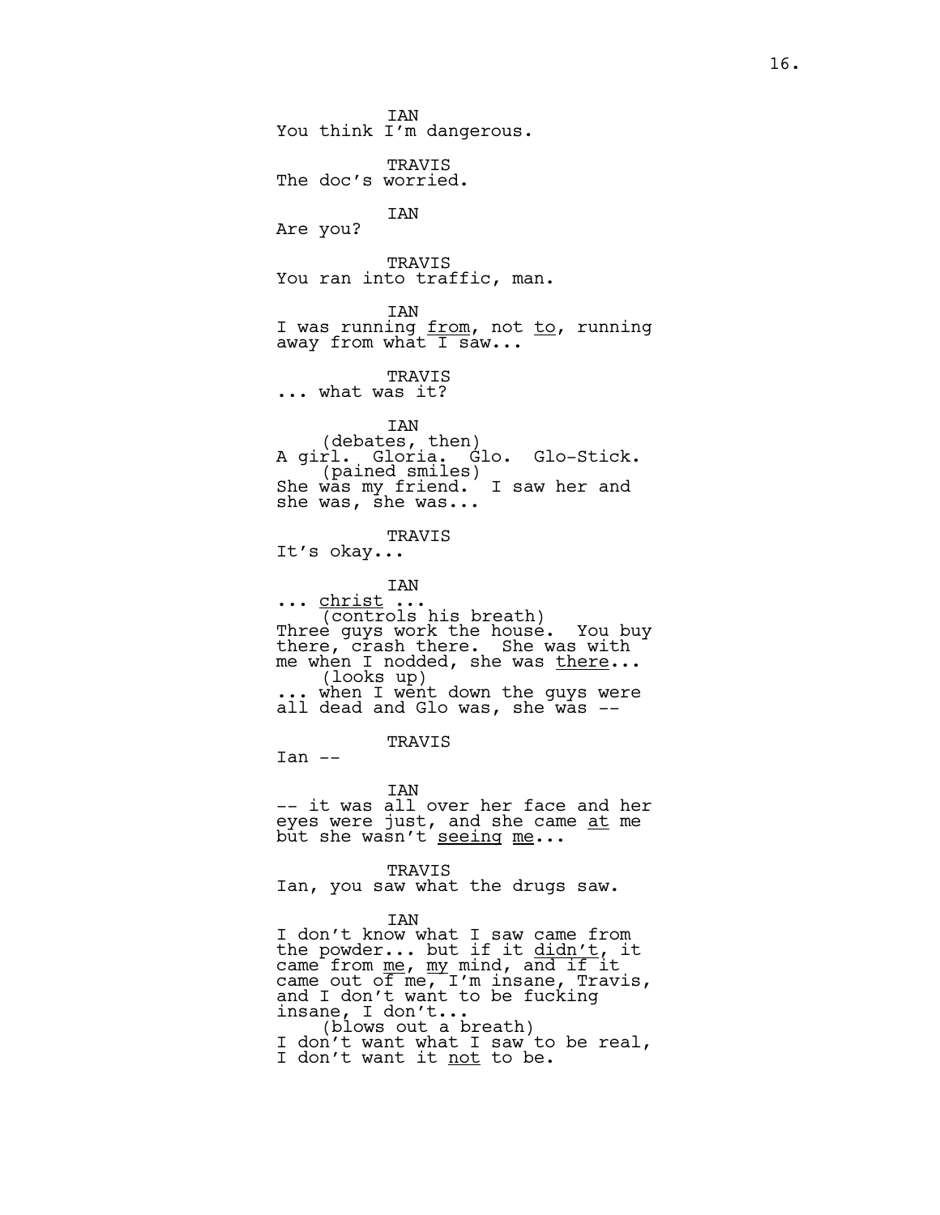IAN
You think I'm dangerous.

TRAVIS
The doc's worried.

IAN
Are you?

TRAVIS
You ran into traffic, man.

IAN
I was running _from_, not _to_, running away from what I saw...

TRAVIS
... what was it?

IAN
(debates, then)
A girl. Gloria. Glo. Glo-Stick.
(pained smiles)
She was my friend. I saw her and she was, she was...

TRAVIS
It's okay...

IAN
... _christ_ ...
(controls his breath)
Three guys work the house. You buy there, crash there. She was with me when I nodded, she was _there_...
(looks up)
... when I went down the guys were all dead and Glo was, she was --

TRAVIS
Ian --

IAN
-- it was all over her face and her eyes were just, and she came _at_ me but she wasn't _seeing_ _me_...

TRAVIS
Ian, you saw what the drugs saw.

IAN
I don't know what I saw came from the powder... but if it _didn't_, it came from _me_, _my_ mind, and if it came out of me, I'm insane, Travis, and I don't want to be fucking insane, I don't...
(blows out a breath)
I don't want what I saw to be real, I don't want it _not_ to be.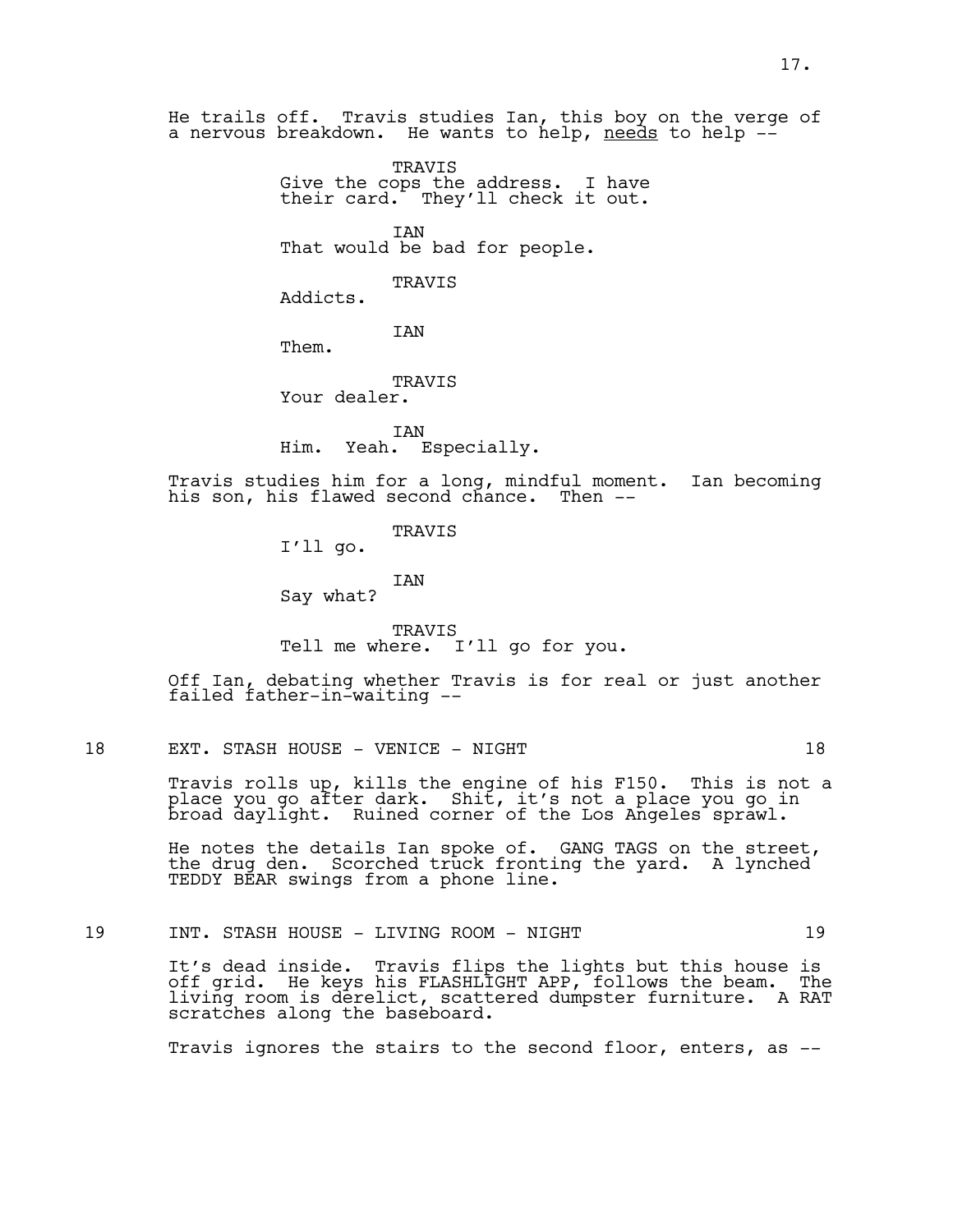He trails off. Travis studies Ian, this boy on the verge of a nervous breakdown. He wants to help, needs to help --

TRAVIS
Give the cops the address. I have their card. They'll check it out.

IAN
That would be bad for people.

TRAVIS
Addicts.

IAN
Them.

TRAVIS
Your dealer.

IAN
Him. Yeah. Especially.

Travis studies him for a long, mindful moment. Ian becoming his son, his flawed second chance. Then --

TRAVIS
I'll go.

IAN
Say what?

TRAVIS
Tell me where. I'll go for you.

Off Ian, debating whether Travis is for real or just another failed father-in-waiting --

18 EXT. STASH HOUSE - VENICE - NIGHT 18

Travis rolls up, kills the engine of his F150. This is not a place you go after dark. Shit, it's not a place you go in broad daylight. Ruined corner of the Los Angeles sprawl.

He notes the details Ian spoke of. GANG TAGS on the street, the drug den. Scorched truck fronting the yard. A lynched TEDDY BEAR swings from a phone line.

19 INT. STASH HOUSE - LIVING ROOM - NIGHT 19

It's dead inside. Travis flips the lights but this house is off grid. He keys his FLASHLIGHT APP, follows the beam. The living room is derelict, scattered dumpster furniture. A RAT scratches along the baseboard.

Travis ignores the stairs to the second floor, enters, as --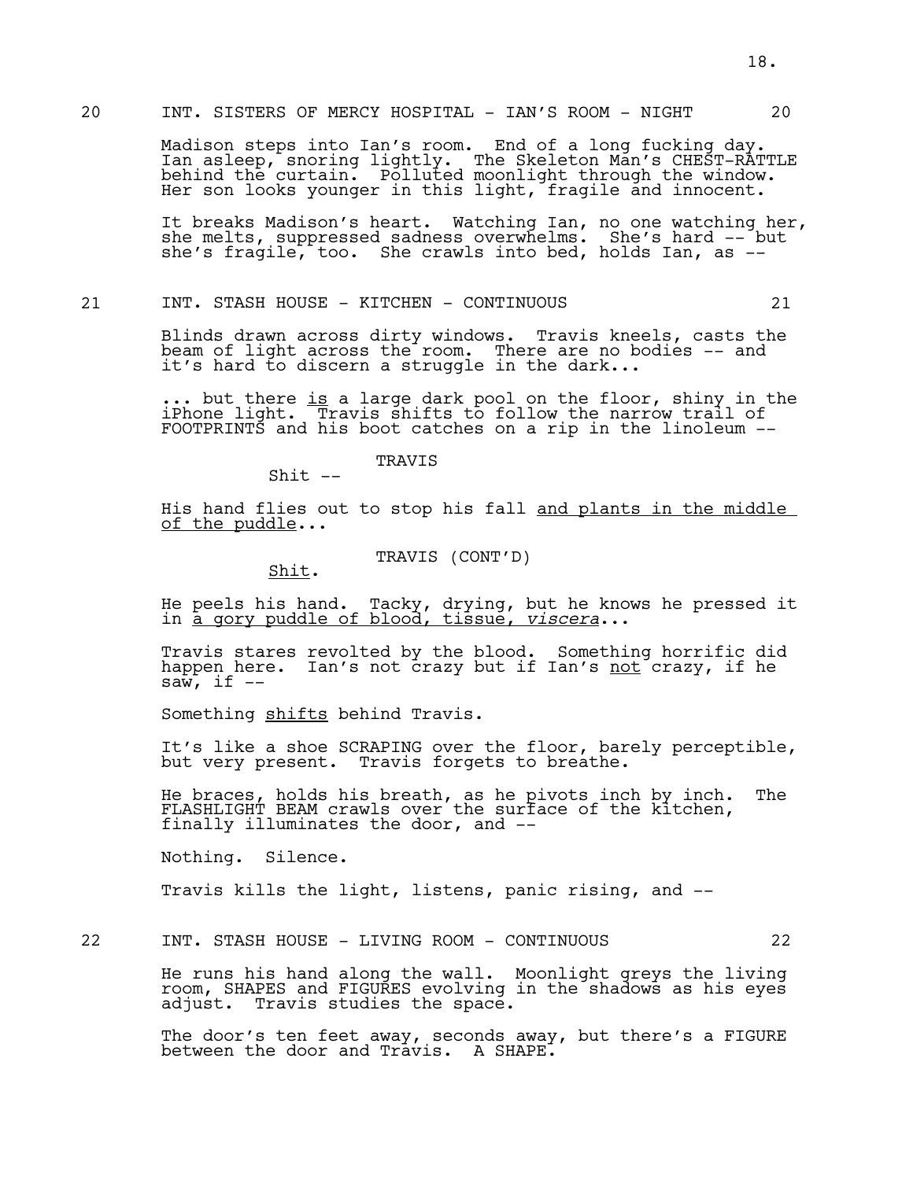20 INT. SISTERS OF MERCY HOSPITAL - IAN'S ROOM - NIGHT 20

Madison steps into Ian's room. End of a long fucking day. Ian asleep, snoring lightly. The Skeleton Man's CHEST-RATTLE behind the curtain. Polluted moonlight through the window. Her son looks younger in this light, fragile and innocent.

It breaks Madison's heart. Watching Ian, no one watching her, she melts, suppressed sadness overwhelms. She's hard -- but she's fragile, too. She crawls into bed, holds Ian, as --

21 INT. STASH HOUSE - KITCHEN - CONTINUOUS 21

Blinds drawn across dirty windows. Travis kneels, casts the beam of light across the room. There are no bodies -- and it's hard to discern a struggle in the dark...

... but there <u>is</u> a large dark pool on the floor, shiny in the iPhone light. Travis shifts to follow the narrow trail of FOOTPRINTS and his boot catches on a rip in the linoleum --

TRAVIS

Shit --

His hand flies out to stop his fall <u>and plants in the middle of the puddle</u>...

TRAVIS (CONT'D)

<u>Shit</u>.

He peels his hand. Tacky, drying, but he knows he pressed it in <u>a gory puddle of blood, tissue, *viscera*</u>...

Travis stares revolted by the blood. Something horrific did happen here. Ian's not crazy but if Ian's <u>not</u> crazy, if he saw, if --

Something <u>shifts</u> behind Travis.

It's like a shoe SCRAPING over the floor, barely perceptible, but very present. Travis forgets to breathe.

He braces, holds his breath, as he pivots inch by inch. The FLASHLIGHT BEAM crawls over the surface of the kitchen, finally illuminates the door, and --

Nothing. Silence.

Travis kills the light, listens, panic rising, and --

22 INT. STASH HOUSE - LIVING ROOM - CONTINUOUS 22

He runs his hand along the wall. Moonlight greys the living room, SHAPES and FIGURES evolving in the shadows as his eyes adjust. Travis studies the space.

The door's ten feet away, seconds away, but there's a FIGURE between the door and Travis. A SHAPE.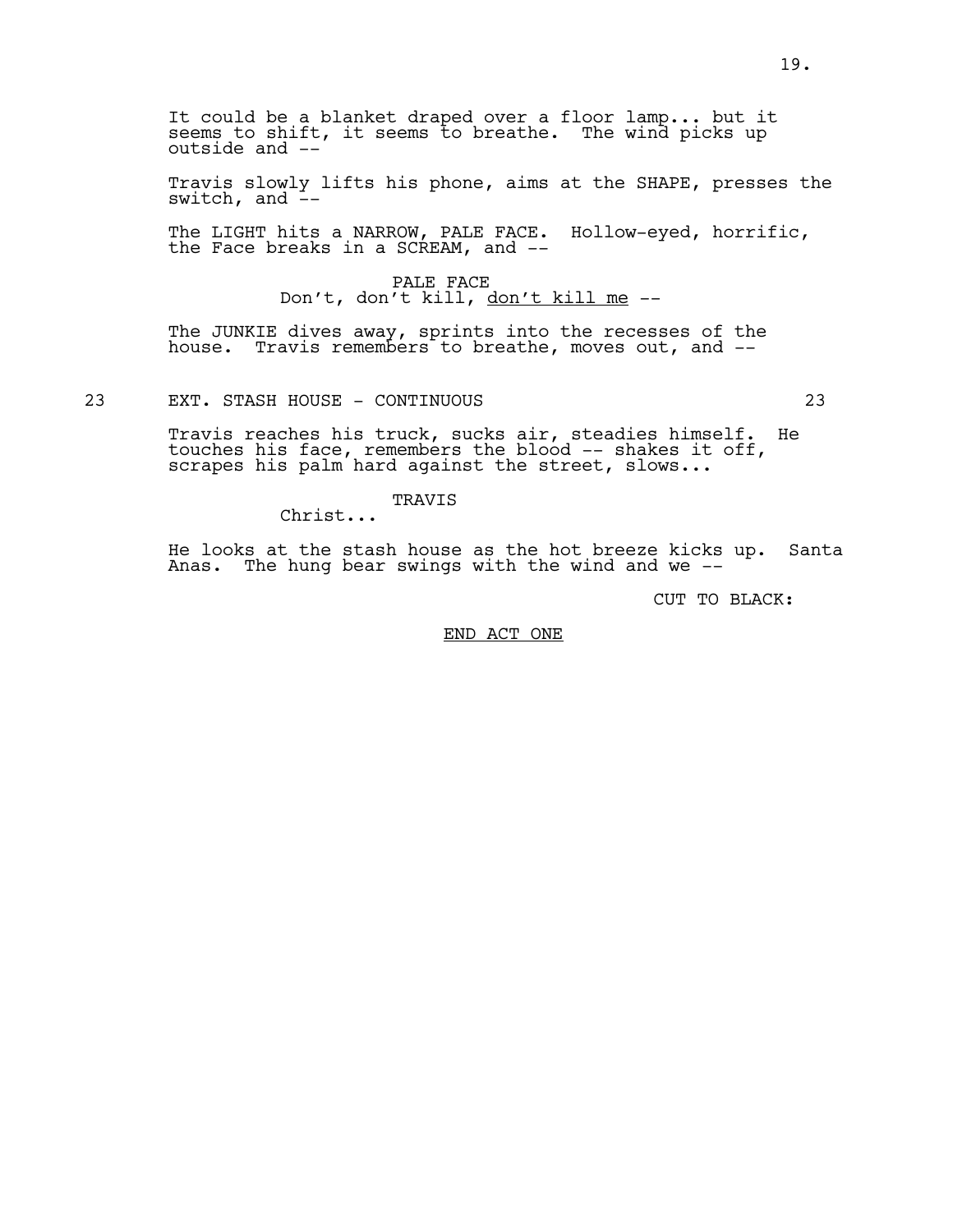It could be a blanket draped over a floor lamp... but it seems to shift, it seems to breathe. The wind picks up outside and --

Travis slowly lifts his phone, aims at the SHAPE, presses the switch, and --

The LIGHT hits a NARROW, PALE FACE. Hollow-eyed, horrific, the Face breaks in a SCREAM, and --

PALE FACE
Don't, don't kill, <u>don't kill me</u> --

The JUNKIE dives away, sprints into the recesses of the house. Travis remembers to breathe, moves out, and --

23 EXT. STASH HOUSE - CONTINUOUS 23

Travis reaches his truck, sucks air, steadies himself. He touches his face, remembers the blood -- shakes it off, scrapes his palm hard against the street, slows...

TRAVIS
Christ...

He looks at the stash house as the hot breeze kicks up. Santa Anas. The hung bear swings with the wind and we --

CUT TO BLACK:

<u>END ACT ONE</u>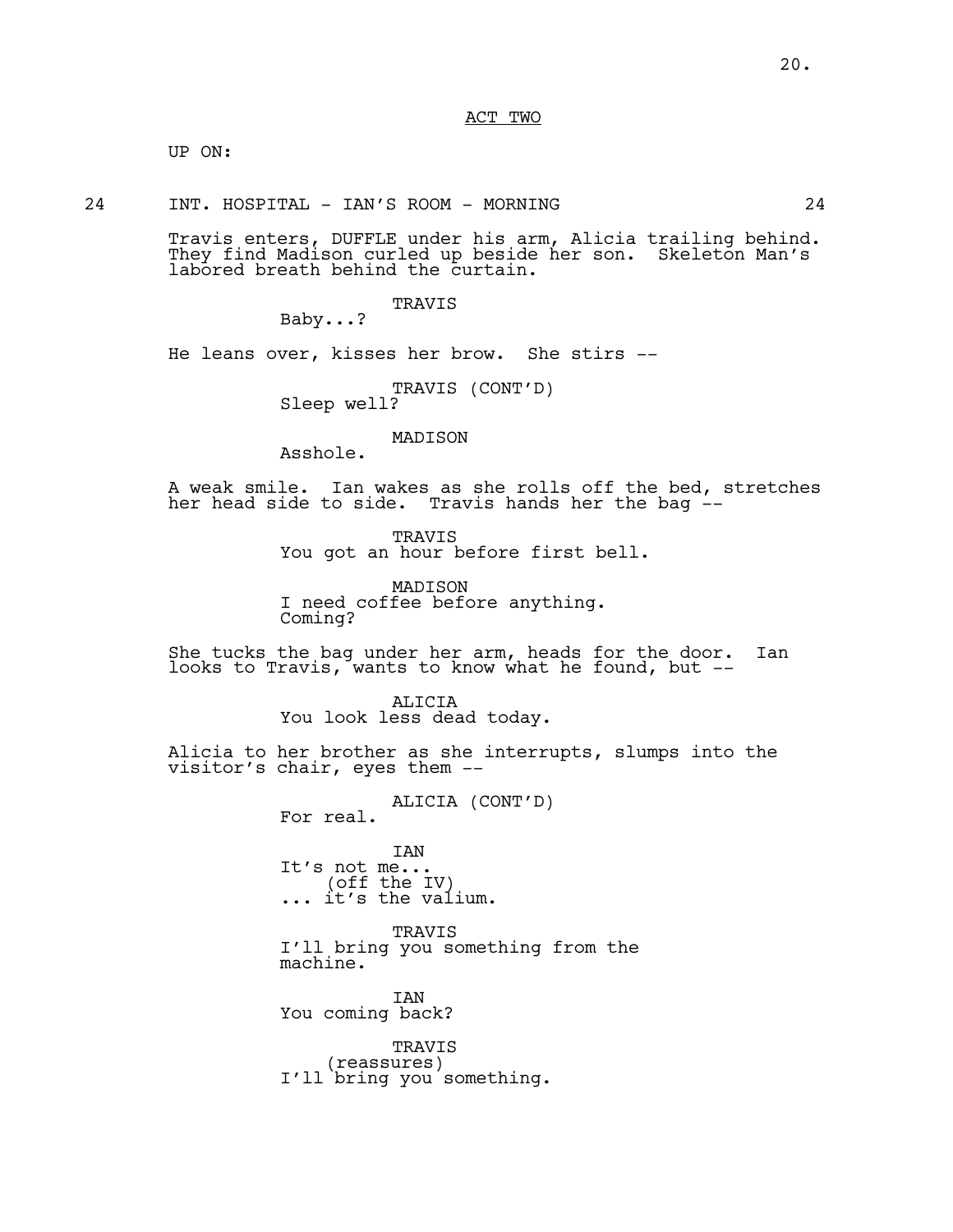ACT TWO

UP ON:

24 INT. HOSPITAL - IAN'S ROOM - MORNING 24

Travis enters, DUFFLE under his arm, Alicia trailing behind. They find Madison curled up beside her son. Skeleton Man's labored breath behind the curtain.

TRAVIS
Baby...?

He leans over, kisses her brow. She stirs --

TRAVIS (CONT'D)
Sleep well?

MADISON
Asshole.

A weak smile. Ian wakes as she rolls off the bed, stretches her head side to side. Travis hands her the bag --

TRAVIS
You got an hour before first bell.

MADISON
I need coffee before anything. Coming?

She tucks the bag under her arm, heads for the door. Ian looks to Travis, wants to know what he found, but --

ALICIA
You look less dead today.

Alicia to her brother as she interrupts, slumps into the visitor's chair, eyes them --

ALICIA (CONT'D)
For real.

IAN
It's not me...
(off the IV)
... it's the valium.

TRAVIS
I'll bring you something from the machine.

IAN
You coming back?

TRAVIS
(reassures)
I'll bring you something.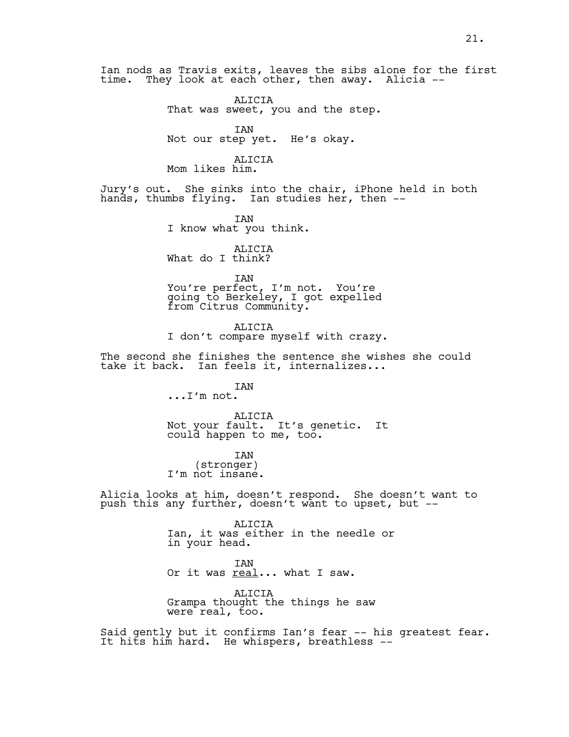Ian nods as Travis exits, leaves the sibs alone for the first time. They look at each other, then away. Alicia --

ALICIA
That was sweet, you and the step.

IAN
Not our step yet. He's okay.

ALICIA
Mom likes him.

Jury's out. She sinks into the chair, iPhone held in both hands, thumbs flying. Ian studies her, then --

IAN
I know what you think.

ALICIA
What do I think?

IAN
You're perfect, I'm not. You're going to Berkeley, I got expelled from Citrus Community.

ALICIA
I don't compare myself with crazy.

The second she finishes the sentence she wishes she could take it back. Ian feels it, internalizes...

IAN
...I'm not.

ALICIA
Not your fault. It's genetic. It could happen to me, too.

IAN
(stronger)
I'm not insane.

Alicia looks at him, doesn't respond. She doesn't want to push this any further, doesn't want to upset, but --

ALICIA
Ian, it was either in the needle or in your head.

IAN
Or it was <u>real</u>... what I saw.

ALICIA
Grampa thought the things he saw were real, too.

Said gently but it confirms Ian's fear -- his greatest fear. It hits him hard. He whispers, breathless --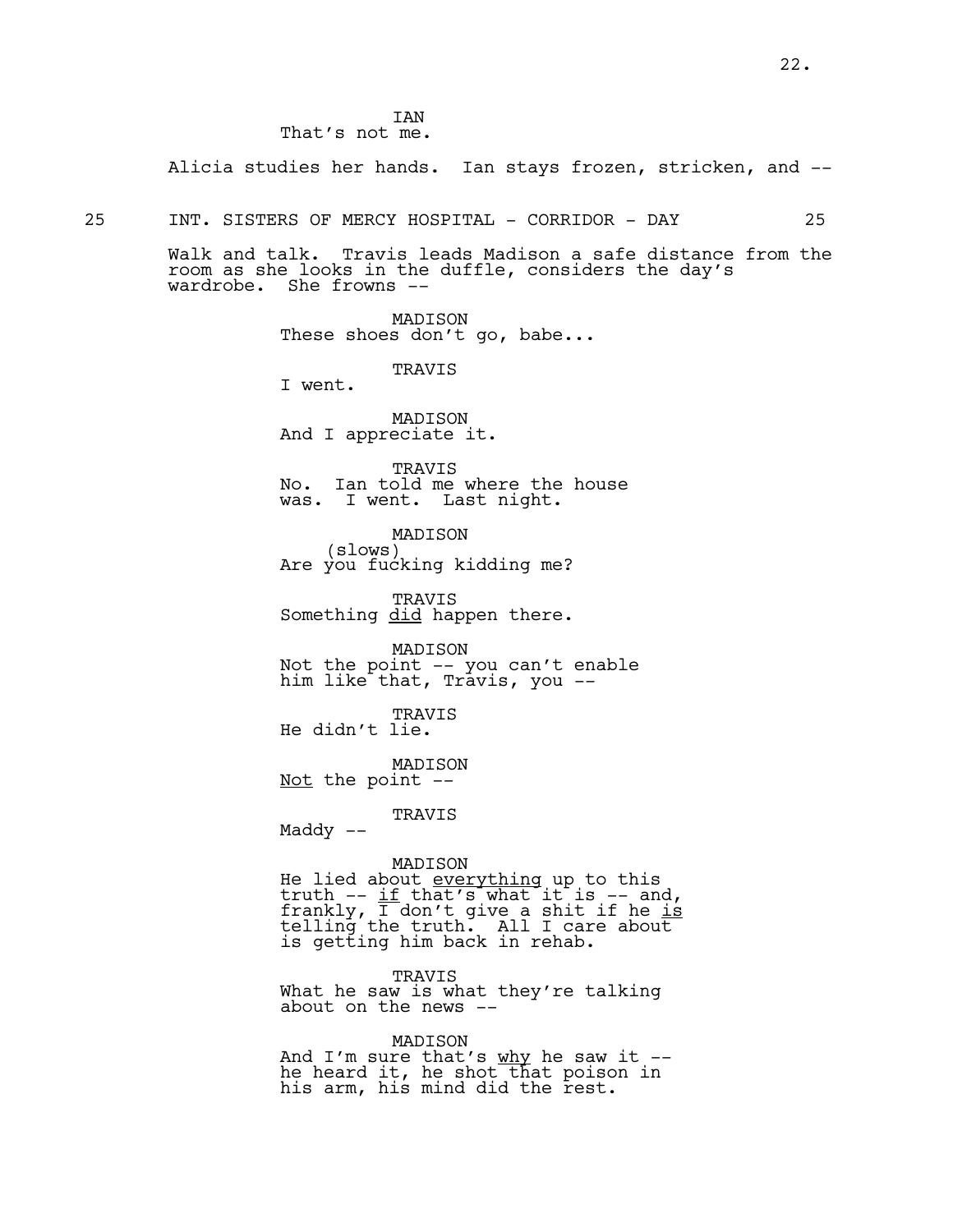IAN
That's not me.

Alicia studies her hands. Ian stays frozen, stricken, and --

25 INT. SISTERS OF MERCY HOSPITAL - CORRIDOR - DAY 25

Walk and talk. Travis leads Madison a safe distance from the room as she looks in the duffle, considers the day's wardrobe. She frowns --

MADISON
These shoes don't go, babe...

TRAVIS
I went.

MADISON
And I appreciate it.

TRAVIS
No. Ian told me where the house was. I went. Last night.

MADISON
(slows)
Are you fucking kidding me?

TRAVIS
Something <u>did</u> happen there.

MADISON
Not the point -- you can't enable him like that, Travis, you --

TRAVIS
He didn't lie.

MADISON
<u>Not</u> the point --

TRAVIS
Maddy --

MADISON
He lied about <u>everything</u> up to this truth -- <u>if</u> that's what it is -- and, frankly, I don't give a shit if he <u>is</u> telling the truth. All I care about is getting him back in rehab.

TRAVIS
What he saw is what they're talking about on the news --

MADISON
And I'm sure that's <u>why</u> he saw it -- he heard it, he shot that poison in his arm, his mind did the rest.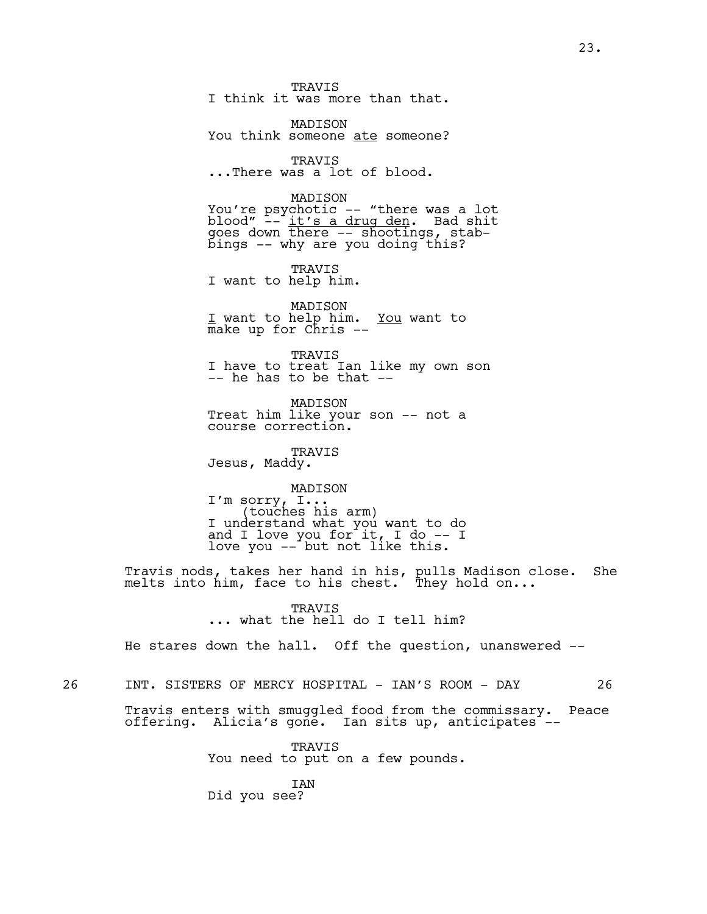TRAVIS
I think it was more than that.

MADISON
You think someone <u>ate</u> someone?

TRAVIS
...There was a lot of blood.

MADISON
You're psychotic -- "there was a lot blood" -- <u>it's a drug den</u>. Bad shit goes down there -- shootings, stab-bings -- why are you doing this?

TRAVIS
I want to help him.

MADISON
<u>I</u> want to help him. <u>You</u> want to make up for Chris --

TRAVIS
I have to treat Ian like my own son -- he has to be that --

MADISON
Treat him like your son -- not a course correction.

TRAVIS
Jesus, Maddy.

MADISON
I'm sorry, I...
(touches his arm)
I understand what you want to do and I love you for it, I do -- I love you -- but not like this.

Travis nods, takes her hand in his, pulls Madison close. She melts into him, face to his chest. They hold on...

TRAVIS
... what the hell do I tell him?

He stares down the hall. Off the question, unanswered --

26 INT. SISTERS OF MERCY HOSPITAL - IAN'S ROOM - DAY 26

Travis enters with smuggled food from the commissary. Peace offering. Alicia's gone. Ian sits up, anticipates --

TRAVIS
You need to put on a few pounds.

IAN
Did you see?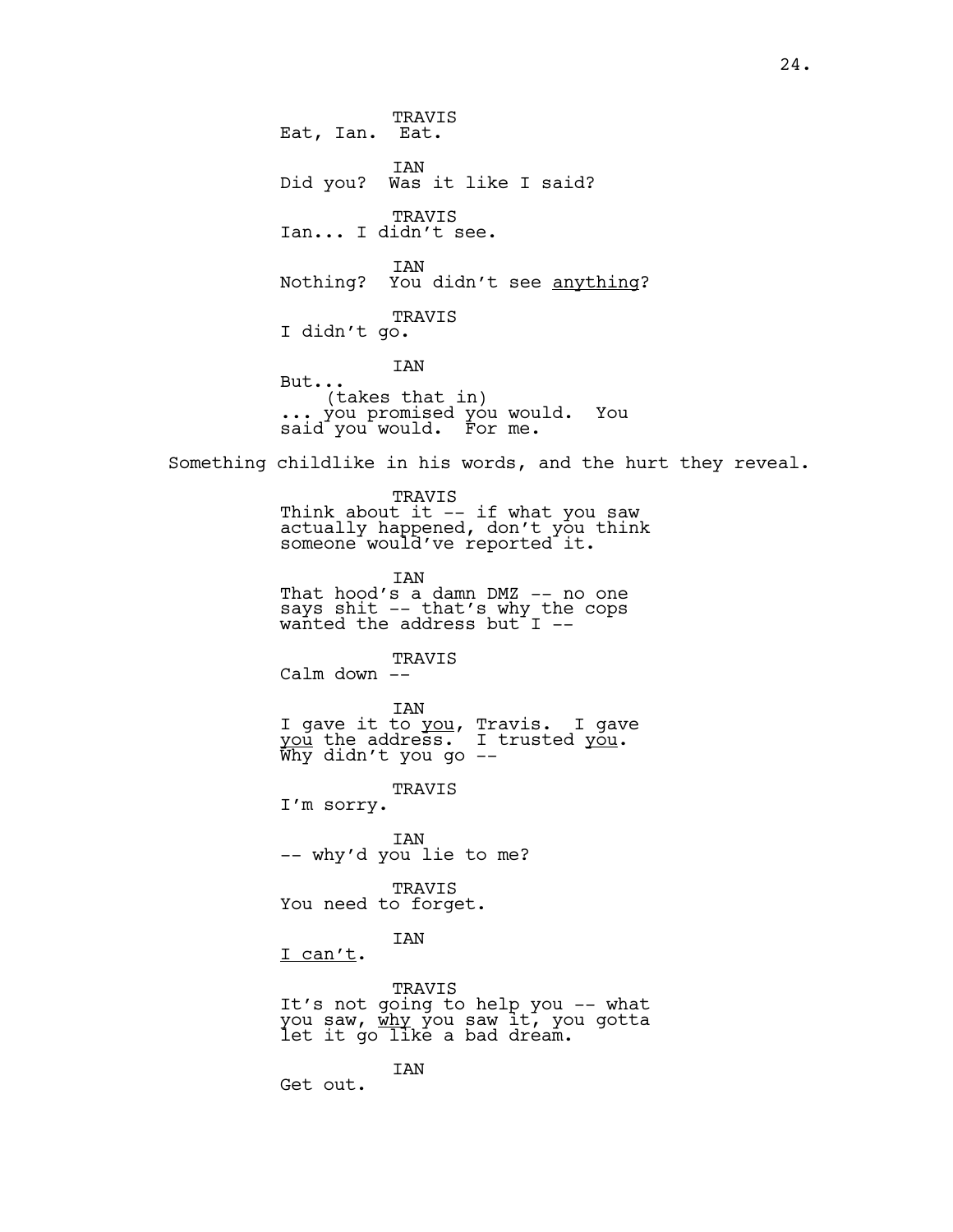TRAVIS
Eat, Ian.  Eat.

IAN
Did you?  Was it like I said?

TRAVIS
Ian... I didn't see.

IAN
Nothing?  You didn't see <u>anything</u>?

TRAVIS
I didn't go.

IAN
But...
(takes that in)
... you promised you would.  You said you would.  For me.

Something childlike in his words, and the hurt they reveal.

TRAVIS
Think about it -- if what you saw actually happened, don't you think someone would've reported it.

IAN
That hood's a damn DMZ -- no one says shit -- that's why the cops wanted the address but I --

TRAVIS
Calm down --

IAN
I gave it to <u>you</u>, Travis.  I gave <u>you</u> the address.  I trusted <u>you</u>.  Why didn't you go --

TRAVIS
I'm sorry.

IAN
-- why'd you lie to me?

TRAVIS
You need to forget.

IAN
<u>I can't</u>.

TRAVIS
It's not going to help you -- what you saw, <u>why</u> you saw it, you gotta let it go like a bad dream.

IAN
Get out.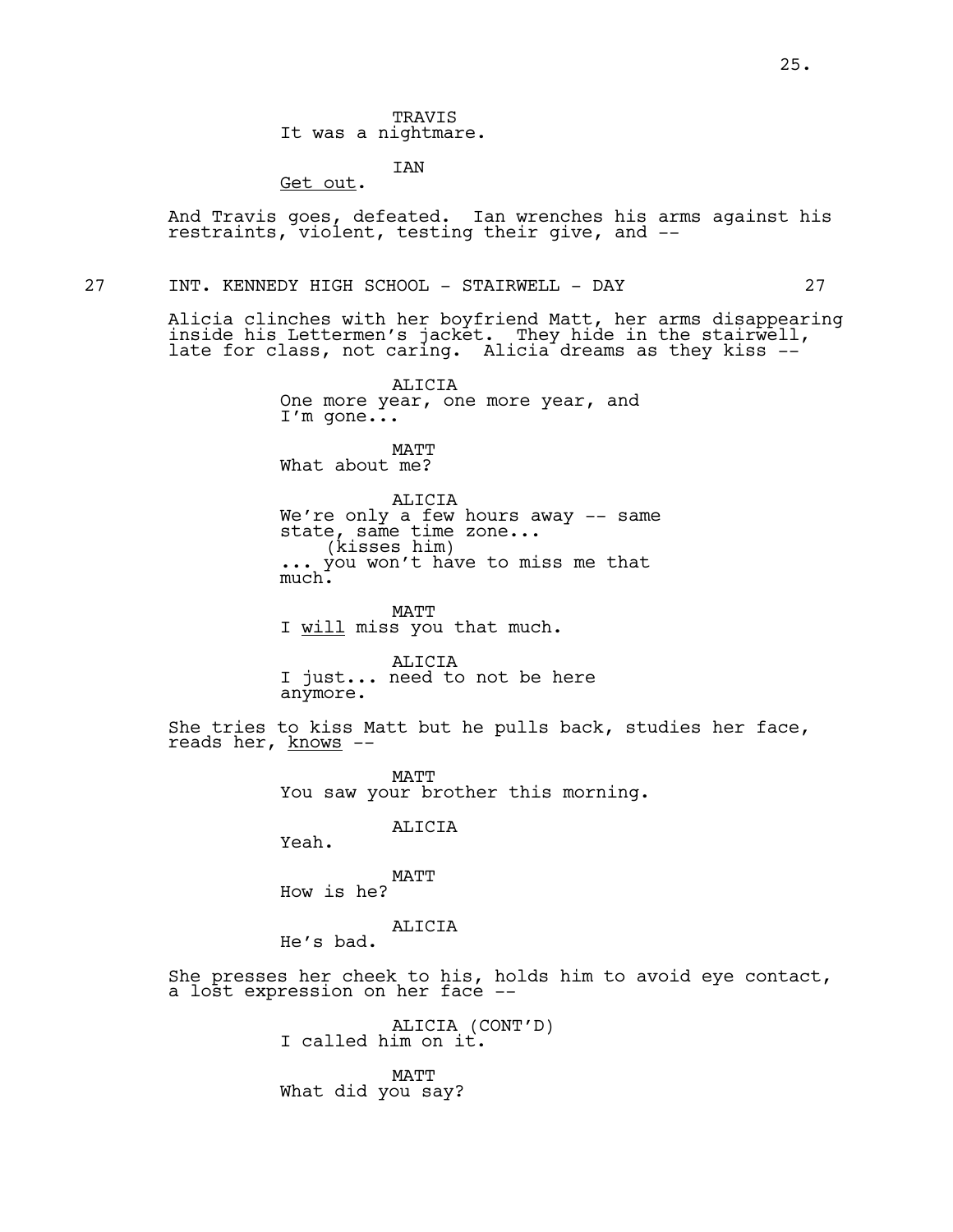TRAVIS
It was a nightmare.

IAN
<u>Get out</u>.

And Travis goes, defeated. Ian wrenches his arms against his restraints, violent, testing their give, and --

27 INT. KENNEDY HIGH SCHOOL - STAIRWELL - DAY 27

Alicia clinches with her boyfriend Matt, her arms disappearing inside his Lettermen's jacket. They hide in the stairwell, late for class, not caring. Alicia dreams as they kiss --

ALICIA
One more year, one more year, and I'm gone...

MATT
What about me?

ALICIA
We're only a few hours away -- same state, same time zone...
(kisses him)
... you won't have to miss me that much.

MATT
I <u>will</u> miss you that much.

ALICIA
I just... need to not be here anymore.

She tries to kiss Matt but he pulls back, studies her face, reads her, <u>knows</u> --

MATT
You saw your brother this morning.

ALICIA
Yeah.

MATT
How is he?

ALICIA
He's bad.

She presses her cheek to his, holds him to avoid eye contact, a lost expression on her face --

ALICIA (CONT'D)
I called him on it.

MATT
What did you say?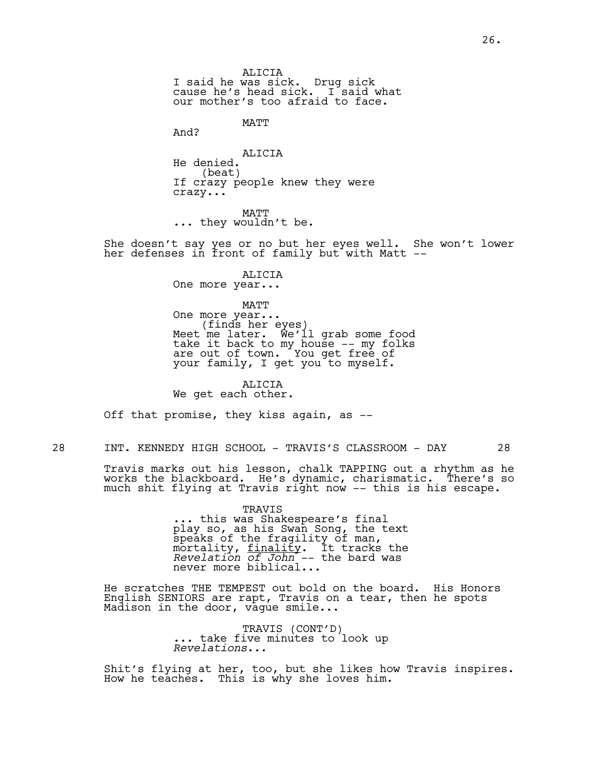ALICIA
I said he was sick. Drug sick cause he's head sick. I said what our mother's too afraid to face.

MATT
And?

ALICIA
He denied.
(beat)
If crazy people knew they were crazy...

MATT
... they wouldn't be.

She doesn't say yes or no but her eyes well. She won't lower her defenses in front of family but with Matt --

ALICIA
One more year...

MATT
One more year...
(finds her eyes)
Meet me later. We'll grab some food take it back to my house -- my folks are out of town. You get free of your family, I get you to myself.

ALICIA
We get each other.

Off that promise, they kiss again, as --

28 INT. KENNEDY HIGH SCHOOL - TRAVIS'S CLASSROOM - DAY 28

Travis marks out his lesson, chalk TAPPING out a rhythm as he works the blackboard. He's dynamic, charismatic. There's so much shit flying at Travis right now -- this is his escape.

TRAVIS
... this was Shakespeare's final play so, as his Swan Song, the text speaks of the fragility of man, mortality, <u>finality</u>. It tracks the *Revelation of John* -- the bard was never more biblical...

He scratches THE TEMPEST out bold on the board. His Honors English SENIORS are rapt, Travis on a tear, then he spots Madison in the door, vague smile...

TRAVIS (CONT'D)
... take five minutes to look up *Revelations*...

Shit's flying at her, too, but she likes how Travis inspires. How he teaches. This is why she loves him.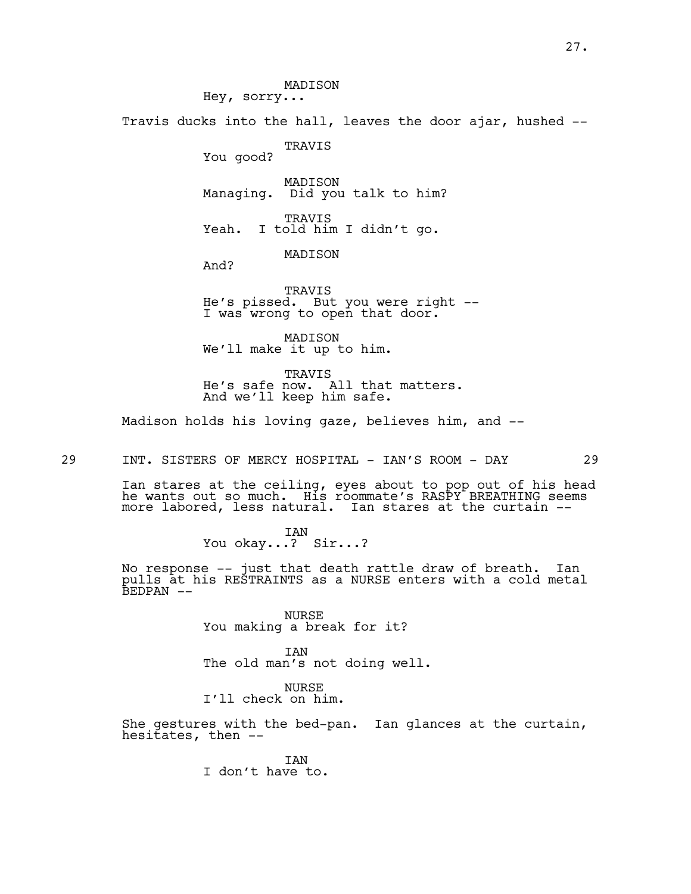MADISON
Hey, sorry...

Travis ducks into the hall, leaves the door ajar, hushed --

TRAVIS
You good?

MADISON
Managing. Did you talk to him?

TRAVIS
Yeah. I told him I didn't go.

MADISON
And?

TRAVIS
He's pissed. But you were right --
I was wrong to open that door.

MADISON
We'll make it up to him.

TRAVIS
He's safe now. All that matters.
And we'll keep him safe.

Madison holds his loving gaze, believes him, and --

29 INT. SISTERS OF MERCY HOSPITAL - IAN'S ROOM - DAY 29

Ian stares at the ceiling, eyes about to pop out of his head he wants out so much. His roommate's RASPY BREATHING seems more labored, less natural. Ian stares at the curtain --

IAN
You okay...? Sir...?

No response -- just that death rattle draw of breath. Ian pulls at his RESTRAINTS as a NURSE enters with a cold metal BEDPAN --

NURSE
You making a break for it?

IAN
The old man's not doing well.

NURSE
I'll check on him.

She gestures with the bed-pan. Ian glances at the curtain, hesitates, then --

IAN
I don't have to.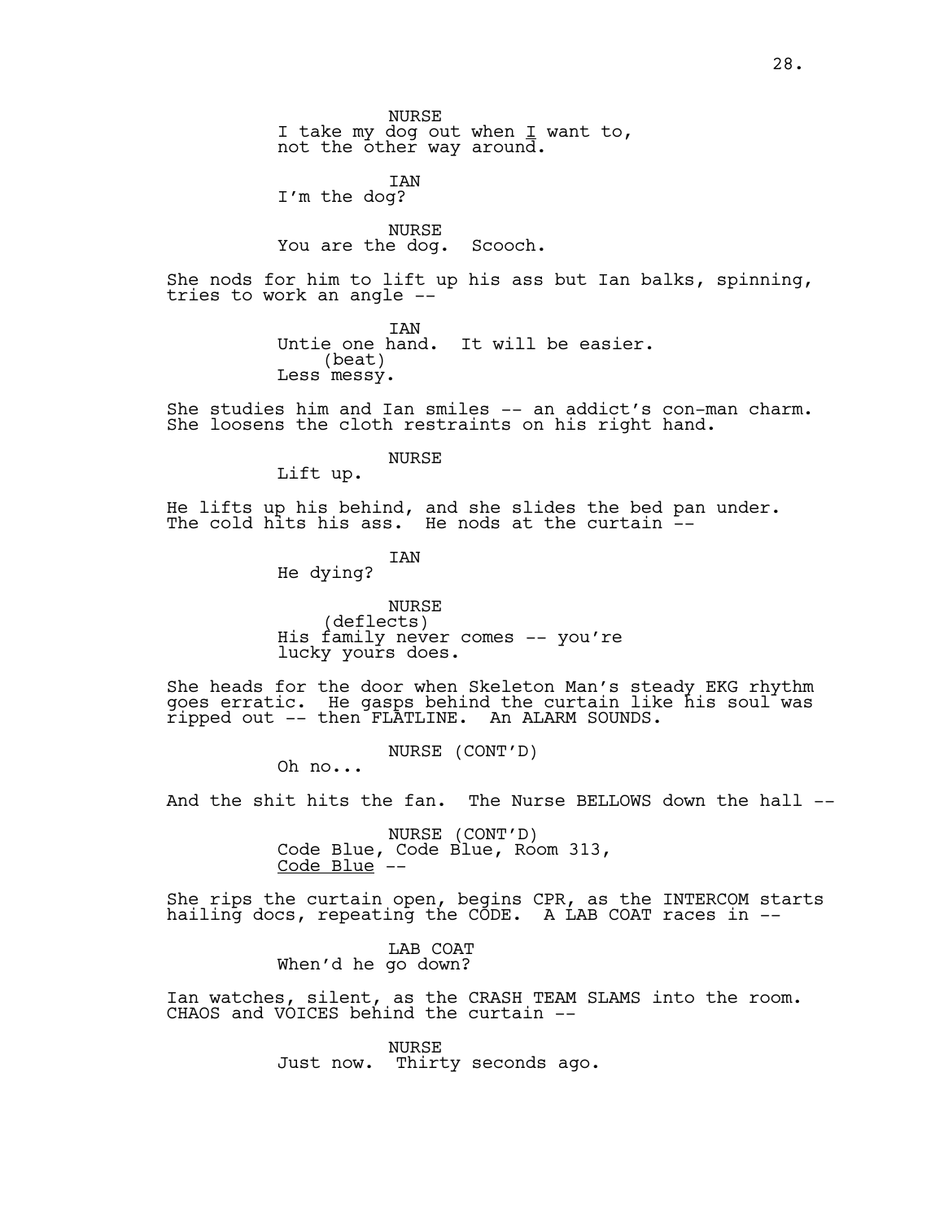NURSE
I take my dog out when _I_ want to, not the other way around.

IAN
I'm the dog?

NURSE
You are the dog. Scooch.

She nods for him to lift up his ass but Ian balks, spinning, tries to work an angle --

IAN
Untie one hand. It will be easier.
(beat)
Less messy.

She studies him and Ian smiles -- an addict's con-man charm. She loosens the cloth restraints on his right hand.

NURSE
Lift up.

He lifts up his behind, and she slides the bed pan under. The cold hits his ass. He nods at the curtain --

IAN
He dying?

NURSE
(deflects)
His family never comes -- you're lucky yours does.

She heads for the door when Skeleton Man's steady EKG rhythm goes erratic. He gasps behind the curtain like his soul was ripped out -- then FLATLINE. An ALARM SOUNDS.

NURSE (CONT'D)
Oh no...

And the shit hits the fan. The Nurse BELLOWS down the hall --

NURSE (CONT'D)
Code Blue, Code Blue, Room 313, _Code Blue_ --

She rips the curtain open, begins CPR, as the INTERCOM starts hailing docs, repeating the CODE. A LAB COAT races in --

LAB COAT
When'd he go down?

Ian watches, silent, as the CRASH TEAM SLAMS into the room. CHAOS and VOICES behind the curtain --

NURSE
Just now. Thirty seconds ago.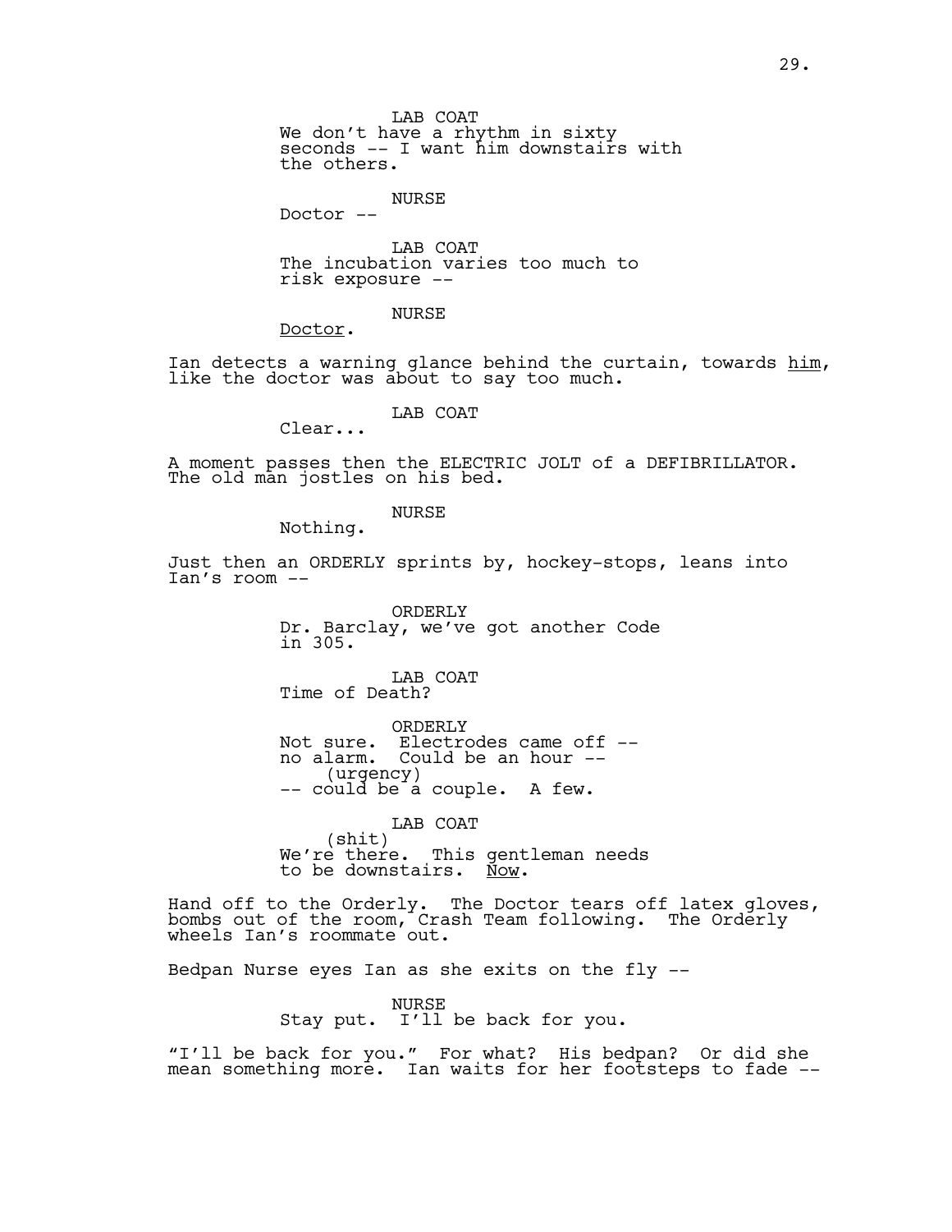LAB COAT
We don't have a rhythm in sixty seconds -- I want him downstairs with the others.

NURSE
Doctor --

LAB COAT
The incubation varies too much to risk exposure --

NURSE
Doctor.

Ian detects a warning glance behind the curtain, towards him, like the doctor was about to say too much.

LAB COAT
Clear...

A moment passes then the ELECTRIC JOLT of a DEFIBRILLATOR. The old man jostles on his bed.

NURSE
Nothing.

Just then an ORDERLY sprints by, hockey-stops, leans into Ian's room --

ORDERLY
Dr. Barclay, we've got another Code in 305.

LAB COAT
Time of Death?

ORDERLY
Not sure. Electrodes came off -- no alarm. Could be an hour --
(urgency)
-- could be a couple. A few.

LAB COAT
(shit)
We're there. This gentleman needs to be downstairs. Now.

Hand off to the Orderly. The Doctor tears off latex gloves, bombs out of the room, Crash Team following. The Orderly wheels Ian's roommate out.

Bedpan Nurse eyes Ian as she exits on the fly --

NURSE
Stay put. I'll be back for you.

"I'll be back for you." For what? His bedpan? Or did she mean something more. Ian waits for her footsteps to fade --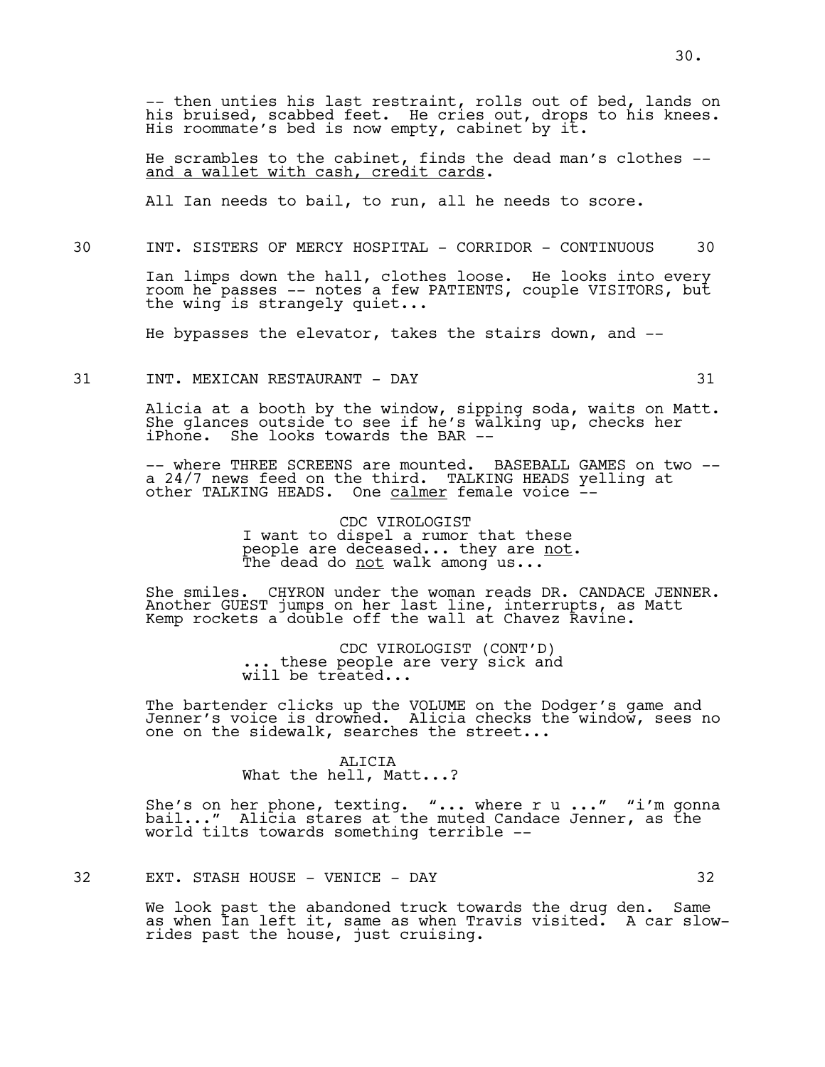-- then unties his last restraint, rolls out of bed, lands on his bruised, scabbed feet. He cries out, drops to his knees. His roommate's bed is now empty, cabinet by it.

He scrambles to the cabinet, finds the dead man's clothes -- <u>and a wallet with cash, credit cards</u>.

All Ian needs to bail, to run, all he needs to score.

30 INT. SISTERS OF MERCY HOSPITAL - CORRIDOR - CONTINUOUS 30

Ian limps down the hall, clothes loose. He looks into every room he passes -- notes a few PATIENTS, couple VISITORS, but the wing is strangely quiet...

He bypasses the elevator, takes the stairs down, and --

31 INT. MEXICAN RESTAURANT - DAY 31

Alicia at a booth by the window, sipping soda, waits on Matt. She glances outside to see if he's walking up, checks her iPhone. She looks towards the BAR --

-- where THREE SCREENS are mounted. BASEBALL GAMES on two -- a 24/7 news feed on the third. TALKING HEADS yelling at other TALKING HEADS. One <u>calmer</u> female voice --

CDC VIROLOGIST
I want to dispel a rumor that these people are deceased... they are <u>not</u>. The dead do <u>not</u> walk among us...

She smiles. CHYRON under the woman reads DR. CANDACE JENNER. Another GUEST jumps on her last line, interrupts, as Matt Kemp rockets a double off the wall at Chavez Ravine.

CDC VIROLOGIST (CONT'D)
... these people are very sick and will be treated...

The bartender clicks up the VOLUME on the Dodger's game and Jenner's voice is drowned. Alicia checks the window, sees no one on the sidewalk, searches the street...

ALICIA
What the hell, Matt...?

She's on her phone, texting. "... where r u ..." "i'm gonna bail..." Alicia stares at the muted Candace Jenner, as the world tilts towards something terrible --

32 EXT. STASH HOUSE - VENICE - DAY 32

We look past the abandoned truck towards the drug den. Same as when Ian left it, same as when Travis visited. A car slow-rides past the house, just cruising.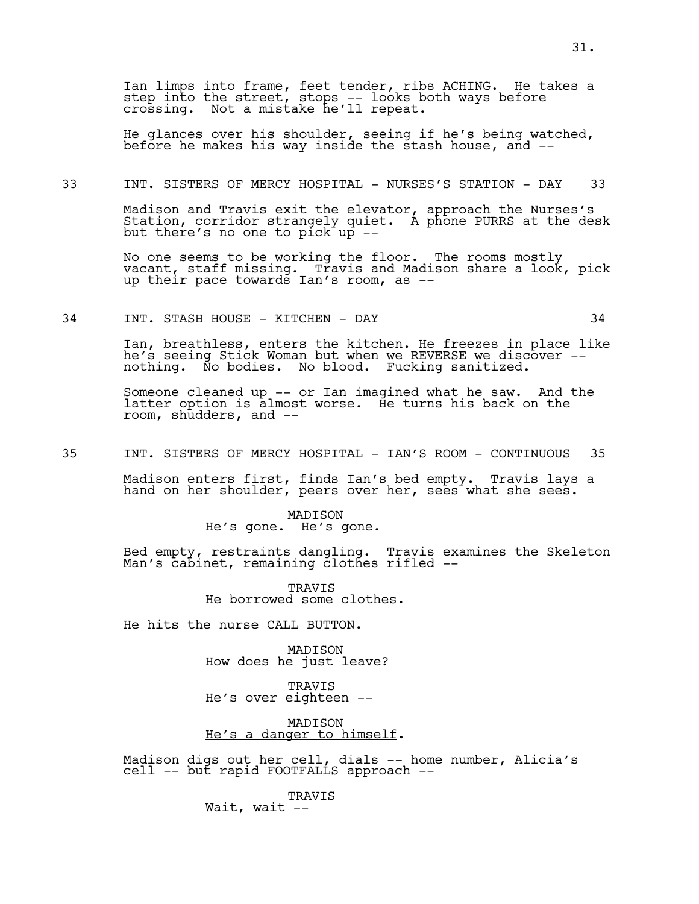Ian limps into frame, feet tender, ribs ACHING. He takes a step into the street, stops -- looks both ways before crossing. Not a mistake he'll repeat.

He glances over his shoulder, seeing if he's being watched, before he makes his way inside the stash house, and --

33 INT. SISTERS OF MERCY HOSPITAL - NURSES'S STATION - DAY 33

Madison and Travis exit the elevator, approach the Nurses's Station, corridor strangely quiet. A phone PURRS at the desk but there's no one to pick up --

No one seems to be working the floor. The rooms mostly vacant, staff missing. Travis and Madison share a look, pick up their pace towards Ian's room, as --

34 INT. STASH HOUSE - KITCHEN - DAY 34

Ian, breathless, enters the kitchen. He freezes in place like he's seeing Stick Woman but when we REVERSE we discover -- nothing. No bodies. No blood. Fucking sanitized.

Someone cleaned up -- or Ian imagined what he saw. And the latter option is almost worse. He turns his back on the room, shudders, and --

35 INT. SISTERS OF MERCY HOSPITAL - IAN'S ROOM - CONTINUOUS 35

Madison enters first, finds Ian's bed empty. Travis lays a hand on her shoulder, peers over her, sees what she sees.

MADISON
He's gone. He's gone.

Bed empty, restraints dangling. Travis examines the Skeleton Man's cabinet, remaining clothes rifled --

TRAVIS
He borrowed some clothes.

He hits the nurse CALL BUTTON.

MADISON
How does he just <u>leave</u>?

TRAVIS
He's over eighteen --

MADISON
<u>He's a danger to himself</u>.

Madison digs out her cell, dials -- home number, Alicia's cell -- but rapid FOOTFALLS approach --

TRAVIS
Wait, wait --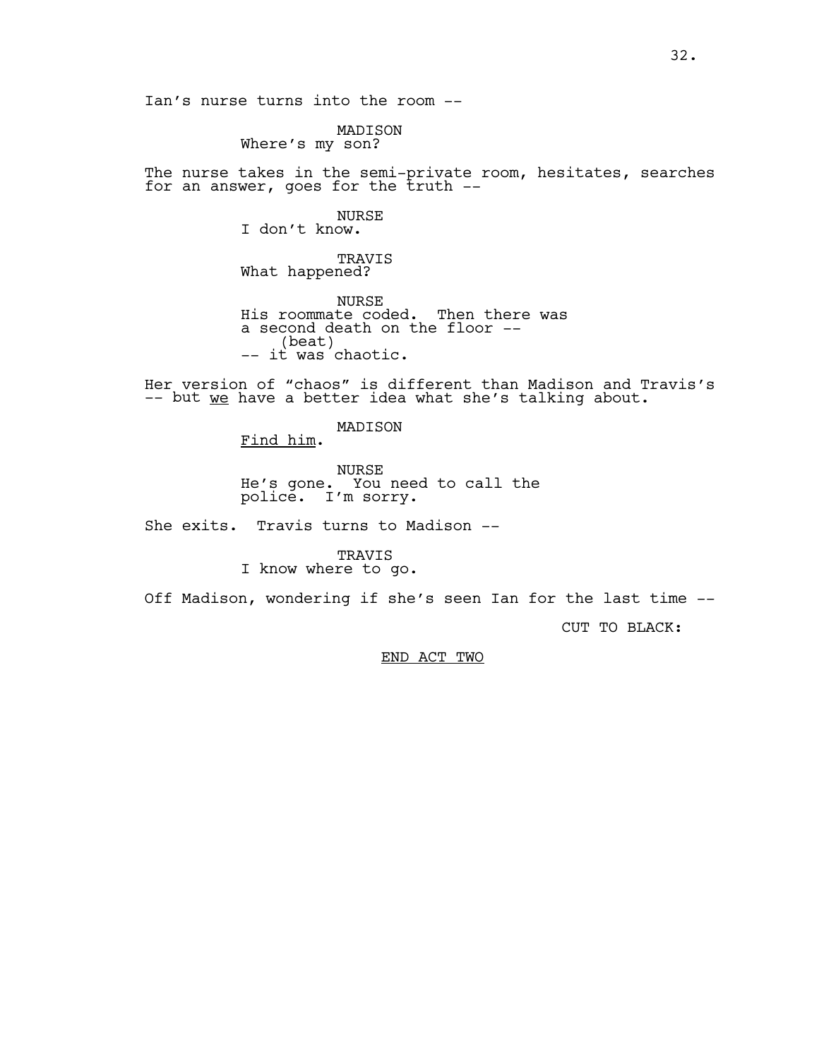Ian's nurse turns into the room --

MADISON
Where's my son?

The nurse takes in the semi-private room, hesitates, searches for an answer, goes for the truth --

NURSE
I don't know.

TRAVIS
What happened?

NURSE
His roommate coded. Then there was a second death on the floor --
(beat)
-- it was chaotic.

Her version of "chaos" is different than Madison and Travis's -- but <u>we</u> have a better idea what she's talking about.

MADISON
<u>Find him</u>.

NURSE
He's gone. You need to call the police. I'm sorry.

She exits. Travis turns to Madison --

TRAVIS
I know where to go.

Off Madison, wondering if she's seen Ian for the last time --

CUT TO BLACK:

<u>END ACT TWO</u>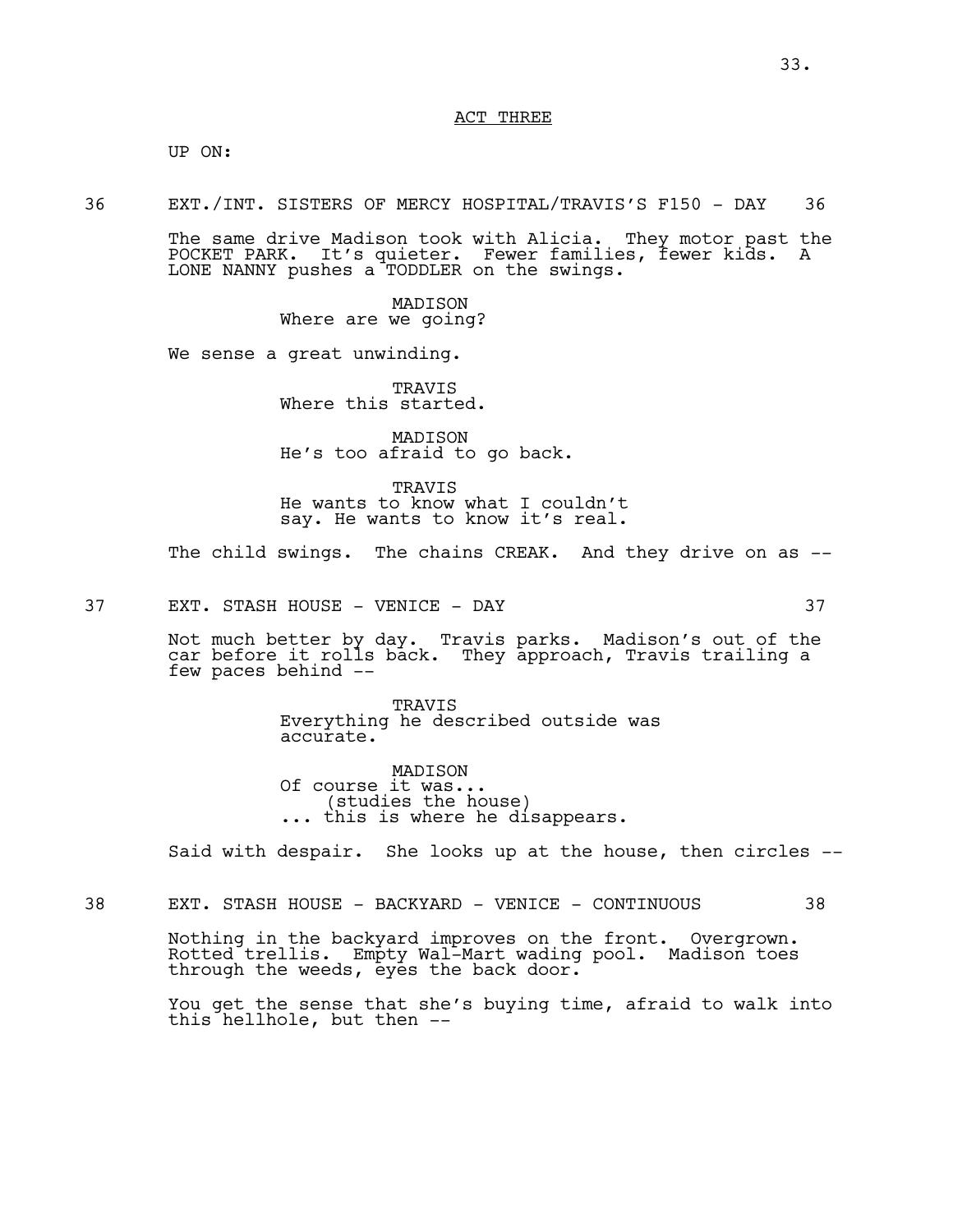ACT THREE

UP ON:

36 EXT./INT. SISTERS OF MERCY HOSPITAL/TRAVIS'S F150 - DAY 36

The same drive Madison took with Alicia. They motor past the POCKET PARK. It's quieter. Fewer families, fewer kids. A LONE NANNY pushes a TODDLER on the swings.

MADISON
Where are we going?

We sense a great unwinding.

TRAVIS
Where this started.

MADISON
He's too afraid to go back.

TRAVIS
He wants to know what I couldn't say. He wants to know it's real.

The child swings. The chains CREAK. And they drive on as --

37 EXT. STASH HOUSE - VENICE - DAY 37

Not much better by day. Travis parks. Madison's out of the car before it rolls back. They approach, Travis trailing a few paces behind --

TRAVIS
Everything he described outside was accurate.

MADISON
Of course it was...
(studies the house)
... this is where he disappears.

Said with despair. She looks up at the house, then circles --

38 EXT. STASH HOUSE - BACKYARD - VENICE - CONTINUOUS 38

Nothing in the backyard improves on the front. Overgrown. Rotted trellis. Empty Wal-Mart wading pool. Madison toes through the weeds, eyes the back door.

You get the sense that she's buying time, afraid to walk into this hellhole, but then --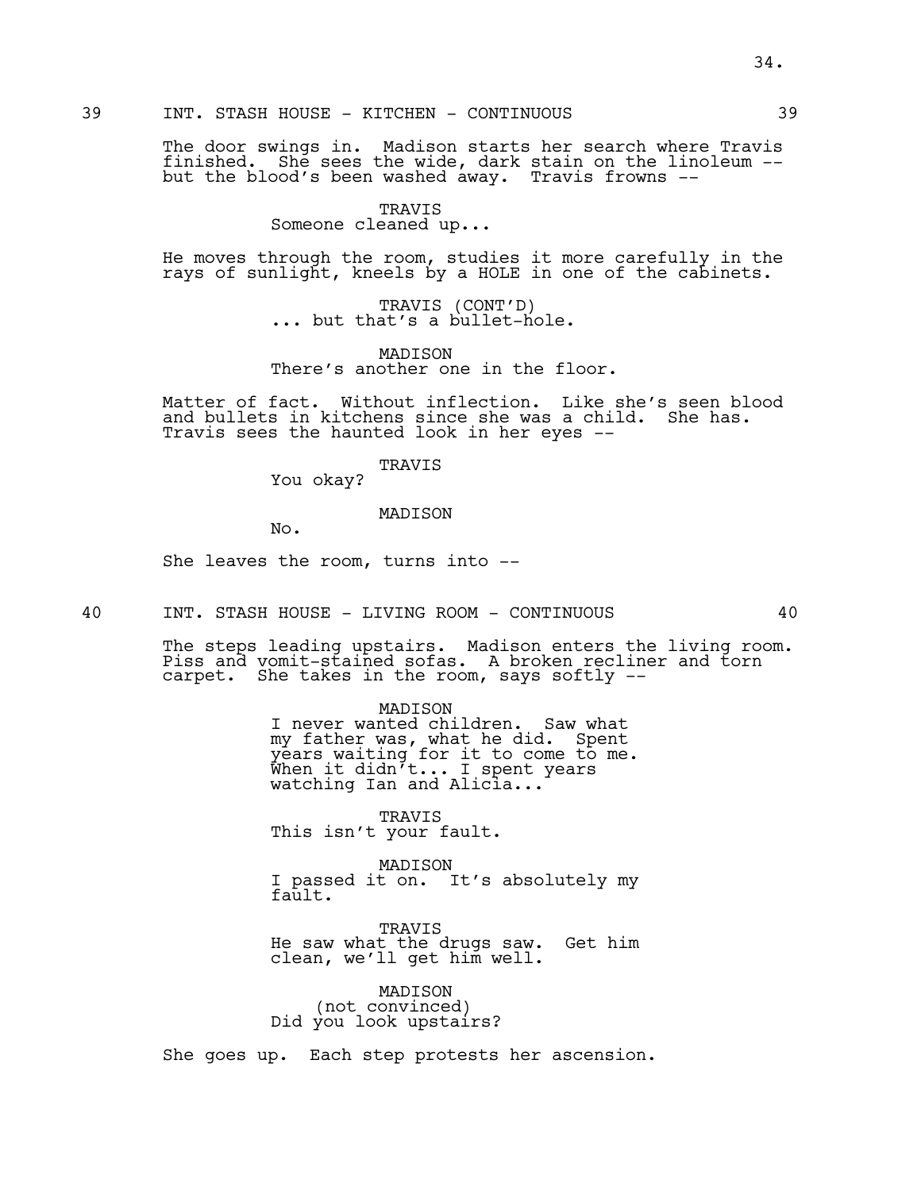39 INT. STASH HOUSE - KITCHEN - CONTINUOUS 39

The door swings in. Madison starts her search where Travis finished. She sees the wide, dark stain on the linoleum -- but the blood's been washed away. Travis frowns --

TRAVIS
Someone cleaned up...

He moves through the room, studies it more carefully in the rays of sunlight, kneels by a HOLE in one of the cabinets.

TRAVIS (CONT'D)
... but that's a bullet-hole.

MADISON
There's another one in the floor.

Matter of fact. Without inflection. Like she's seen blood and bullets in kitchens since she was a child. She has. Travis sees the haunted look in her eyes --

TRAVIS
You okay?

MADISON
No.

She leaves the room, turns into --

40 INT. STASH HOUSE - LIVING ROOM - CONTINUOUS 40

The steps leading upstairs. Madison enters the living room. Piss and vomit-stained sofas. A broken recliner and torn carpet. She takes in the room, says softly --

MADISON
I never wanted children. Saw what my father was, what he did. Spent years waiting for it to come to me. When it didn't... I spent years watching Ian and Alicia...

TRAVIS
This isn't your fault.

MADISON
I passed it on. It's absolutely my fault.

TRAVIS
He saw what the drugs saw. Get him clean, we'll get him well.

MADISON
(not convinced)
Did you look upstairs?

She goes up. Each step protests her ascension.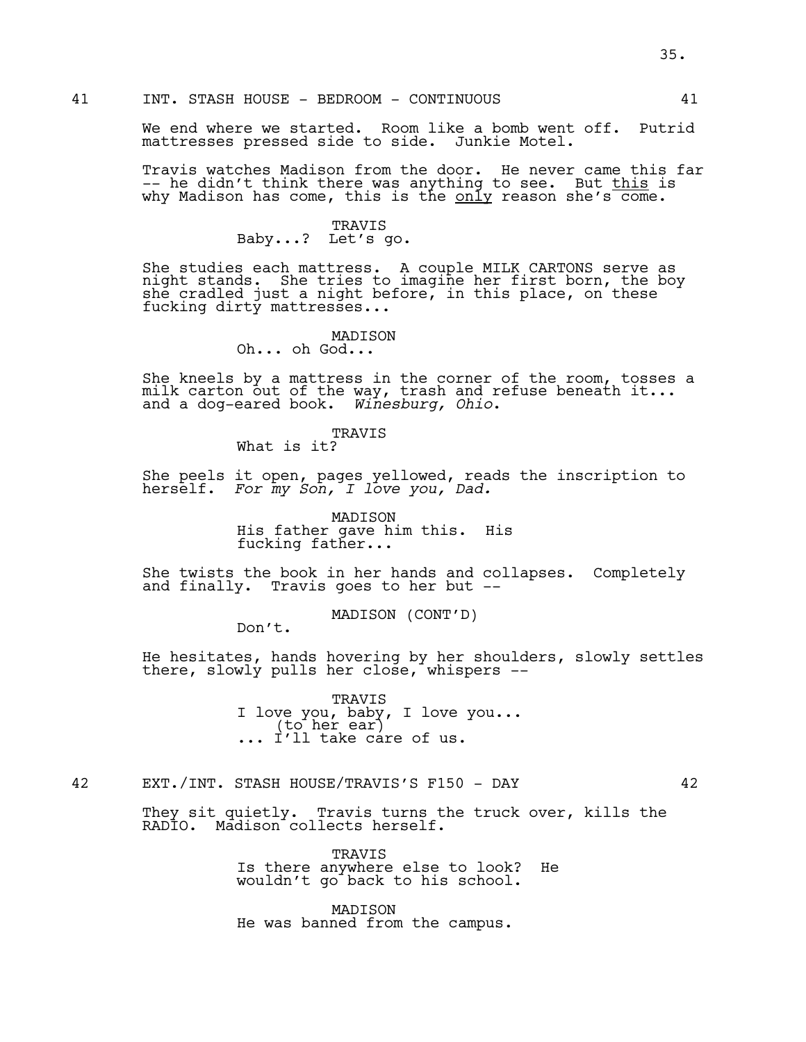41 INT. STASH HOUSE - BEDROOM - CONTINUOUS 41

We end where we started. Room like a bomb went off. Putrid mattresses pressed side to side. Junkie Motel.

Travis watches Madison from the door. He never came this far -- he didn't think there was anything to see. But <u>this</u> is why Madison has come, this is the <u>only</u> reason she's come.

TRAVIS
Baby...? Let's go.

She studies each mattress. A couple MILK CARTONS serve as night stands. She tries to imagine her first born, the boy she cradled just a night before, in this place, on these fucking dirty mattresses...

MADISON
Oh... oh God...

She kneels by a mattress in the corner of the room, tosses a milk carton out of the way, trash and refuse beneath it... and a dog-eared book. *Winesburg, Ohio*.

TRAVIS
What is it?

She peels it open, pages yellowed, reads the inscription to herself. *For my Son, I love you, Dad.*

MADISON
His father gave him this. His fucking father...

She twists the book in her hands and collapses. Completely and finally. Travis goes to her but --

MADISON (CONT'D)
Don't.

He hesitates, hands hovering by her shoulders, slowly settles there, slowly pulls her close, whispers --

TRAVIS
I love you, baby, I love you...
(to her ear)
... I'll take care of us.

42 EXT./INT. STASH HOUSE/TRAVIS'S F150 - DAY 42

They sit quietly. Travis turns the truck over, kills the RADIO. Madison collects herself.

TRAVIS
Is there anywhere else to look? He wouldn't go back to his school.

MADISON
He was banned from the campus.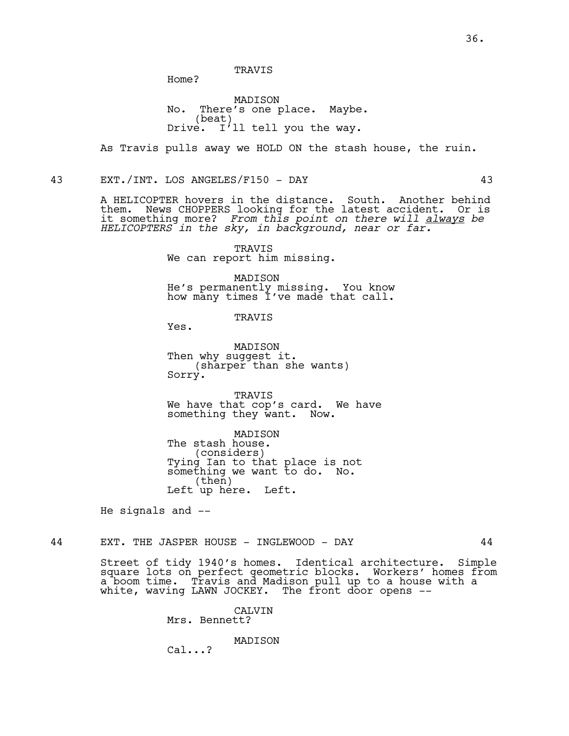TRAVIS
Home?

MADISON
No. There's one place. Maybe.
(beat)
Drive. I'll tell you the way.

As Travis pulls away we HOLD ON the stash house, the ruin.

43 EXT./INT. LOS ANGELES/F150 - DAY 43

A HELICOPTER hovers in the distance. South. Another behind them. News CHOPPERS looking for the latest accident. Or is it something more? *From this point on there will always be HELICOPTERS in the sky, in background, near or far.*

TRAVIS
We can report him missing.

MADISON
He's permanently missing. You know how many times I've made that call.

TRAVIS
Yes.

MADISON
Then why suggest it.
(sharper than she wants)
Sorry.

TRAVIS
We have that cop's card. We have something they want. Now.

MADISON
The stash house.
(considers)
Tying Ian to that place is not something we want to do. No.
(then)
Left up here. Left.

He signals and --

44 EXT. THE JASPER HOUSE - INGLEWOOD - DAY 44

Street of tidy 1940's homes. Identical architecture. Simple square lots on perfect geometric blocks. Workers' homes from a boom time. Travis and Madison pull up to a house with a white, waving LAWN JOCKEY. The front door opens --

CALVIN
Mrs. Bennett?

MADISON
Cal...?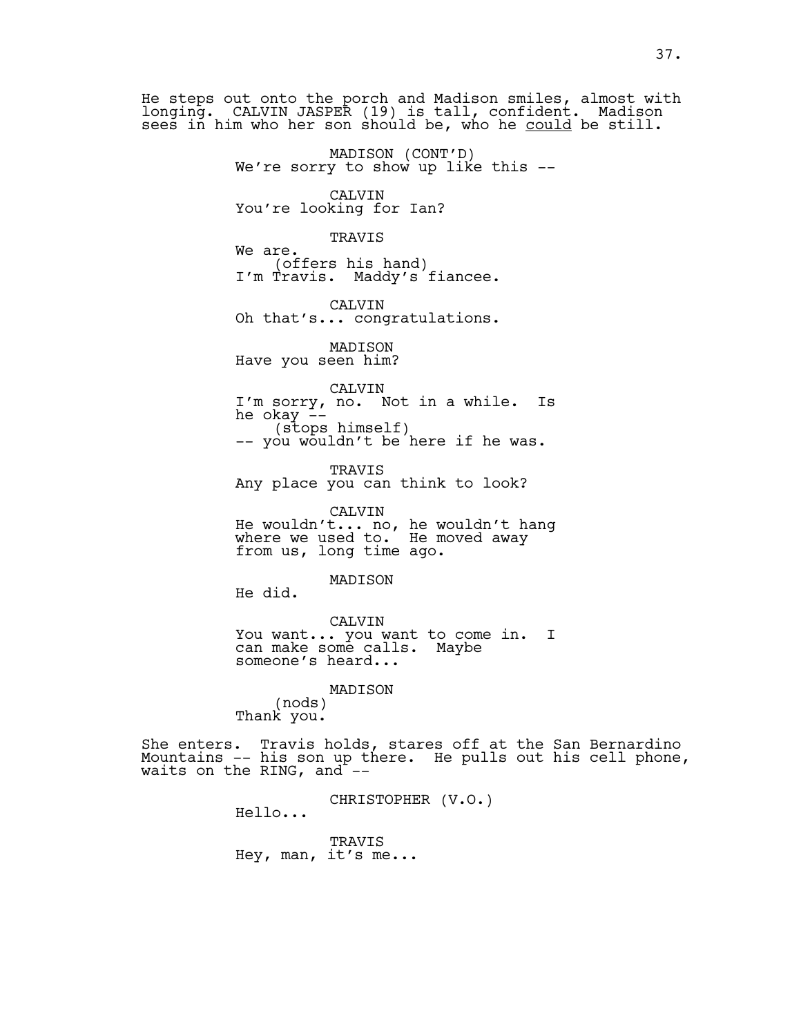He steps out onto the porch and Madison smiles, almost with longing. CALVIN JASPER (19) is tall, confident. Madison sees in him who her son should be, who he could be still.

MADISON (CONT'D)
We're sorry to show up like this --

CALVIN
You're looking for Ian?

TRAVIS
We are.
(offers his hand)
I'm Travis. Maddy's fiancee.

CALVIN
Oh that's... congratulations.

MADISON
Have you seen him?

CALVIN
I'm sorry, no. Not in a while. Is he okay --
(stops himself)
-- you wouldn't be here if he was.

TRAVIS
Any place you can think to look?

CALVIN
He wouldn't... no, he wouldn't hang where we used to. He moved away from us, long time ago.

MADISON
He did.

CALVIN
You want... you want to come in. I can make some calls. Maybe someone's heard...

MADISON
(nods)
Thank you.

She enters. Travis holds, stares off at the San Bernardino Mountains -- his son up there. He pulls out his cell phone, waits on the RING, and --

CHRISTOPHER (V.O.)
Hello...

TRAVIS
Hey, man, it's me...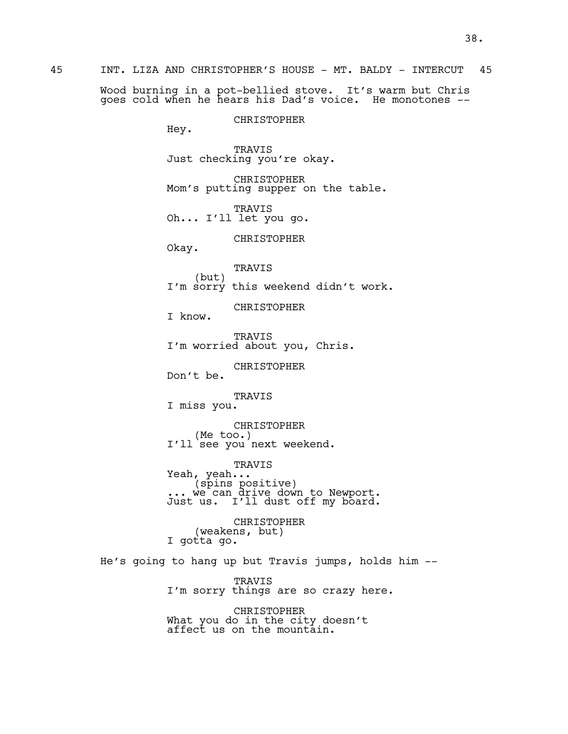45 INT. LIZA AND CHRISTOPHER'S HOUSE - MT. BALDY - INTERCUT 45

Wood burning in a pot-bellied stove. It's warm but Chris goes cold when he hears his Dad's voice. He monotones --

CHRISTOPHER
Hey.

TRAVIS
Just checking you're okay.

CHRISTOPHER
Mom's putting supper on the table.

TRAVIS
Oh... I'll let you go.

CHRISTOPHER
Okay.

TRAVIS
(but)
I'm sorry this weekend didn't work.

CHRISTOPHER
I know.

TRAVIS
I'm worried about you, Chris.

CHRISTOPHER
Don't be.

TRAVIS
I miss you.

CHRISTOPHER
(Me too.)
I'll see you next weekend.

TRAVIS
Yeah, yeah...
(spins positive)
... we can drive down to Newport. Just us. I'll dust off my board.

CHRISTOPHER
(weakens, but)
I gotta go.

He's going to hang up but Travis jumps, holds him --

TRAVIS
I'm sorry things are so crazy here.

CHRISTOPHER
What you do in the city doesn't affect us on the mountain.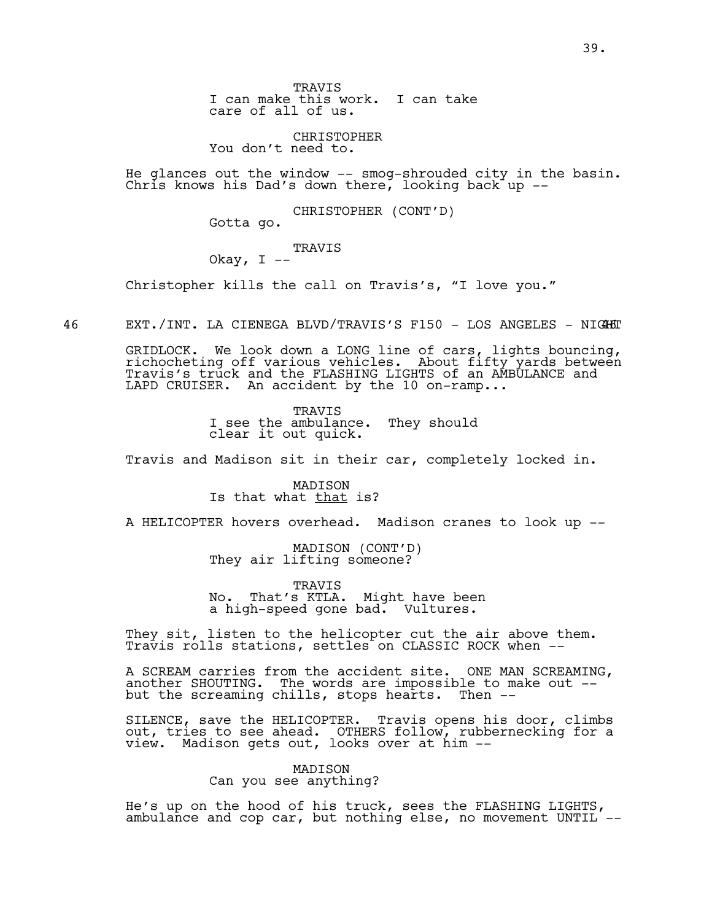TRAVIS
I can make this work. I can take care of all of us.

CHRISTOPHER
You don't need to.

He glances out the window -- smog-shrouded city in the basin. Chris knows his Dad's down there, looking back up --

CHRISTOPHER (CONT'D)
Gotta go.

TRAVIS
Okay, I --

Christopher kills the call on Travis's, "I love you."

46 EXT./INT. LA CIENEGA BLVD/TRAVIS'S F150 - LOS ANGELES - NIGHT 46

GRIDLOCK. We look down a LONG line of cars, lights bouncing, richocheting off various vehicles. About fifty yards between Travis's truck and the FLASHING LIGHTS of an AMBULANCE and LAPD CRUISER. An accident by the 10 on-ramp...

TRAVIS
I see the ambulance. They should clear it out quick.

Travis and Madison sit in their car, completely locked in.

MADISON
Is that what _that_ is?

A HELICOPTER hovers overhead. Madison cranes to look up --

MADISON (CONT'D)
They air lifting someone?

TRAVIS
No. That's KTLA. Might have been a high-speed gone bad. Vultures.

They sit, listen to the helicopter cut the air above them. Travis rolls stations, settles on CLASSIC ROCK when --

A SCREAM carries from the accident site. ONE MAN SCREAMING, another SHOUTING. The words are impossible to make out -- but the screaming chills, stops hearts. Then --

SILENCE, save the HELICOPTER. Travis opens his door, climbs out, tries to see ahead. OTHERS follow, rubbernecking for a view. Madison gets out, looks over at him --

MADISON
Can you see anything?

He's up on the hood of his truck, sees the FLASHING LIGHTS, ambulance and cop car, but nothing else, no movement UNTIL --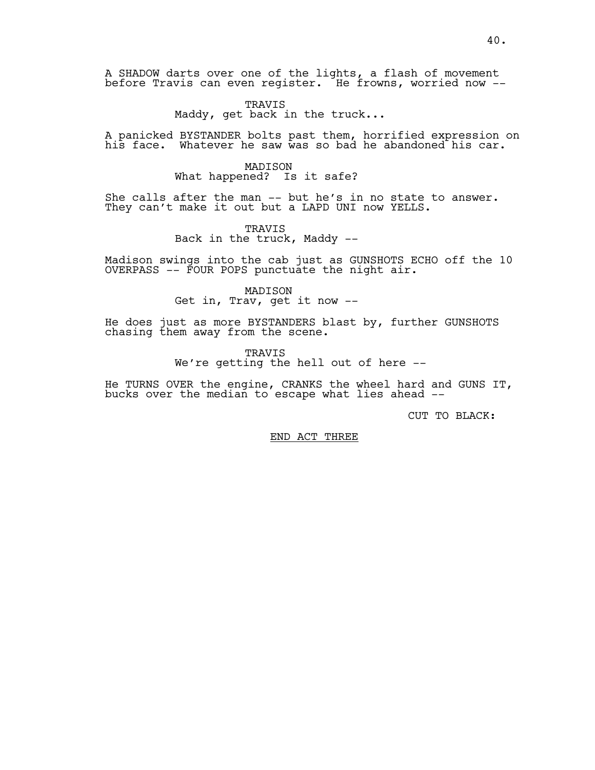A SHADOW darts over one of the lights, a flash of movement before Travis can even register. He frowns, worried now --

TRAVIS
Maddy, get back in the truck...

A panicked BYSTANDER bolts past them, horrified expression on his face. Whatever he saw was so bad he abandoned his car.

MADISON
What happened? Is it safe?

She calls after the man -- but he's in no state to answer. They can't make it out but a LAPD UNI now YELLS.

TRAVIS
Back in the truck, Maddy --

Madison swings into the cab just as GUNSHOTS ECHO off the 10 OVERPASS -- FOUR POPS punctuate the night air.

MADISON
Get in, Trav, get it now --

He does just as more BYSTANDERS blast by, further GUNSHOTS chasing them away from the scene.

TRAVIS
We're getting the hell out of here --

He TURNS OVER the engine, CRANKS the wheel hard and GUNS IT, bucks over the median to escape what lies ahead --

CUT TO BLACK:

<u>END ACT THREE</u>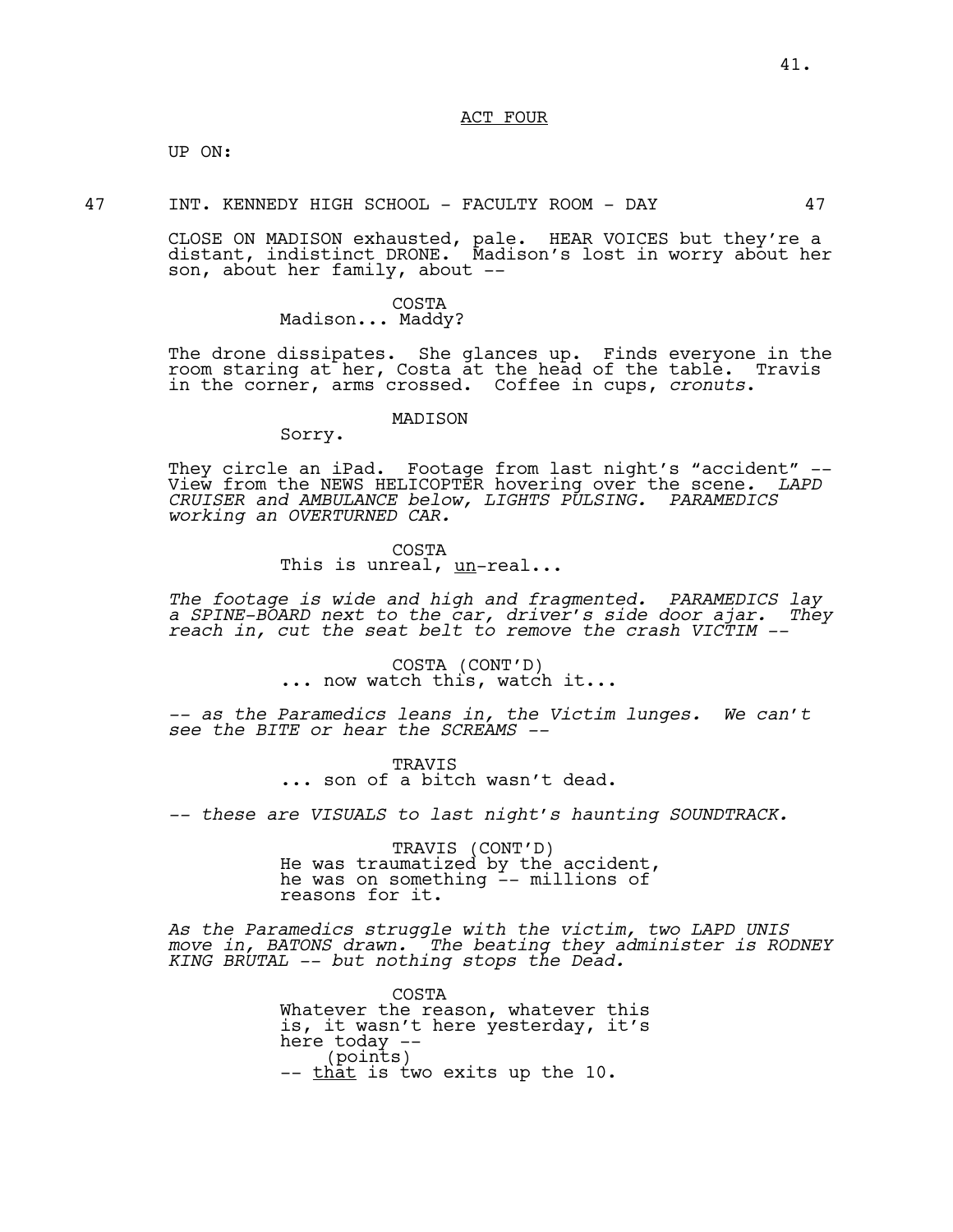ACT FOUR

UP ON:

47 INT. KENNEDY HIGH SCHOOL - FACULTY ROOM - DAY 47

CLOSE ON MADISON exhausted, pale. HEAR VOICES but they're a distant, indistinct DRONE. Madison's lost in worry about her son, about her family, about --

COSTA
Madison... Maddy?

The drone dissipates. She glances up. Finds everyone in the room staring at her, Costa at the head of the table. Travis in the corner, arms crossed. Coffee in cups, *cronuts*.

MADISON
Sorry.

They circle an iPad. Footage from last night's "accident" -- View from the NEWS HELICOPTER hovering over the scene. *LAPD CRUISER and AMBULANCE below, LIGHTS PULSING. PARAMEDICS working an OVERTURNED CAR.*

COSTA
This is unreal, un-real...

*The footage is wide and high and fragmented. PARAMEDICS lay a SPINE-BOARD next to the car, driver's side door ajar. They reach in, cut the seat belt to remove the crash VICTIM --*

COSTA (CONT'D)
... now watch this, watch it...

*-- as the Paramedics leans in, the Victim lunges. We can't see the BITE or hear the SCREAMS --*

TRAVIS
... son of a bitch wasn't dead.

*-- these are VISUALS to last night's haunting SOUNDTRACK.*

TRAVIS (CONT'D)
He was traumatized by the accident, he was on something -- millions of reasons for it.

*As the Paramedics struggle with the victim, two LAPD UNIS move in, BATONS drawn. The beating they administer is RODNEY KING BRUTAL -- but nothing stops the Dead.*

COSTA
Whatever the reason, whatever this is, it wasn't here yesterday, it's here today --
(points)
-- that is two exits up the 10.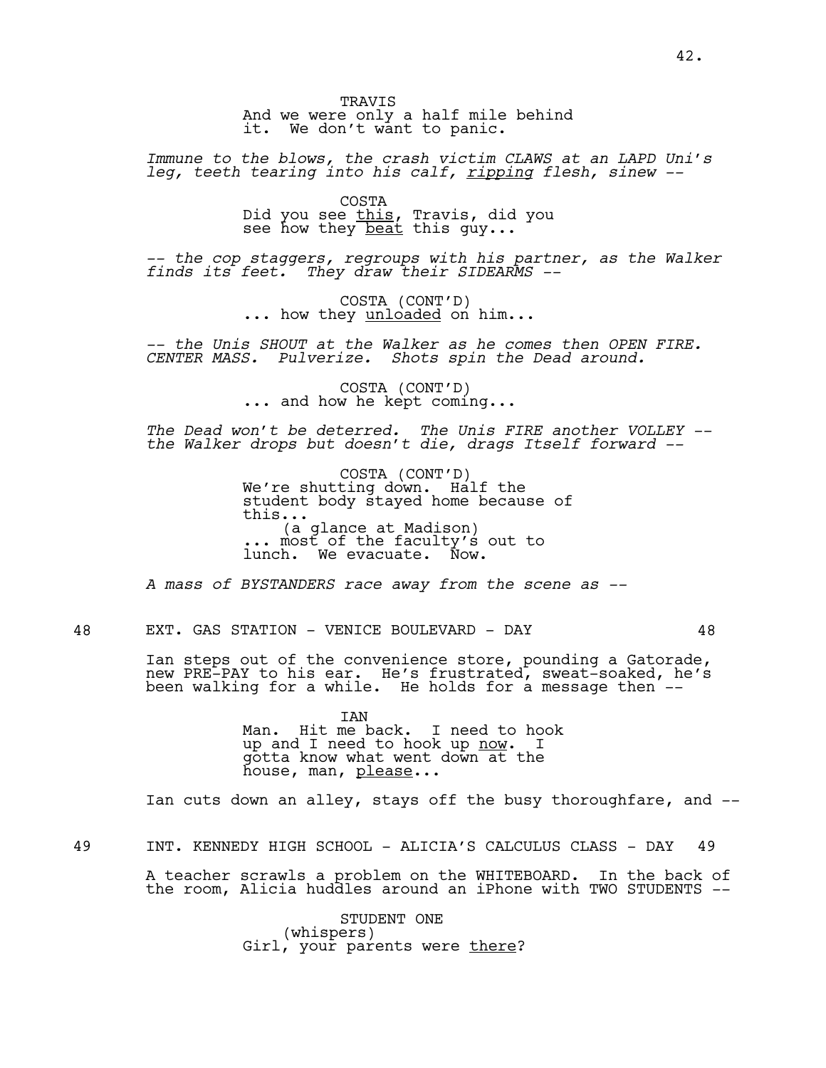TRAVIS
And we were only a half mile behind it. We don't want to panic.

*Immune to the blows, the crash victim CLAWS at an LAPD Uni's leg, teeth tearing into his calf, ripping flesh, sinew --*

COSTA
Did you see this, Travis, did you see how they beat this guy...

*-- the cop staggers, regroups with his partner, as the Walker finds its feet. They draw their SIDEARMS --*

COSTA (CONT'D)
... how they unloaded on him...

*-- the Unis SHOUT at the Walker as he comes then OPEN FIRE. CENTER MASS. Pulverize. Shots spin the Dead around.*

COSTA (CONT'D)
... and how he kept coming...

*The Dead won't be deterred. The Unis FIRE another VOLLEY -- the Walker drops but doesn't die, drags Itself forward --*

COSTA (CONT'D)
We're shutting down. Half the student body stayed home because of this...
(a glance at Madison)
... most of the faculty's out to lunch. We evacuate. Now.

*A mass of BYSTANDERS race away from the scene as --*

48 EXT. GAS STATION - VENICE BOULEVARD - DAY 48

Ian steps out of the convenience store, pounding a Gatorade, new PRE-PAY to his ear. He's frustrated, sweat-soaked, he's been walking for a while. He holds for a message then --

IAN
Man. Hit me back. I need to hook up and I need to hook up now. I gotta know what went down at the house, man, please...

Ian cuts down an alley, stays off the busy thoroughfare, and --

49 INT. KENNEDY HIGH SCHOOL - ALICIA'S CALCULUS CLASS - DAY 49

A teacher scrawls a problem on the WHITEBOARD. In the back of the room, Alicia huddles around an iPhone with TWO STUDENTS --

STUDENT ONE
(whispers)
Girl, your parents were there?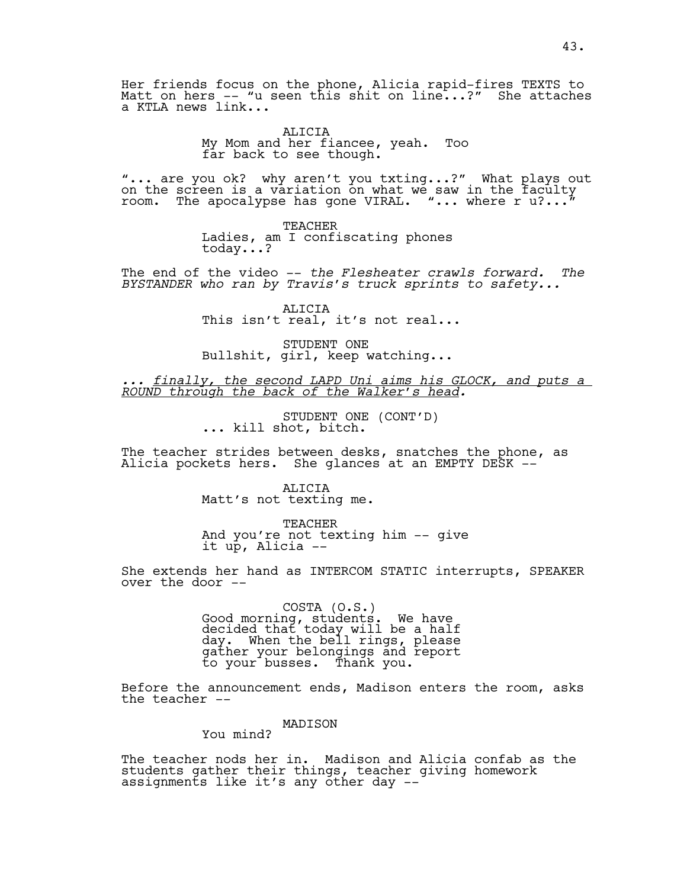Her friends focus on the phone, Alicia rapid-fires TEXTS to Matt on hers -- "u seen this shit on line...?" She attaches a KTLA news link...

ALICIA
My Mom and her fiancee, yeah. Too far back to see though.

"... are you ok? why aren't you txting...?" What plays out on the screen is a variation on what we saw in the faculty room. The apocalypse has gone VIRAL. "... where r u?..."

TEACHER
Ladies, am I confiscating phones today...?

The end of the video -- *the Flesheater crawls forward. The BYSTANDER who ran by Travis's truck sprints to safety...*

ALICIA
This isn't real, it's not real...

STUDENT ONE
Bullshit, girl, keep watching...

*... finally, the second LAPD Uni aims his GLOCK, and puts a ROUND through the back of the Walker's head.*

STUDENT ONE (CONT'D)
... kill shot, bitch.

The teacher strides between desks, snatches the phone, as Alicia pockets hers. She glances at an EMPTY DESK --

ALICIA
Matt's not texting me.

TEACHER
And you're not texting him -- give it up, Alicia --

She extends her hand as INTERCOM STATIC interrupts, SPEAKER over the door --

COSTA (O.S.)
Good morning, students. We have decided that today will be a half day. When the bell rings, please gather your belongings and report to your busses. Thank you.

Before the announcement ends, Madison enters the room, asks the teacher --

MADISON
You mind?

The teacher nods her in. Madison and Alicia confab as the students gather their things, teacher giving homework assignments like it's any other day --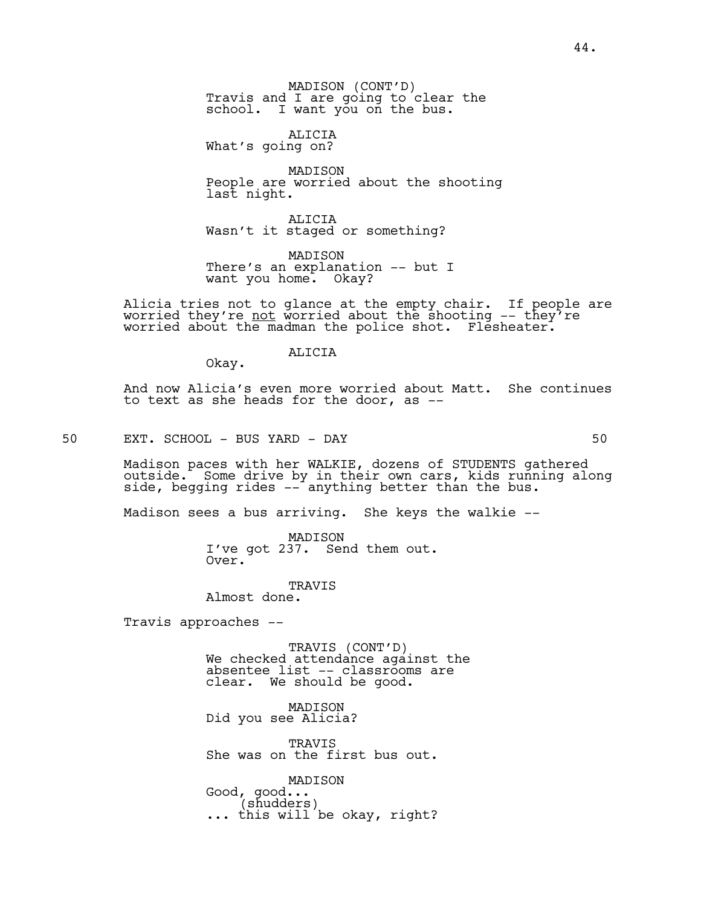MADISON (CONT'D)
Travis and I are going to clear the school. I want you on the bus.

ALICIA
What's going on?

MADISON
People are worried about the shooting last night.

ALICIA
Wasn't it staged or something?

MADISON
There's an explanation -- but I want you home. Okay?

Alicia tries not to glance at the empty chair. If people are worried they're _not_ worried about the shooting -- they're worried about the madman the police shot. Flesheater.

ALICIA
Okay.

And now Alicia's even more worried about Matt. She continues to text as she heads for the door, as --

50 EXT. SCHOOL - BUS YARD - DAY 50

Madison paces with her WALKIE, dozens of STUDENTS gathered outside. Some drive by in their own cars, kids running along side, begging rides -- anything better than the bus.

Madison sees a bus arriving. She keys the walkie --

MADISON
I've got 237. Send them out. Over.

TRAVIS
Almost done.

Travis approaches --

TRAVIS (CONT'D)
We checked attendance against the absentee list -- classrooms are clear. We should be good.

MADISON
Did you see Alicia?

TRAVIS
She was on the first bus out.

MADISON
Good, good...
(shudders)
... this will be okay, right?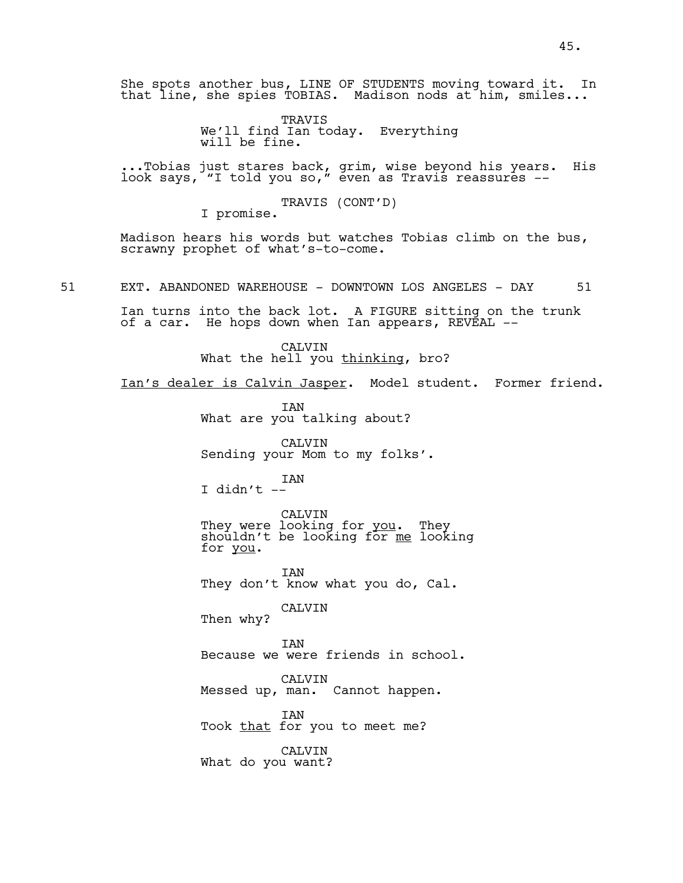She spots another bus, LINE OF STUDENTS moving toward it. In that line, she spies TOBIAS. Madison nods at him, smiles...

TRAVIS
We'll find Ian today. Everything will be fine.

...Tobias just stares back, grim, wise beyond his years. His look says, "I told you so," even as Travis reassures --

TRAVIS (CONT'D)
I promise.

Madison hears his words but watches Tobias climb on the bus, scrawny prophet of what's-to-come.

51 EXT. ABANDONED WAREHOUSE - DOWNTOWN LOS ANGELES - DAY 51

Ian turns into the back lot. A FIGURE sitting on the trunk of a car. He hops down when Ian appears, REVEAL --

CALVIN
What the hell you <u>thinking</u>, bro?

<u>Ian's dealer is Calvin Jasper</u>. Model student. Former friend.

IAN
What are you talking about?

CALVIN
Sending your Mom to my folks'.

IAN
I didn't --

CALVIN
They were looking for <u>you</u>. They shouldn't be looking for <u>me</u> looking for <u>you</u>.

IAN
They don't know what you do, Cal.

CALVIN
Then why?

IAN
Because we were friends in school.

CALVIN
Messed up, man. Cannot happen.

IAN
Took <u>that</u> for you to meet me?

CALVIN
What do you want?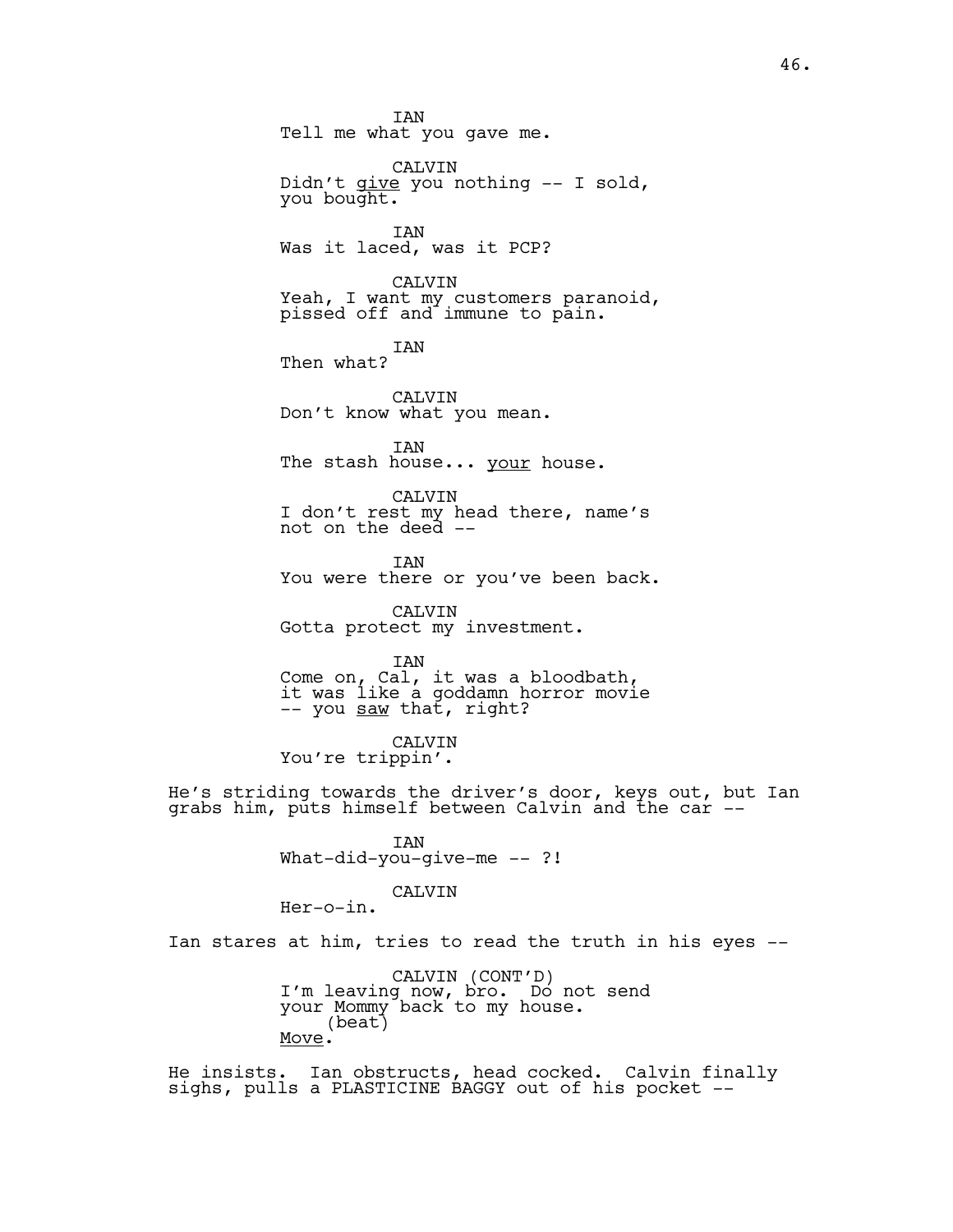IAN
Tell me what you gave me.

CALVIN
Didn't _give_ you nothing -- I sold, you bought.

IAN
Was it laced, was it PCP?

CALVIN
Yeah, I want my customers paranoid, pissed off and immune to pain.

IAN
Then what?

CALVIN
Don't know what you mean.

IAN
The stash house... _your_ house.

CALVIN
I don't rest my head there, name's not on the deed --

IAN
You were there or you've been back.

CALVIN
Gotta protect my investment.

IAN
Come on, Cal, it was a bloodbath, it was like a goddamn horror movie -- you _saw_ that, right?

CALVIN
You're trippin'.

He's striding towards the driver's door, keys out, but Ian grabs him, puts himself between Calvin and the car --

IAN
What-did-you-give-me -- ?!

CALVIN
Her-o-in.

Ian stares at him, tries to read the truth in his eyes --

CALVIN (CONT'D)
I'm leaving now, bro. Do not send your Mommy back to my house.
(beat)
_Move_.

He insists. Ian obstructs, head cocked. Calvin finally sighs, pulls a PLASTICINE BAGGY out of his pocket --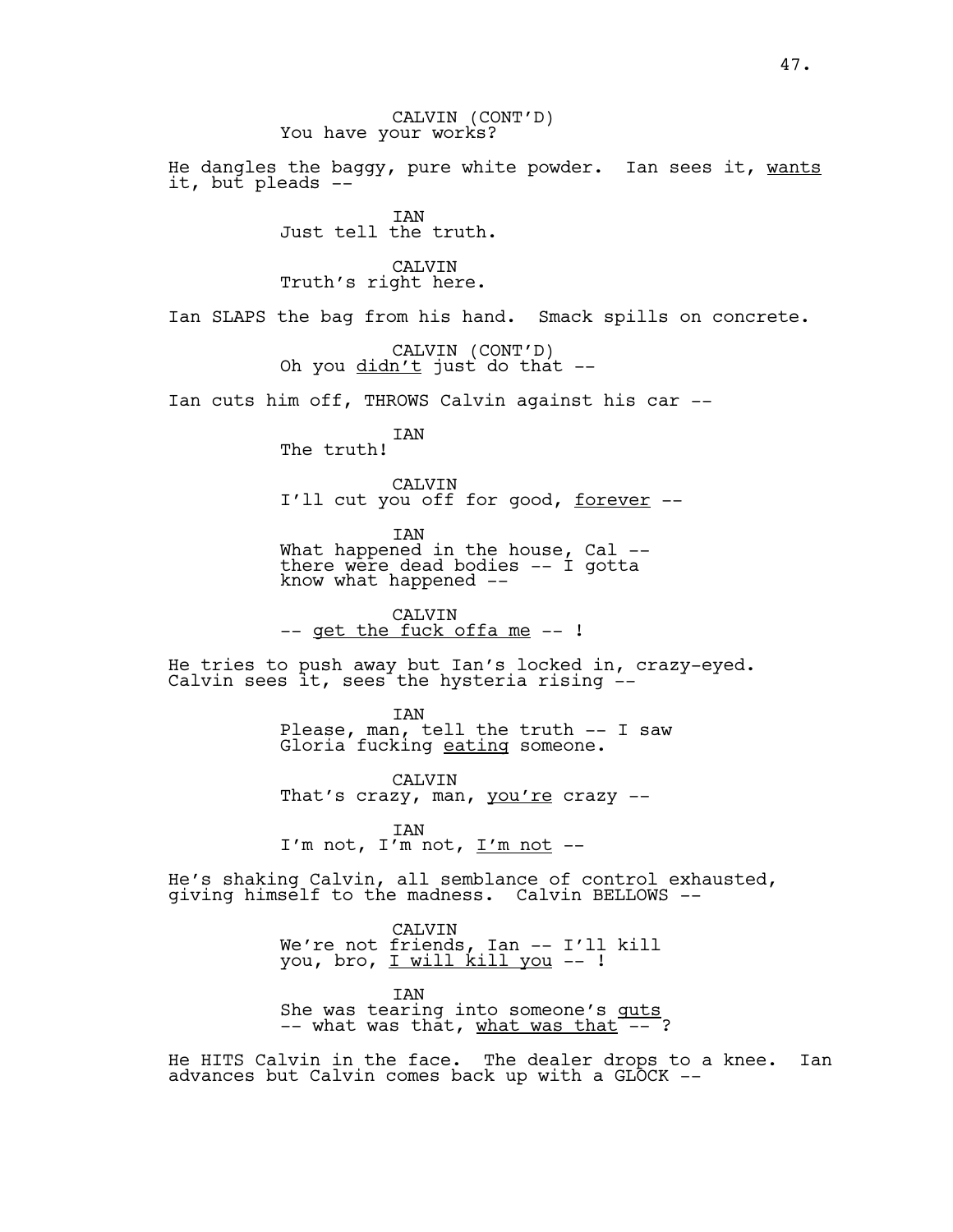CALVIN (CONT'D)
You have your works?

He dangles the baggy, pure white powder. Ian sees it, _wants_ it, but pleads --

IAN
Just tell the truth.

CALVIN
Truth's right here.

Ian SLAPS the bag from his hand. Smack spills on concrete.

CALVIN (CONT'D)
Oh you _didn't_ just do that --

Ian cuts him off, THROWS Calvin against his car --

IAN
The truth!

CALVIN
I'll cut you off for good, _forever_ --

IAN
What happened in the house, Cal -- there were dead bodies -- I gotta know what happened --

CALVIN
-- _get the fuck offa me_ -- !

He tries to push away but Ian's locked in, crazy-eyed. Calvin sees it, sees the hysteria rising --

IAN
Please, man, tell the truth -- I saw Gloria fucking _eating_ someone.

CALVIN
That's crazy, man, _you're_ crazy --

IAN
I'm not, I'm not, _I'm not_ --

He's shaking Calvin, all semblance of control exhausted, giving himself to the madness. Calvin BELLOWS --

CALVIN
We're not friends, Ian -- I'll kill you, bro, _I will kill you_ -- !

IAN
She was tearing into someone's _guts_ -- what was that, _what was that_ -- ?

He HITS Calvin in the face. The dealer drops to a knee. Ian advances but Calvin comes back up with a GLOCK --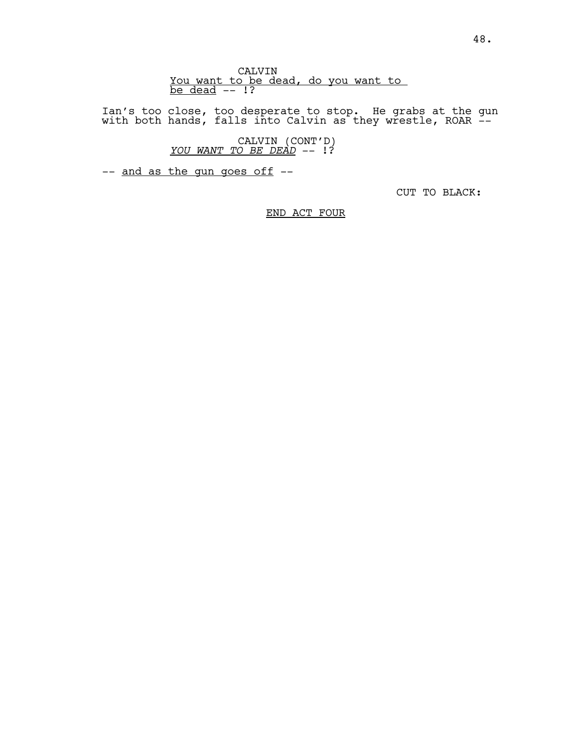CALVIN
<u>You want to be dead, do you want to be dead</u> -- !?

Ian's too close, too desperate to stop. He grabs at the gun with both hands, falls into Calvin as they wrestle, ROAR --

CALVIN (CONT'D)
*<u>YOU WANT TO BE DEAD</u>* -- !?

-- <u>and as the gun goes off</u> --

CUT TO BLACK:

<u>END ACT FOUR</u>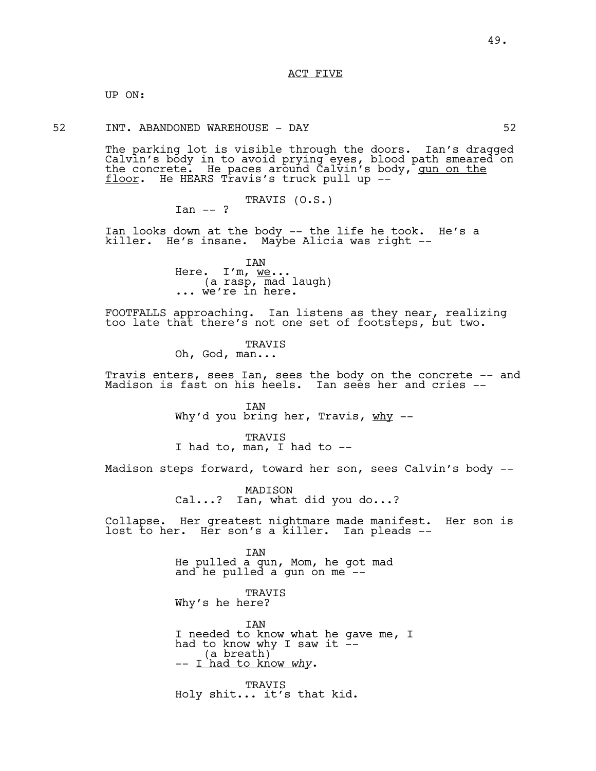ACT FIVE

UP ON:

52 INT. ABANDONED WAREHOUSE - DAY 52

The parking lot is visible through the doors. Ian's dragged Calvin's body in to avoid prying eyes, blood path smeared on the concrete. He paces around Calvin's body, <u>gun on the floor</u>. He HEARS Travis's truck pull up --

TRAVIS (O.S.)
Ian -- ?

Ian looks down at the body -- the life he took. He's a killer. He's insane. Maybe Alicia was right --

IAN
Here. I'm, <u>we</u>...
(a rasp, mad laugh)
... we're in here.

FOOTFALLS approaching. Ian listens as they near, realizing too late that there's not one set of footsteps, but two.

TRAVIS
Oh, God, man...

Travis enters, sees Ian, sees the body on the concrete -- and Madison is fast on his heels. Ian sees her and cries --

IAN
Why'd you bring her, Travis, <u>why</u> --

TRAVIS
I had to, man, I had to --

Madison steps forward, toward her son, sees Calvin's body --

MADISON
Cal...? Ian, what did you do...?

Collapse. Her greatest nightmare made manifest. Her son is lost to her. Her son's a killer. Ian pleads --

IAN
He pulled a gun, Mom, he got mad and he pulled a gun on me --

TRAVIS
Why's he here?

IAN
I needed to know what he gave me, I had to know why I saw it --
(a breath)
-- <u>I had to know *why*</u>.

TRAVIS
Holy shit... it's that kid.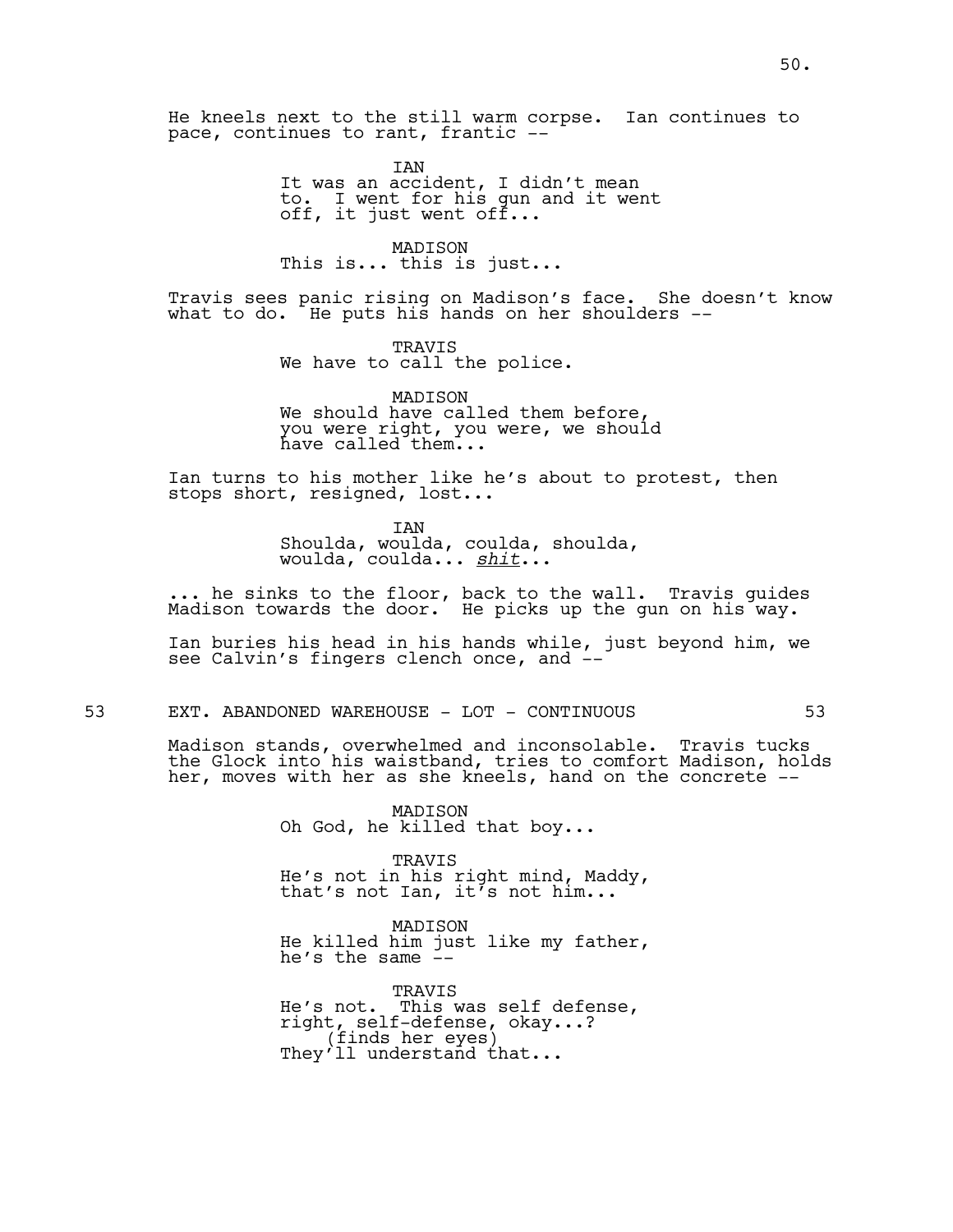He kneels next to the still warm corpse. Ian continues to pace, continues to rant, frantic --

IAN
It was an accident, I didn't mean to. I went for his gun and it went off, it just went off...

MADISON
This is... this is just...

Travis sees panic rising on Madison's face. She doesn't know what to do. He puts his hands on her shoulders --

TRAVIS
We have to call the police.

MADISON
We should have called them before, you were right, you were, we should have called them...

Ian turns to his mother like he's about to protest, then stops short, resigned, lost...

IAN
Shoulda, woulda, coulda, shoulda, woulda, coulda... *shit*...

... he sinks to the floor, back to the wall. Travis guides Madison towards the door. He picks up the gun on his way.

Ian buries his head in his hands while, just beyond him, we see Calvin's fingers clench once, and --

53 EXT. ABANDONED WAREHOUSE - LOT - CONTINUOUS 53

Madison stands, overwhelmed and inconsolable. Travis tucks the Glock into his waistband, tries to comfort Madison, holds her, moves with her as she kneels, hand on the concrete --

MADISON
Oh God, he killed that boy...

TRAVIS
He's not in his right mind, Maddy, that's not Ian, it's not him...

MADISON
He killed him just like my father, he's the same --

TRAVIS
He's not. This was self defense, right, self-defense, okay...?
(finds her eyes)
They'll understand that...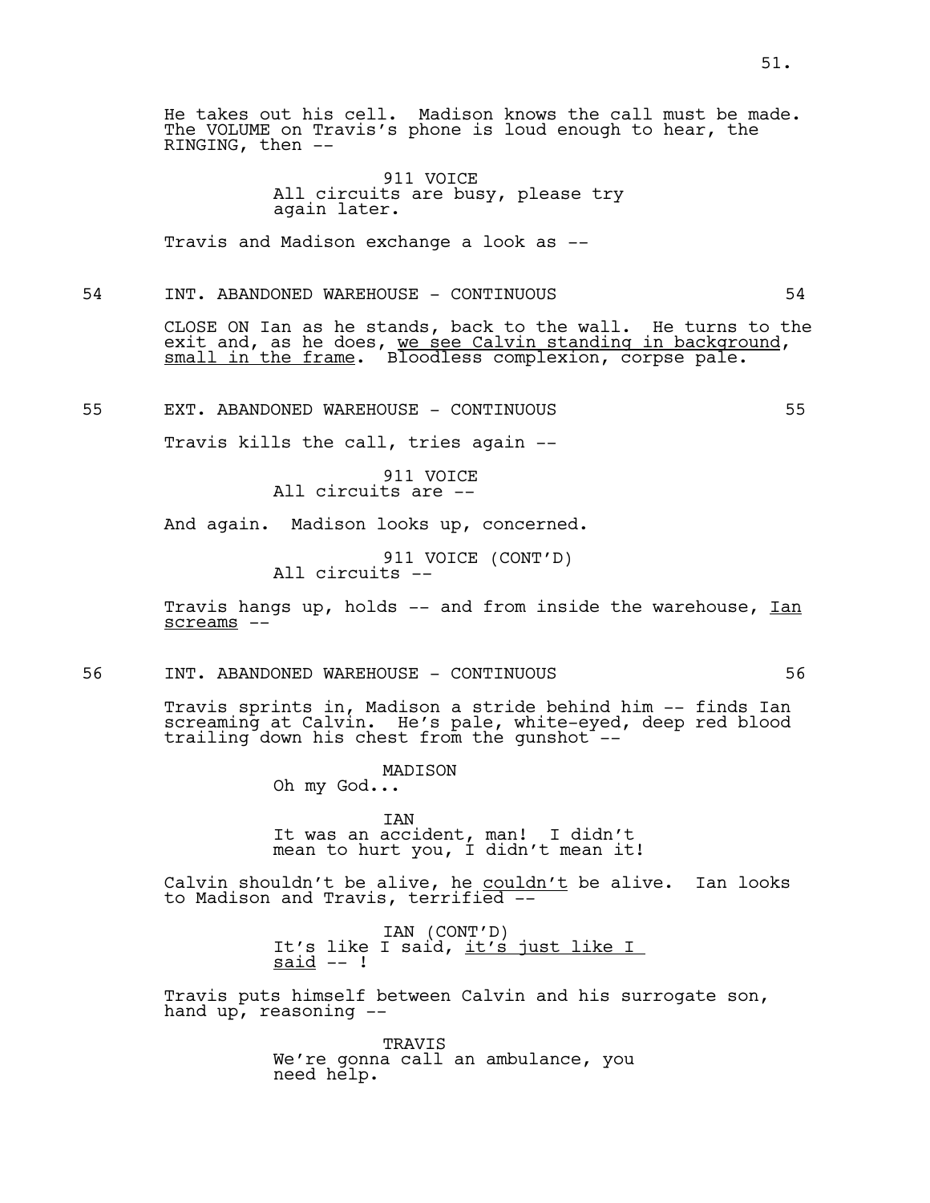He takes out his cell. Madison knows the call must be made. The VOLUME on Travis's phone is loud enough to hear, the RINGING, then --

911 VOICE
All circuits are busy, please try again later.

Travis and Madison exchange a look as --

54 INT. ABANDONED WAREHOUSE - CONTINUOUS 54

CLOSE ON Ian as he stands, back to the wall. He turns to the exit and, as he does, <u>we see Calvin standing in background, small in the frame</u>. Bloodless complexion, corpse pale.

55 EXT. ABANDONED WAREHOUSE - CONTINUOUS 55

Travis kills the call, tries again --

911 VOICE
All circuits are --

And again. Madison looks up, concerned.

911 VOICE (CONT'D)
All circuits --

Travis hangs up, holds -- and from inside the warehouse, <u>Ian screams</u> --

56 INT. ABANDONED WAREHOUSE - CONTINUOUS 56

Travis sprints in, Madison a stride behind him -- finds Ian screaming at Calvin. He's pale, white-eyed, deep red blood trailing down his chest from the gunshot --

MADISON
Oh my God...

IAN
It was an accident, man! I didn't mean to hurt you, I didn't mean it!

Calvin shouldn't be alive, he <u>couldn't</u> be alive. Ian looks to Madison and Travis, terrified --

IAN (CONT'D)
It's like I said, <u>it's just like I said</u> -- !

Travis puts himself between Calvin and his surrogate son, hand up, reasoning --

TRAVIS
We're gonna call an ambulance, you need help.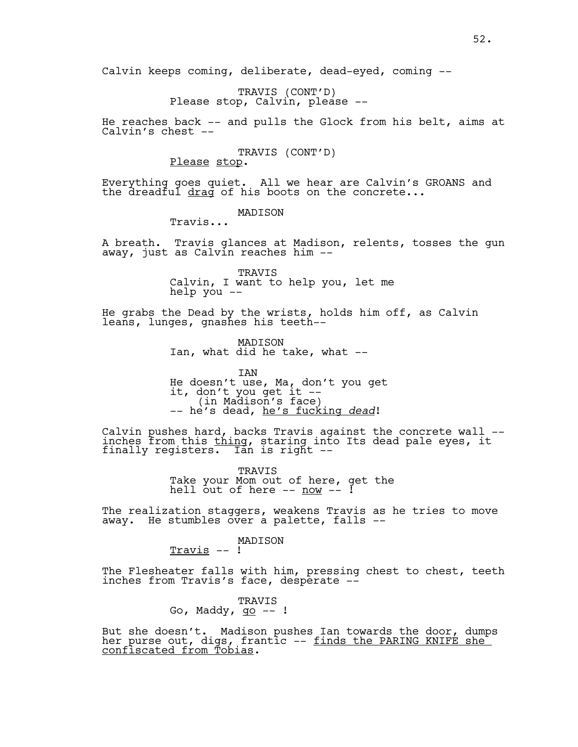Calvin keeps coming, deliberate, dead-eyed, coming --

TRAVIS (CONT'D)
Please stop, Calvin, please --

He reaches back -- and pulls the Glock from his belt, aims at Calvin's chest --

TRAVIS (CONT'D)
<u>Please</u> <u>stop</u>.

Everything goes quiet. All we hear are Calvin's GROANS and the dreadful <u>drag</u> of his boots on the concrete...

MADISON
Travis...

A breath. Travis glances at Madison, relents, tosses the gun away, just as Calvin reaches him --

TRAVIS
Calvin, I want to help you, let me help you --

He grabs the Dead by the wrists, holds him off, as Calvin leans, lunges, gnashes his teeth--

MADISON
Ian, what did he take, what --

IAN
He doesn't use, Ma, don't you get it, don't you get it --
(in Madison's face)
-- he's dead, <u>he's fucking *dead*</u>!

Calvin pushes hard, backs Travis against the concrete wall -- inches from this <u>thing</u>, staring into Its dead pale eyes, it finally registers. Ian is right --

TRAVIS
Take your Mom out of here, get the hell out of here -- <u>now</u> -- !

The realization staggers, weakens Travis as he tries to move away. He stumbles over a palette, falls --

MADISON
<u>Travis</u> -- !

The Flesheater falls with him, pressing chest to chest, teeth inches from Travis's face, desperate --

TRAVIS
Go, Maddy, <u>go</u> -- !

But she doesn't. Madison pushes Ian towards the door, dumps her purse out, digs, frantic -- <u>finds the PARING KNIFE she confiscated from Tobias</u>.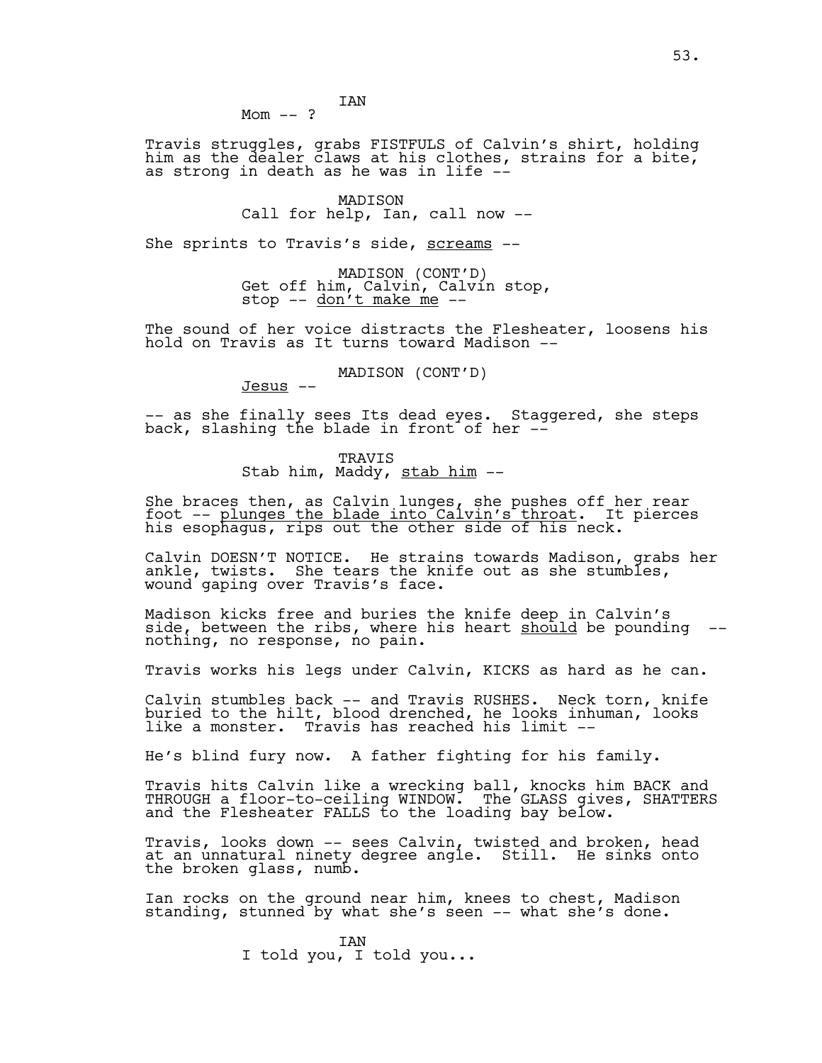IAN
Mom -- ?

Travis struggles, grabs FISTFULS of Calvin's shirt, holding him as the dealer claws at his clothes, strains for a bite, as strong in death as he was in life --

MADISON
Call for help, Ian, call now --

She sprints to Travis's side, <u>screams</u> --

MADISON (CONT'D)
Get off him, Calvin, Calvin stop, stop -- <u>don't make me</u> --

The sound of her voice distracts the Flesheater, loosens his hold on Travis as It turns toward Madison --

MADISON (CONT'D)
<u>Jesus</u> --

-- as she finally sees Its dead eyes. Staggered, she steps back, slashing the blade in front of her --

TRAVIS
Stab him, Maddy, <u>stab him</u> --

She braces then, as Calvin lunges, she pushes off her rear foot -- <u>plunges the blade into Calvin's throat</u>. It pierces his esophagus, rips out the other side of his neck.

Calvin DOESN'T NOTICE. He strains towards Madison, grabs her ankle, twists. She tears the knife out as she stumbles, wound gaping over Travis's face.

Madison kicks free and buries the knife deep in Calvin's side, between the ribs, where his heart <u>should</u> be pounding -- nothing, no response, no pain.

Travis works his legs under Calvin, KICKS as hard as he can.

Calvin stumbles back -- and Travis RUSHES. Neck torn, knife buried to the hilt, blood drenched, he looks inhuman, looks like a monster. Travis has reached his limit --

He's blind fury now. A father fighting for his family.

Travis hits Calvin like a wrecking ball, knocks him BACK and THROUGH a floor-to-ceiling WINDOW. The GLASS gives, SHATTERS and the Flesheater FALLS to the loading bay below.

Travis, looks down -- sees Calvin, twisted and broken, head at an unnatural ninety degree angle. Still. He sinks onto the broken glass, numb.

Ian rocks on the ground near him, knees to chest, Madison standing, stunned by what she's seen -- what she's done.

IAN
I told you, I told you...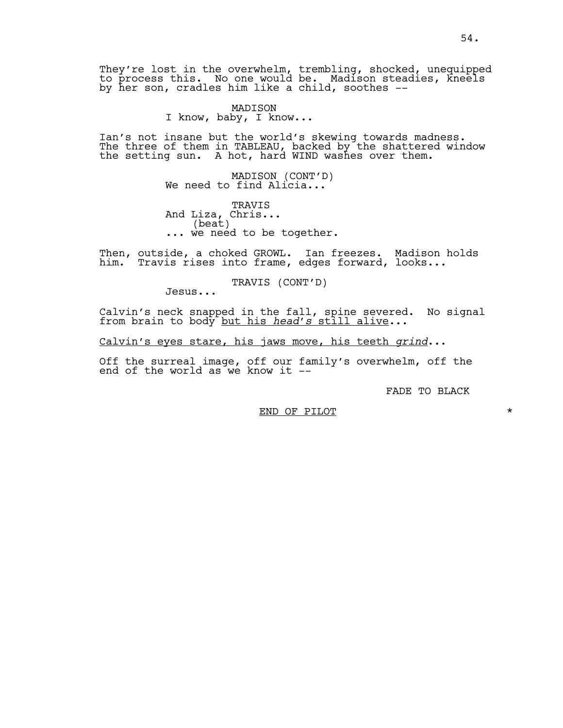They're lost in the overwhelm, trembling, shocked, unequipped to process this. No one would be. Madison steadies, kneels by her son, cradles him like a child, soothes --

MADISON
I know, baby, I know...

Ian's not insane but the world's skewing towards madness. The three of them in TABLEAU, backed by the shattered window the setting sun. A hot, hard WIND washes over them.

MADISON (CONT'D)
We need to find Alicia...

TRAVIS
And Liza, Chris...
(beat)
... we need to be together.

Then, outside, a choked GROWL. Ian freezes. Madison holds him. Travis rises into frame, edges forward, looks...

TRAVIS (CONT'D)
Jesus...

Calvin's neck snapped in the fall, spine severed. No signal from brain to body <u>but his *head's* still alive</u>...

<u>Calvin's eyes stare, his jaws move, his teeth *grind*</u>...

Off the surreal image, off our family's overwhelm, off the end of the world as we know it --

FADE TO BLACK

<u>END OF PILOT</u> *